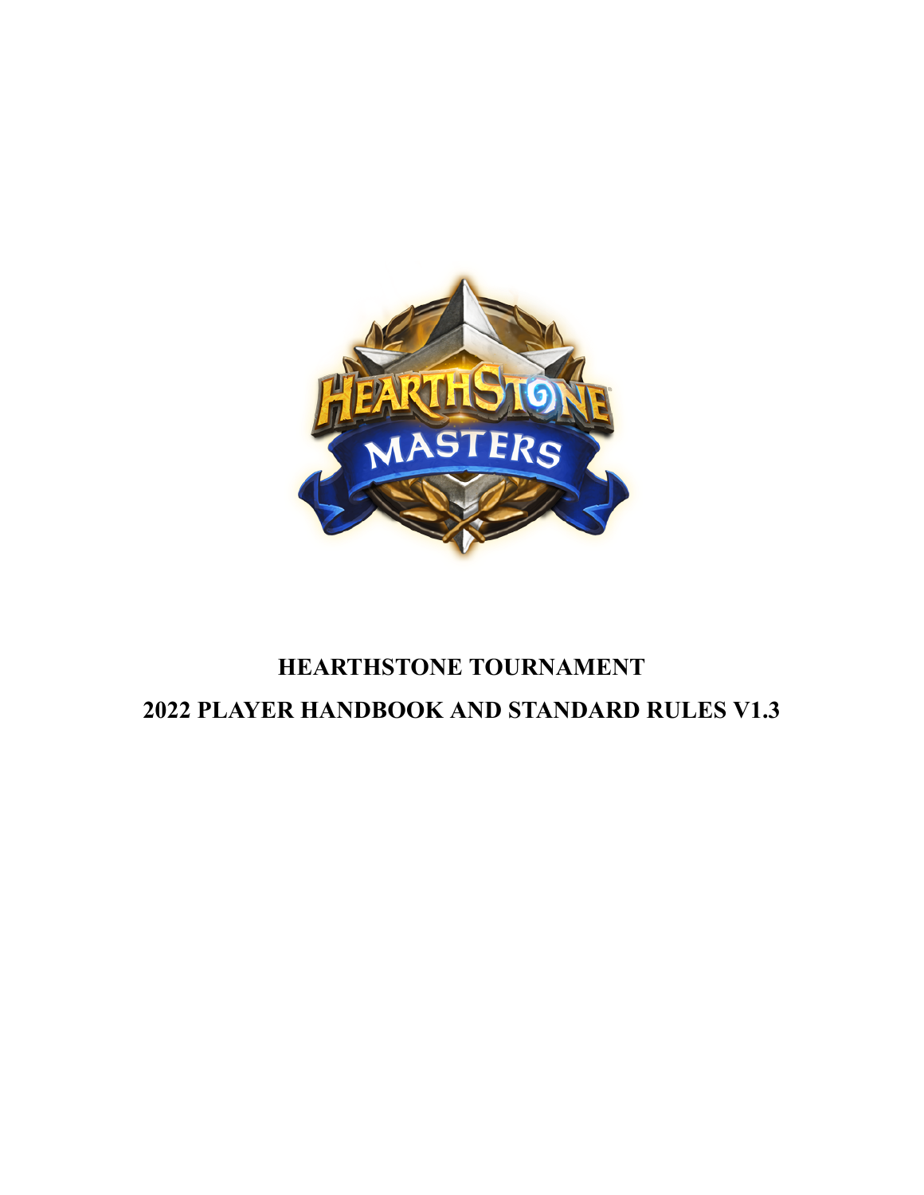# HEARTHSTONE TOURNAMENT

# 2022 PLAYER HANDBOOK AND STANDARD RULES V1.3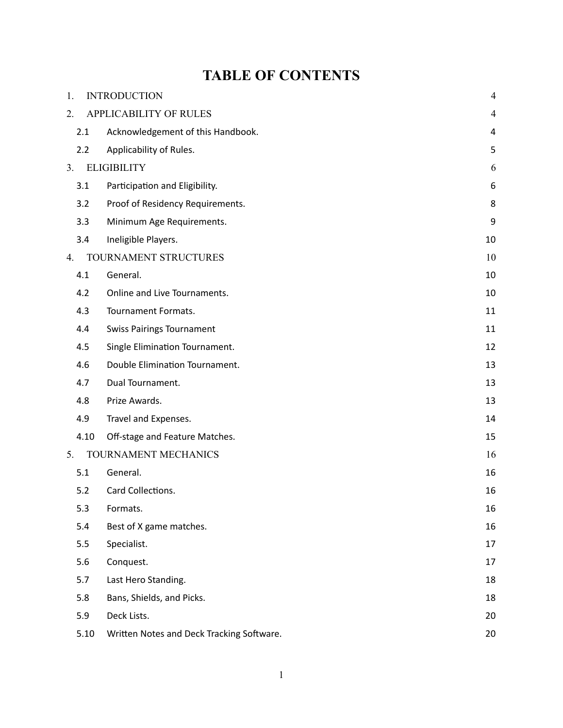# TABLE OF CONTENTS

| | | |
|---|---|---|
| 1. | INTRODUCTION | 4 |
| 2. | APPLICABILITY OF RULES | 4 |
| 2.1 | Acknowledgement of this Handbook. | 4 |
| 2.2 | Applicability of Rules. | 5 |
| 3. | ELIGIBILITY | 6 |
| 3.1 | Participation and Eligibility. | 6 |
| 3.2 | Proof of Residency Requirements. | 8 |
| 3.3 | Minimum Age Requirements. | 9 |
| 3.4 | Ineligible Players. | 10 |
| 4. | TOURNAMENT STRUCTURES | 10 |
| 4.1 | General. | 10 |
| 4.2 | Online and Live Tournaments. | 10 |
| 4.3 | Tournament Formats. | 11 |
| 4.4 | Swiss Pairings Tournament | 11 |
| 4.5 | Single Elimination Tournament. | 12 |
| 4.6 | Double Elimination Tournament. | 13 |
| 4.7 | Dual Tournament. | 13 |
| 4.8 | Prize Awards. | 13 |
| 4.9 | Travel and Expenses. | 14 |
| 4.10 | Off-stage and Feature Matches. | 15 |
| 5. | TOURNAMENT MECHANICS | 16 |
| 5.1 | General. | 16 |
| 5.2 | Card Collections. | 16 |
| 5.3 | Formats. | 16 |
| 5.4 | Best of X game matches. | 16 |
| 5.5 | Specialist. | 17 |
| 5.6 | Conquest. | 17 |
| 5.7 | Last Hero Standing. | 18 |
| 5.8 | Bans, Shields, and Picks. | 18 |
| 5.9 | Deck Lists. | 20 |
| 5.10 | Written Notes and Deck Tracking Software. | 20 |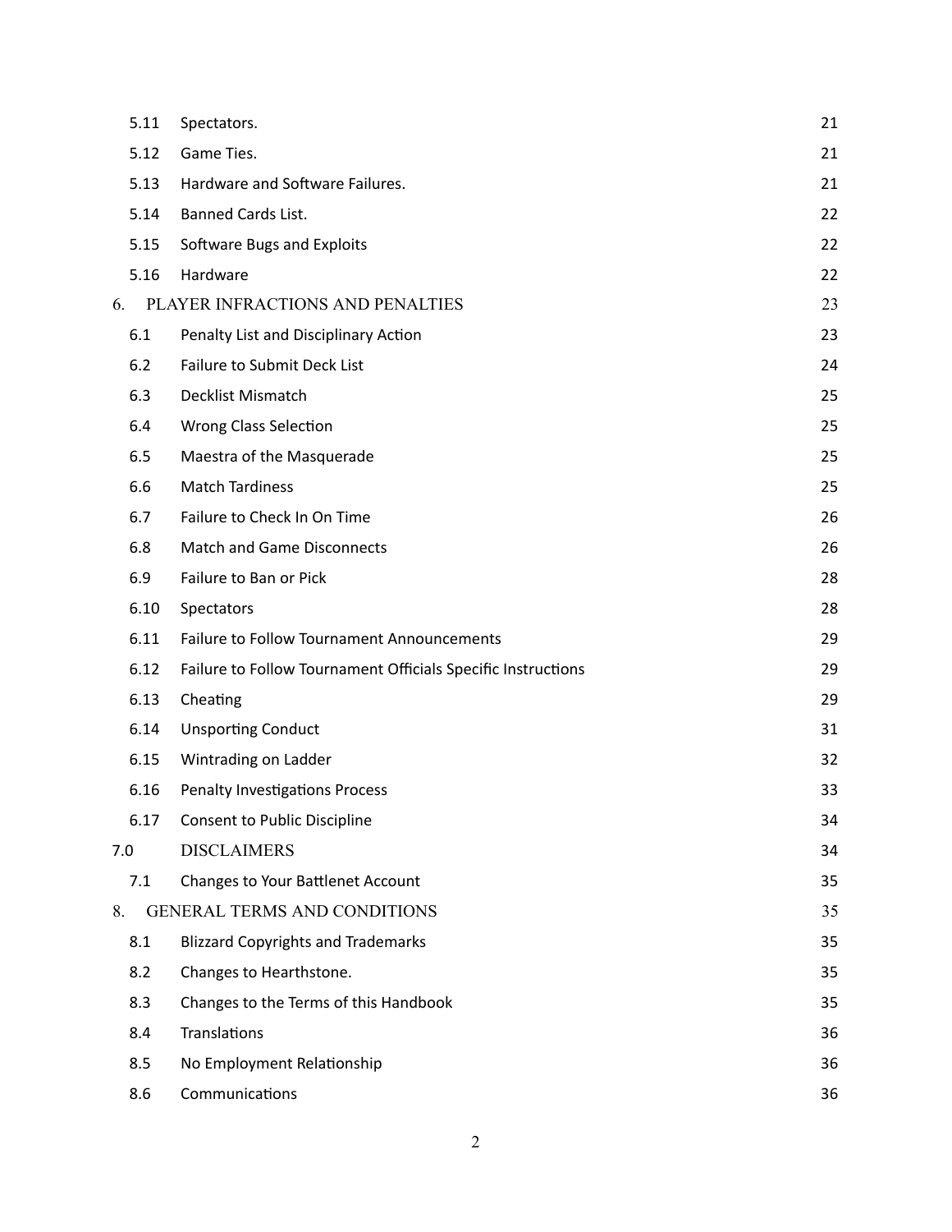| | | |
|---|---|---|
| 5.11 | Spectators. | 21 |
| 5.12 | Game Ties. | 21 |
| 5.13 | Hardware and Software Failures. | 21 |
| 5.14 | Banned Cards List. | 22 |
| 5.15 | Software Bugs and Exploits | 22 |
| 5.16 | Hardware | 22 |
| 6. | PLAYER INFRACTIONS AND PENALTIES | 23 |
| 6.1 | Penalty List and Disciplinary Action | 23 |
| 6.2 | Failure to Submit Deck List | 24 |
| 6.3 | Decklist Mismatch | 25 |
| 6.4 | Wrong Class Selection | 25 |
| 6.5 | Maestra of the Masquerade | 25 |
| 6.6 | Match Tardiness | 25 |
| 6.7 | Failure to Check In On Time | 26 |
| 6.8 | Match and Game Disconnects | 26 |
| 6.9 | Failure to Ban or Pick | 28 |
| 6.10 | Spectators | 28 |
| 6.11 | Failure to Follow Tournament Announcements | 29 |
| 6.12 | Failure to Follow Tournament Officials Specific Instructions | 29 |
| 6.13 | Cheating | 29 |
| 6.14 | Unsporting Conduct | 31 |
| 6.15 | Wintrading on Ladder | 32 |
| 6.16 | Penalty Investigations Process | 33 |
| 6.17 | Consent to Public Discipline | 34 |
| 7.0 | DISCLAIMERS | 34 |
| 7.1 | Changes to Your Battlenet Account | 35 |
| 8. | GENERAL TERMS AND CONDITIONS | 35 |
| 8.1 | Blizzard Copyrights and Trademarks | 35 |
| 8.2 | Changes to Hearthstone. | 35 |
| 8.3 | Changes to the Terms of this Handbook | 35 |
| 8.4 | Translations | 36 |
| 8.5 | No Employment Relationship | 36 |
| 8.6 | Communications | 36 |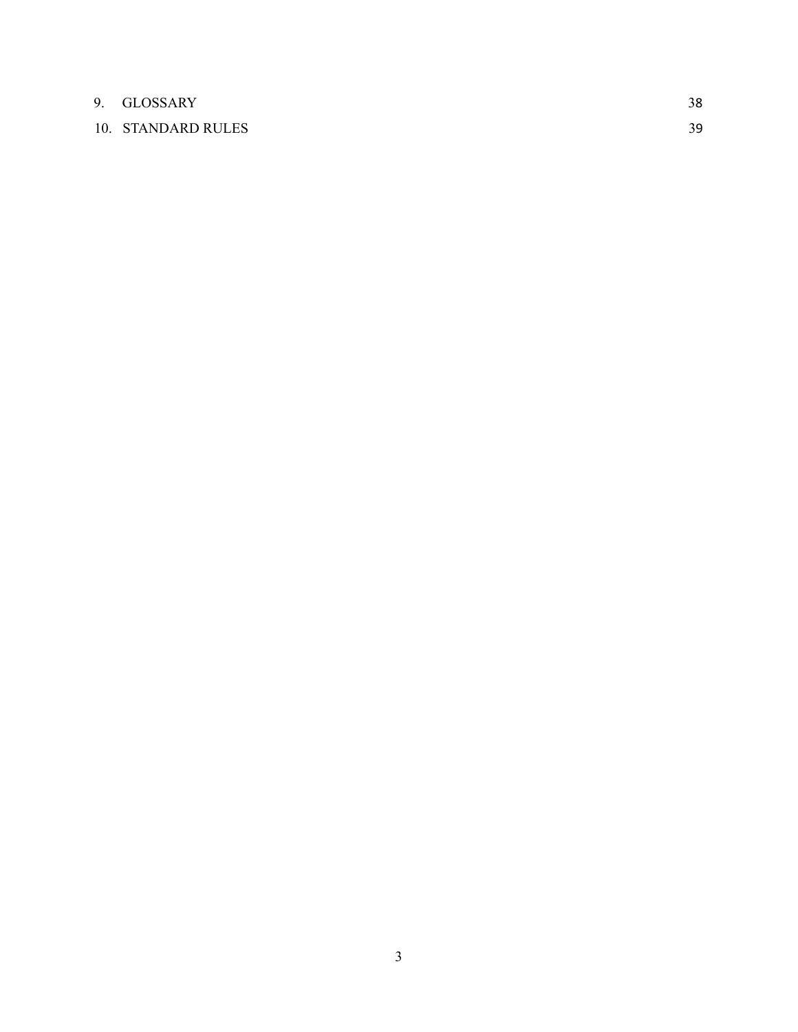| | | |
|---|---|---|
| 9. | GLOSSARY | 38 |
| 10. | STANDARD RULES | 39 |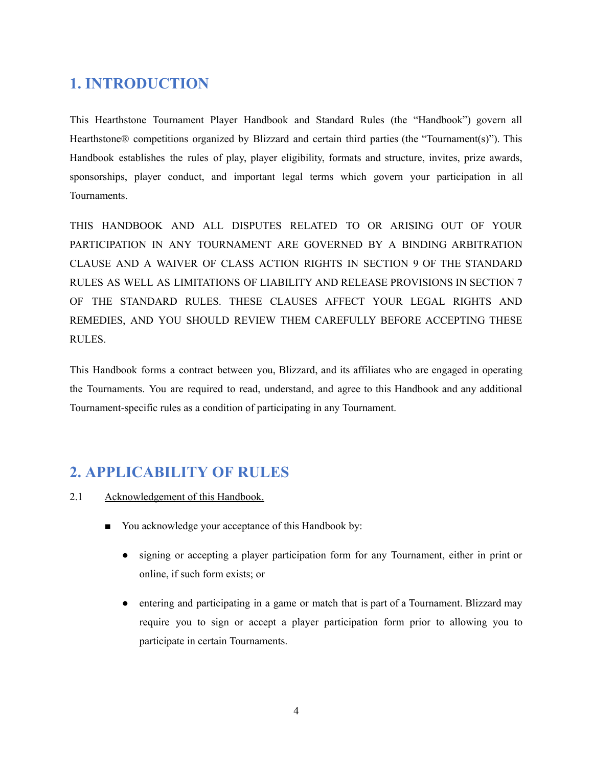# 1. INTRODUCTION

This Hearthstone Tournament Player Handbook and Standard Rules (the "Handbook") govern all Hearthstone® competitions organized by Blizzard and certain third parties (the "Tournament(s)"). This Handbook establishes the rules of play, player eligibility, formats and structure, invites, prize awards, sponsorships, player conduct, and important legal terms which govern your participation in all Tournaments.

THIS HANDBOOK AND ALL DISPUTES RELATED TO OR ARISING OUT OF YOUR PARTICIPATION IN ANY TOURNAMENT ARE GOVERNED BY A BINDING ARBITRATION CLAUSE AND A WAIVER OF CLASS ACTION RIGHTS IN SECTION 9 OF THE STANDARD RULES AS WELL AS LIMITATIONS OF LIABILITY AND RELEASE PROVISIONS IN SECTION 7 OF THE STANDARD RULES. THESE CLAUSES AFFECT YOUR LEGAL RIGHTS AND REMEDIES, AND YOU SHOULD REVIEW THEM CAREFULLY BEFORE ACCEPTING THESE RULES.

This Handbook forms a contract between you, Blizzard, and its affiliates who are engaged in operating the Tournaments. You are required to read, understand, and agree to this Handbook and any additional Tournament-specific rules as a condition of participating in any Tournament.

# 2. APPLICABILITY OF RULES

2.1 Acknowledgement of this Handbook.

- You acknowledge your acceptance of this Handbook by:
  - signing or accepting a player participation form for any Tournament, either in print or online, if such form exists; or
  - entering and participating in a game or match that is part of a Tournament. Blizzard may require you to sign or accept a player participation form prior to allowing you to participate in certain Tournaments.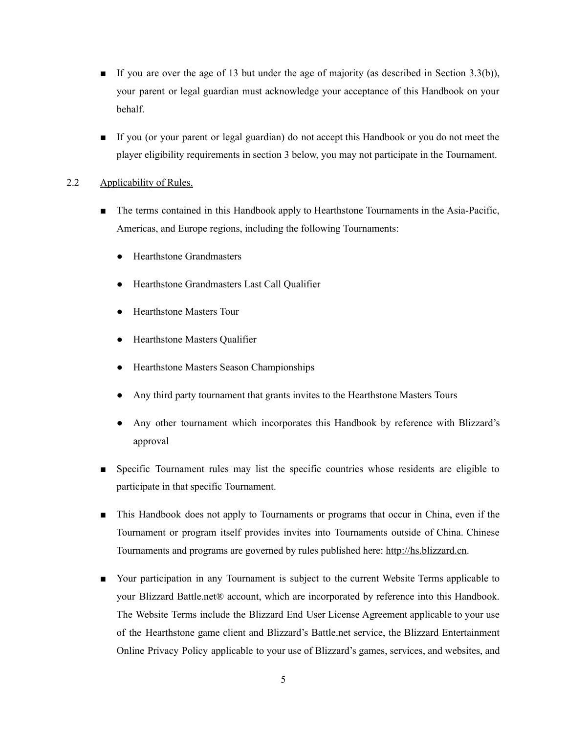- If you are over the age of 13 but under the age of majority (as described in Section 3.3(b)), your parent or legal guardian must acknowledge your acceptance of this Handbook on your behalf.

- If you (or your parent or legal guardian) do not accept this Handbook or you do not meet the player eligibility requirements in section 3 below, you may not participate in the Tournament.

2.2 Applicability of Rules.

- The terms contained in this Handbook apply to Hearthstone Tournaments in the Asia-Pacific, Americas, and Europe regions, including the following Tournaments:
  - Hearthstone Grandmasters
  - Hearthstone Grandmasters Last Call Qualifier
  - Hearthstone Masters Tour
  - Hearthstone Masters Qualifier
  - Hearthstone Masters Season Championships
  - Any third party tournament that grants invites to the Hearthstone Masters Tours
  - Any other tournament which incorporates this Handbook by reference with Blizzard's approval

- Specific Tournament rules may list the specific countries whose residents are eligible to participate in that specific Tournament.

- This Handbook does not apply to Tournaments or programs that occur in China, even if the Tournament or program itself provides invites into Tournaments outside of China. Chinese Tournaments and programs are governed by rules published here: http://hs.blizzard.cn.

- Your participation in any Tournament is subject to the current Website Terms applicable to your Blizzard Battle.net® account, which are incorporated by reference into this Handbook. The Website Terms include the Blizzard End User License Agreement applicable to your use of the Hearthstone game client and Blizzard's Battle.net service, the Blizzard Entertainment Online Privacy Policy applicable to your use of Blizzard's games, services, and websites, and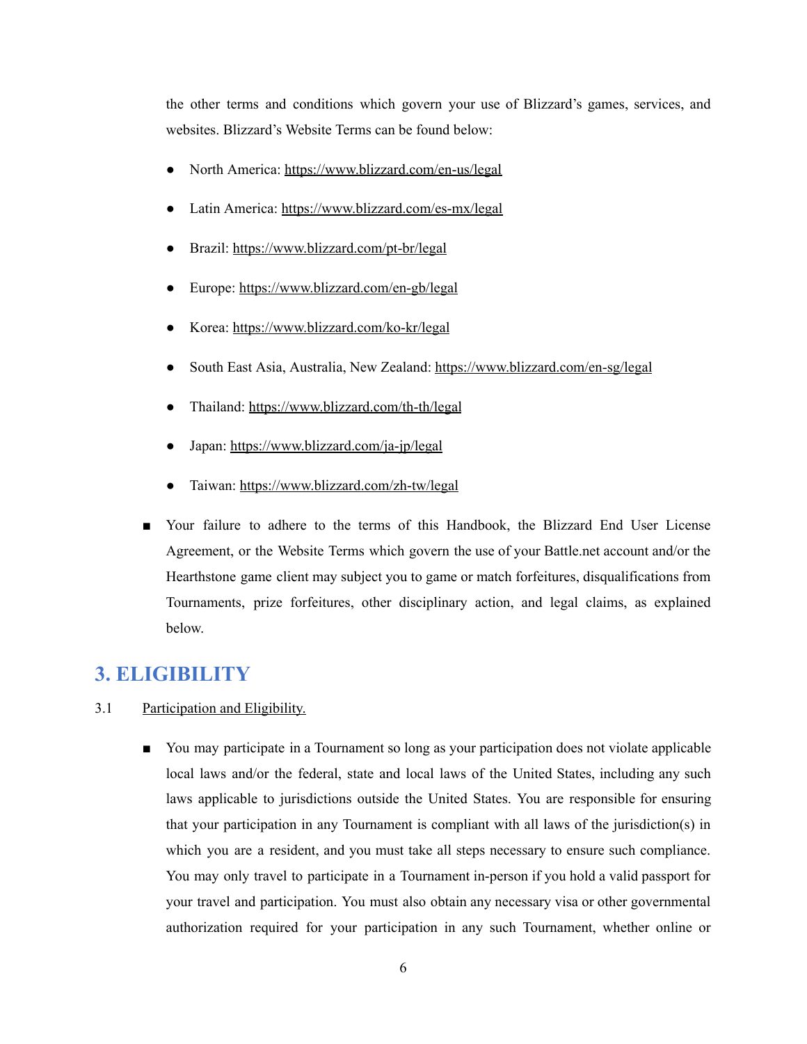the other terms and conditions which govern your use of Blizzard's games, services, and websites. Blizzard's Website Terms can be found below:

- North America: https://www.blizzard.com/en-us/legal
- Latin America: https://www.blizzard.com/es-mx/legal
- Brazil: https://www.blizzard.com/pt-br/legal
- Europe: https://www.blizzard.com/en-gb/legal
- Korea: https://www.blizzard.com/ko-kr/legal
- South East Asia, Australia, New Zealand: https://www.blizzard.com/en-sg/legal
- Thailand: https://www.blizzard.com/th-th/legal
- Japan: https://www.blizzard.com/ja-jp/legal
- Taiwan: https://www.blizzard.com/zh-tw/legal

■ Your failure to adhere to the terms of this Handbook, the Blizzard End User License Agreement, or the Website Terms which govern the use of your Battle.net account and/or the Hearthstone game client may subject you to game or match forfeitures, disqualifications from Tournaments, prize forfeitures, other disciplinary action, and legal claims, as explained below.

## 3. ELIGIBILITY

3.1 Participation and Eligibility.

■ You may participate in a Tournament so long as your participation does not violate applicable local laws and/or the federal, state and local laws of the United States, including any such laws applicable to jurisdictions outside the United States. You are responsible for ensuring that your participation in any Tournament is compliant with all laws of the jurisdiction(s) in which you are a resident, and you must take all steps necessary to ensure such compliance. You may only travel to participate in a Tournament in-person if you hold a valid passport for your travel and participation. You must also obtain any necessary visa or other governmental authorization required for your participation in any such Tournament, whether online or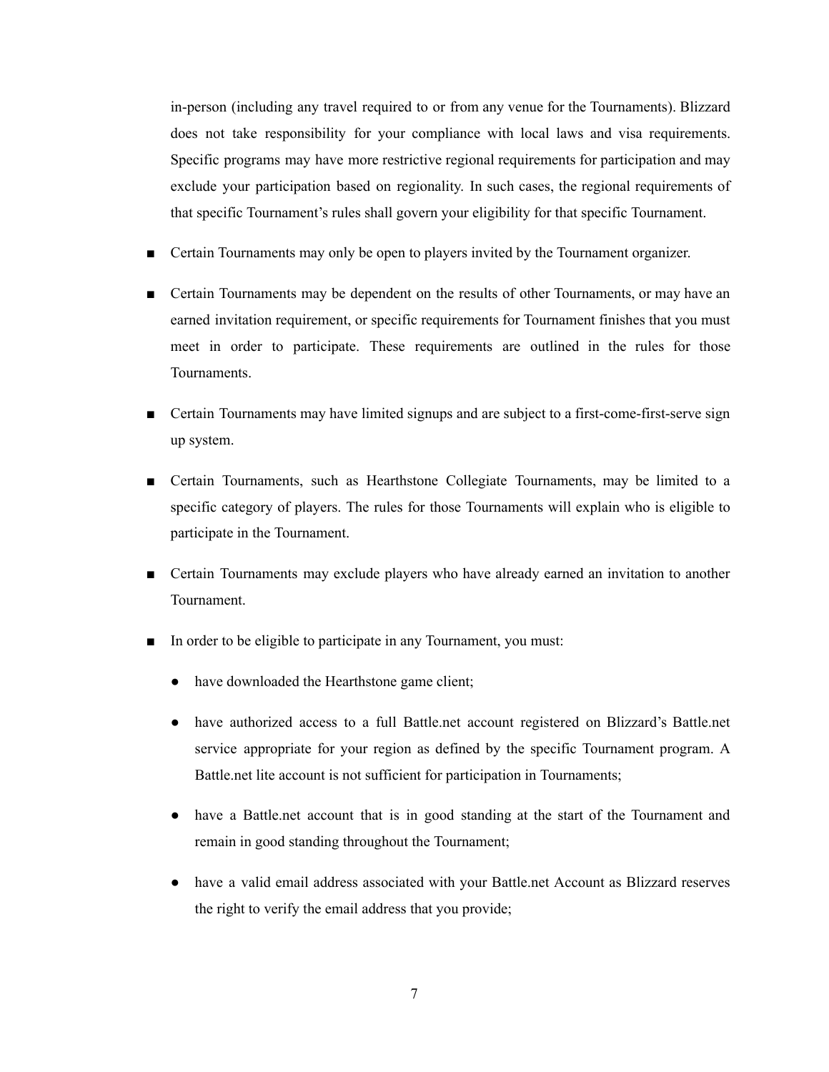in-person (including any travel required to or from any venue for the Tournaments). Blizzard does not take responsibility for your compliance with local laws and visa requirements. Specific programs may have more restrictive regional requirements for participation and may exclude your participation based on regionality. In such cases, the regional requirements of that specific Tournament's rules shall govern your eligibility for that specific Tournament.

- Certain Tournaments may only be open to players invited by the Tournament organizer.
- Certain Tournaments may be dependent on the results of other Tournaments, or may have an earned invitation requirement, or specific requirements for Tournament finishes that you must meet in order to participate. These requirements are outlined in the rules for those Tournaments.
- Certain Tournaments may have limited signups and are subject to a first-come-first-serve sign up system.
- Certain Tournaments, such as Hearthstone Collegiate Tournaments, may be limited to a specific category of players. The rules for those Tournaments will explain who is eligible to participate in the Tournament.
- Certain Tournaments may exclude players who have already earned an invitation to another Tournament.
- In order to be eligible to participate in any Tournament, you must:
  - have downloaded the Hearthstone game client;
  - have authorized access to a full Battle.net account registered on Blizzard's Battle.net service appropriate for your region as defined by the specific Tournament program. A Battle.net lite account is not sufficient for participation in Tournaments;
  - have a Battle.net account that is in good standing at the start of the Tournament and remain in good standing throughout the Tournament;
  - have a valid email address associated with your Battle.net Account as Blizzard reserves the right to verify the email address that you provide;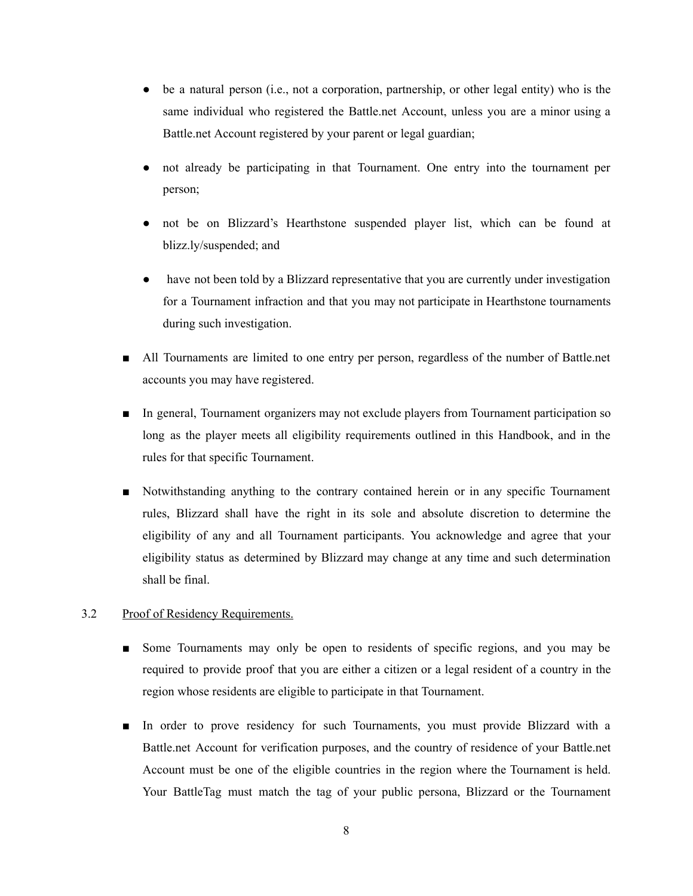- be a natural person (i.e., not a corporation, partnership, or other legal entity) who is the same individual who registered the Battle.net Account, unless you are a minor using a Battle.net Account registered by your parent or legal guardian;
- not already be participating in that Tournament. One entry into the tournament per person;
- not be on Blizzard's Hearthstone suspended player list, which can be found at blizz.ly/suspended; and
- have not been told by a Blizzard representative that you are currently under investigation for a Tournament infraction and that you may not participate in Hearthstone tournaments during such investigation.

- All Tournaments are limited to one entry per person, regardless of the number of Battle.net accounts you may have registered.
- In general, Tournament organizers may not exclude players from Tournament participation so long as the player meets all eligibility requirements outlined in this Handbook, and in the rules for that specific Tournament.
- Notwithstanding anything to the contrary contained herein or in any specific Tournament rules, Blizzard shall have the right in its sole and absolute discretion to determine the eligibility of any and all Tournament participants. You acknowledge and agree that your eligibility status as determined by Blizzard may change at any time and such determination shall be final.

3.2 Proof of Residency Requirements.

- Some Tournaments may only be open to residents of specific regions, and you may be required to provide proof that you are either a citizen or a legal resident of a country in the region whose residents are eligible to participate in that Tournament.
- In order to prove residency for such Tournaments, you must provide Blizzard with a Battle.net Account for verification purposes, and the country of residence of your Battle.net Account must be one of the eligible countries in the region where the Tournament is held. Your BattleTag must match the tag of your public persona, Blizzard or the Tournament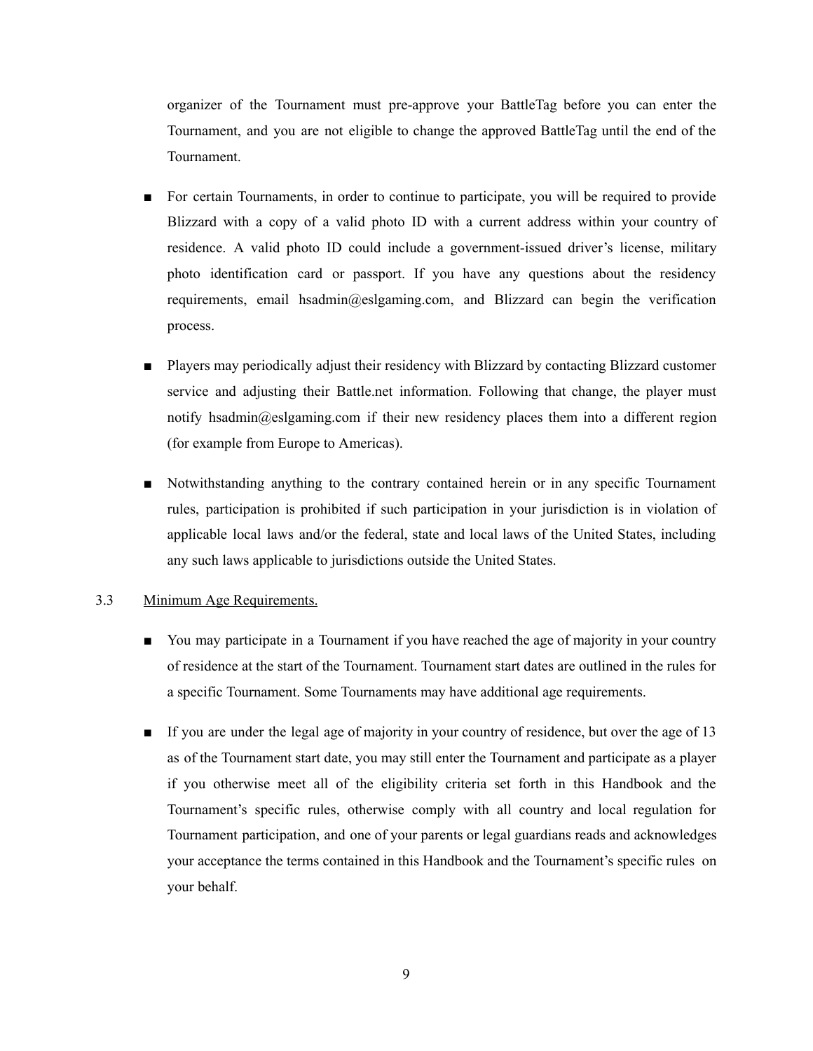organizer of the Tournament must pre-approve your BattleTag before you can enter the Tournament, and you are not eligible to change the approved BattleTag until the end of the Tournament.

- For certain Tournaments, in order to continue to participate, you will be required to provide Blizzard with a copy of a valid photo ID with a current address within your country of residence. A valid photo ID could include a government-issued driver's license, military photo identification card or passport. If you have any questions about the residency requirements, email hsadmin@eslgaming.com, and Blizzard can begin the verification process.

- Players may periodically adjust their residency with Blizzard by contacting Blizzard customer service and adjusting their Battle.net information. Following that change, the player must notify hsadmin@eslgaming.com if their new residency places them into a different region (for example from Europe to Americas).

- Notwithstanding anything to the contrary contained herein or in any specific Tournament rules, participation is prohibited if such participation in your jurisdiction is in violation of applicable local laws and/or the federal, state and local laws of the United States, including any such laws applicable to jurisdictions outside the United States.

3.3 Minimum Age Requirements.

- You may participate in a Tournament if you have reached the age of majority in your country of residence at the start of the Tournament. Tournament start dates are outlined in the rules for a specific Tournament. Some Tournaments may have additional age requirements.

- If you are under the legal age of majority in your country of residence, but over the age of 13 as of the Tournament start date, you may still enter the Tournament and participate as a player if you otherwise meet all of the eligibility criteria set forth in this Handbook and the Tournament's specific rules, otherwise comply with all country and local regulation for Tournament participation, and one of your parents or legal guardians reads and acknowledges your acceptance the terms contained in this Handbook and the Tournament's specific rules on your behalf.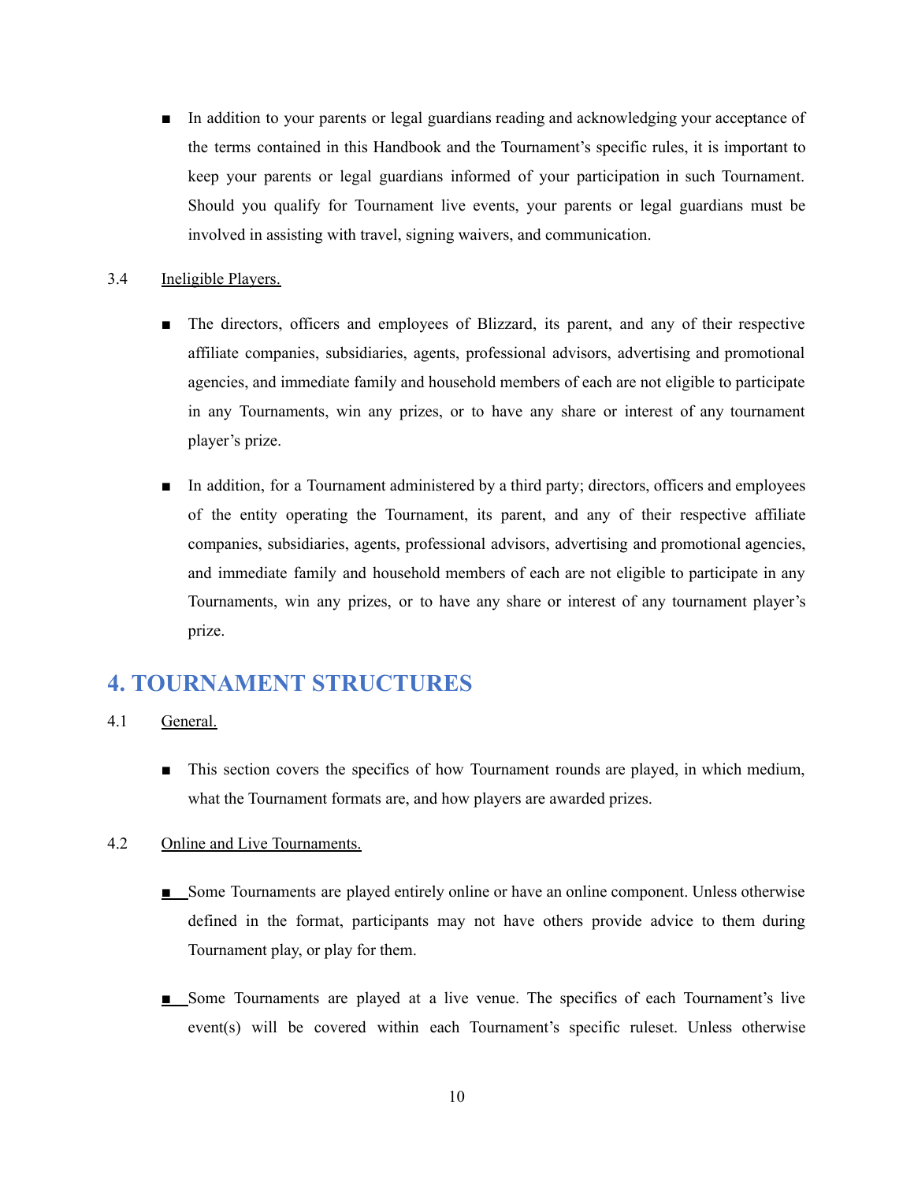- In addition to your parents or legal guardians reading and acknowledging your acceptance of the terms contained in this Handbook and the Tournament's specific rules, it is important to keep your parents or legal guardians informed of your participation in such Tournament. Should you qualify for Tournament live events, your parents or legal guardians must be involved in assisting with travel, signing waivers, and communication.

3.4 Ineligible Players.

- The directors, officers and employees of Blizzard, its parent, and any of their respective affiliate companies, subsidiaries, agents, professional advisors, advertising and promotional agencies, and immediate family and household members of each are not eligible to participate in any Tournaments, win any prizes, or to have any share or interest of any tournament player's prize.

- In addition, for a Tournament administered by a third party; directors, officers and employees of the entity operating the Tournament, its parent, and any of their respective affiliate companies, subsidiaries, agents, professional advisors, advertising and promotional agencies, and immediate family and household members of each are not eligible to participate in any Tournaments, win any prizes, or to have any share or interest of any tournament player's prize.

## 4. TOURNAMENT STRUCTURES

4.1 General.

- This section covers the specifics of how Tournament rounds are played, in which medium, what the Tournament formats are, and how players are awarded prizes.

4.2 Online and Live Tournaments.

- Some Tournaments are played entirely online or have an online component. Unless otherwise defined in the format, participants may not have others provide advice to them during Tournament play, or play for them.

- Some Tournaments are played at a live venue. The specifics of each Tournament's live event(s) will be covered within each Tournament's specific ruleset. Unless otherwise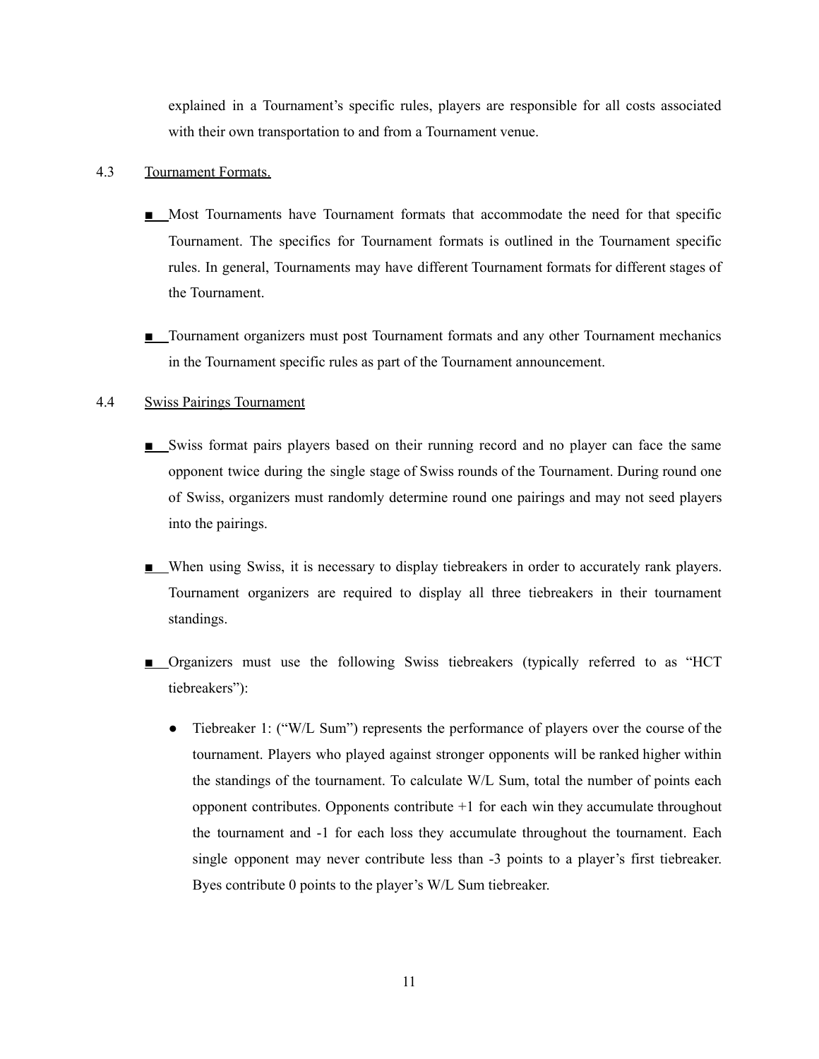explained in a Tournament's specific rules, players are responsible for all costs associated with their own transportation to and from a Tournament venue.

### 4.3 Tournament Formats.

- Most Tournaments have Tournament formats that accommodate the need for that specific Tournament. The specifics for Tournament formats is outlined in the Tournament specific rules. In general, Tournaments may have different Tournament formats for different stages of the Tournament.

- Tournament organizers must post Tournament formats and any other Tournament mechanics in the Tournament specific rules as part of the Tournament announcement.

### 4.4 Swiss Pairings Tournament

- Swiss format pairs players based on their running record and no player can face the same opponent twice during the single stage of Swiss rounds of the Tournament. During round one of Swiss, organizers must randomly determine round one pairings and may not seed players into the pairings.

- When using Swiss, it is necessary to display tiebreakers in order to accurately rank players. Tournament organizers are required to display all three tiebreakers in their tournament standings.

- Organizers must use the following Swiss tiebreakers (typically referred to as "HCT tiebreakers"):

  - Tiebreaker 1: ("W/L Sum") represents the performance of players over the course of the tournament. Players who played against stronger opponents will be ranked higher within the standings of the tournament. To calculate W/L Sum, total the number of points each opponent contributes. Opponents contribute +1 for each win they accumulate throughout the tournament and -1 for each loss they accumulate throughout the tournament. Each single opponent may never contribute less than -3 points to a player's first tiebreaker. Byes contribute 0 points to the player's W/L Sum tiebreaker.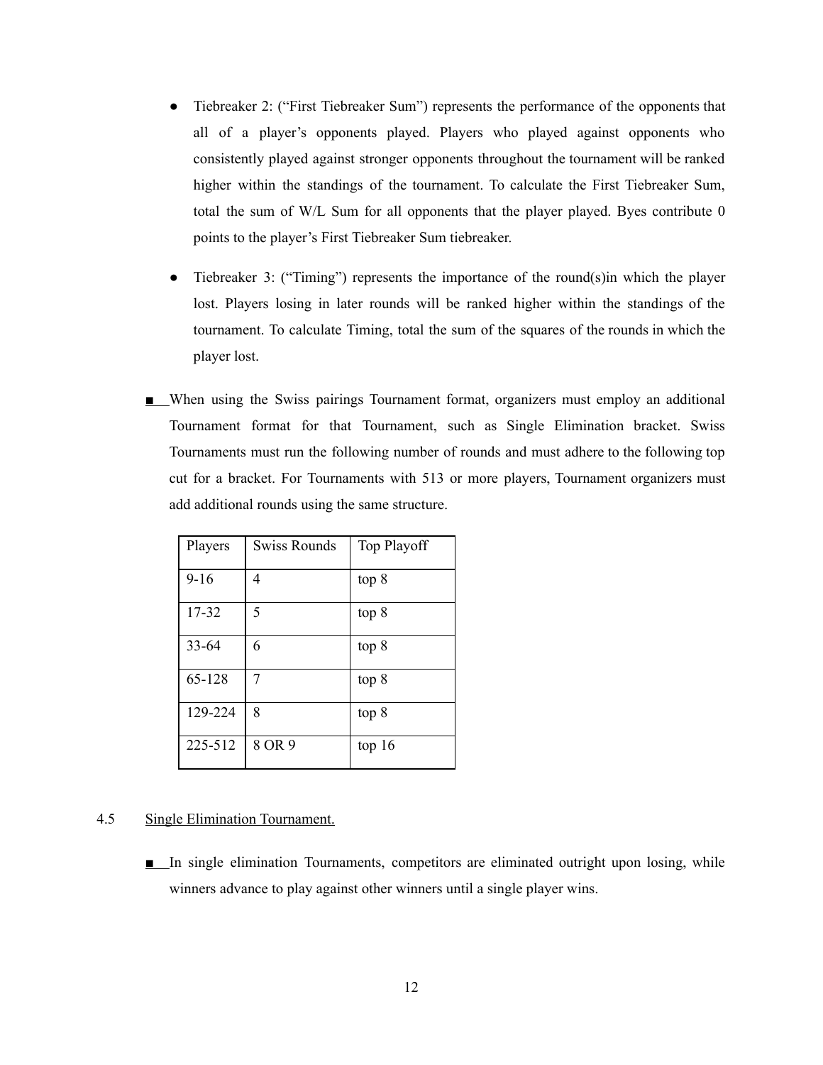- Tiebreaker 2: ("First Tiebreaker Sum") represents the performance of the opponents that all of a player's opponents played. Players who played against opponents who consistently played against stronger opponents throughout the tournament will be ranked higher within the standings of the tournament. To calculate the First Tiebreaker Sum, total the sum of W/L Sum for all opponents that the player played. Byes contribute 0 points to the player's First Tiebreaker Sum tiebreaker.

- Tiebreaker 3: ("Timing") represents the importance of the round(s)in which the player lost. Players losing in later rounds will be ranked higher within the standings of the tournament. To calculate Timing, total the sum of the squares of the rounds in which the player lost.

■ When using the Swiss pairings Tournament format, organizers must employ an additional Tournament format for that Tournament, such as Single Elimination bracket. Swiss Tournaments must run the following number of rounds and must adhere to the following top cut for a bracket. For Tournaments with 513 or more players, Tournament organizers must add additional rounds using the same structure.

| Players | Swiss Rounds | Top Playoff |
|---|---|---|
| 9-16 | 4 | top 8 |
| 17-32 | 5 | top 8 |
| 33-64 | 6 | top 8 |
| 65-128 | 7 | top 8 |
| 129-224 | 8 | top 8 |
| 225-512 | 8 OR 9 | top 16 |

4.5 Single Elimination Tournament.

■ In single elimination Tournaments, competitors are eliminated outright upon losing, while winners advance to play against other winners until a single player wins.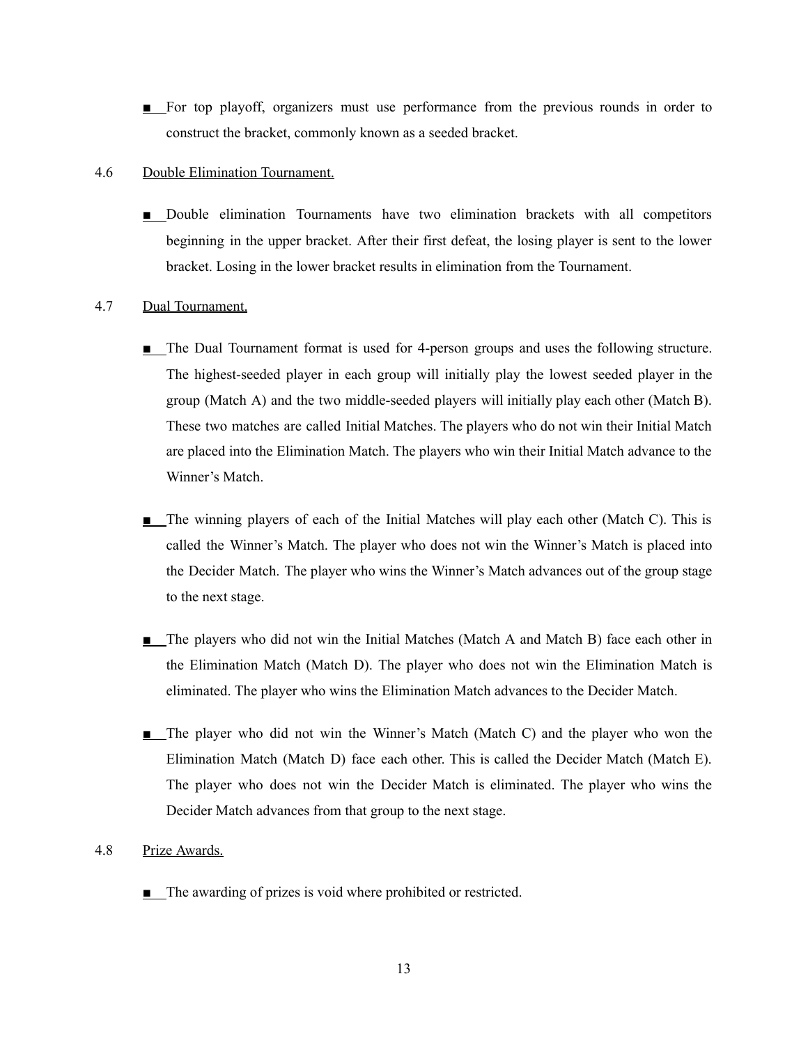- For top playoff, organizers must use performance from the previous rounds in order to construct the bracket, commonly known as a seeded bracket.

4.6 Double Elimination Tournament.

- Double elimination Tournaments have two elimination brackets with all competitors beginning in the upper bracket. After their first defeat, the losing player is sent to the lower bracket. Losing in the lower bracket results in elimination from the Tournament.

4.7 Dual Tournament.

- The Dual Tournament format is used for 4-person groups and uses the following structure. The highest-seeded player in each group will initially play the lowest seeded player in the group (Match A) and the two middle-seeded players will initially play each other (Match B). These two matches are called Initial Matches. The players who do not win their Initial Match are placed into the Elimination Match. The players who win their Initial Match advance to the Winner's Match.

- The winning players of each of the Initial Matches will play each other (Match C). This is called the Winner's Match. The player who does not win the Winner's Match is placed into the Decider Match. The player who wins the Winner's Match advances out of the group stage to the next stage.

- The players who did not win the Initial Matches (Match A and Match B) face each other in the Elimination Match (Match D). The player who does not win the Elimination Match is eliminated. The player who wins the Elimination Match advances to the Decider Match.

- The player who did not win the Winner's Match (Match C) and the player who won the Elimination Match (Match D) face each other. This is called the Decider Match (Match E). The player who does not win the Decider Match is eliminated. The player who wins the Decider Match advances from that group to the next stage.

4.8 Prize Awards.

- The awarding of prizes is void where prohibited or restricted.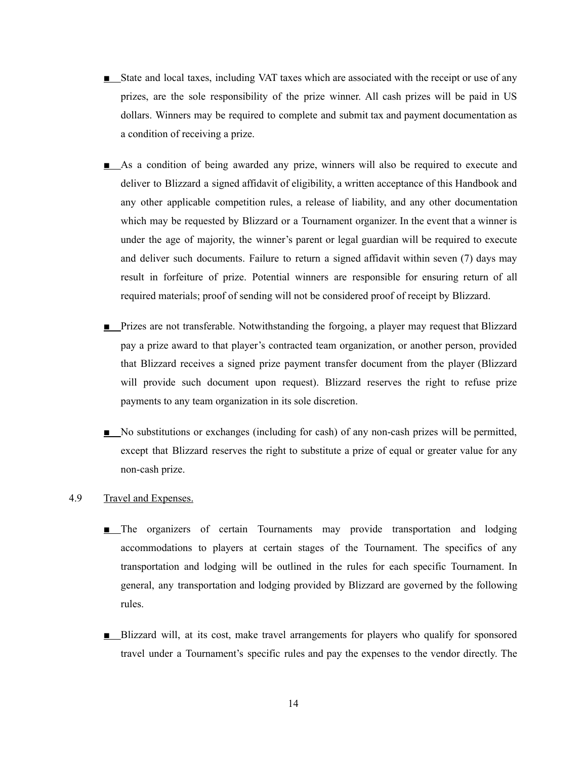- State and local taxes, including VAT taxes which are associated with the receipt or use of any prizes, are the sole responsibility of the prize winner. All cash prizes will be paid in US dollars. Winners may be required to complete and submit tax and payment documentation as a condition of receiving a prize.

- As a condition of being awarded any prize, winners will also be required to execute and deliver to Blizzard a signed affidavit of eligibility, a written acceptance of this Handbook and any other applicable competition rules, a release of liability, and any other documentation which may be requested by Blizzard or a Tournament organizer. In the event that a winner is under the age of majority, the winner's parent or legal guardian will be required to execute and deliver such documents. Failure to return a signed affidavit within seven (7) days may result in forfeiture of prize. Potential winners are responsible for ensuring return of all required materials; proof of sending will not be considered proof of receipt by Blizzard.

- Prizes are not transferable. Notwithstanding the forgoing, a player may request that Blizzard pay a prize award to that player's contracted team organization, or another person, provided that Blizzard receives a signed prize payment transfer document from the player (Blizzard will provide such document upon request). Blizzard reserves the right to refuse prize payments to any team organization in its sole discretion.

- No substitutions or exchanges (including for cash) of any non-cash prizes will be permitted, except that Blizzard reserves the right to substitute a prize of equal or greater value for any non-cash prize.

4.9 Travel and Expenses.

- The organizers of certain Tournaments may provide transportation and lodging accommodations to players at certain stages of the Tournament. The specifics of any transportation and lodging will be outlined in the rules for each specific Tournament. In general, any transportation and lodging provided by Blizzard are governed by the following rules.

- Blizzard will, at its cost, make travel arrangements for players who qualify for sponsored travel under a Tournament's specific rules and pay the expenses to the vendor directly. The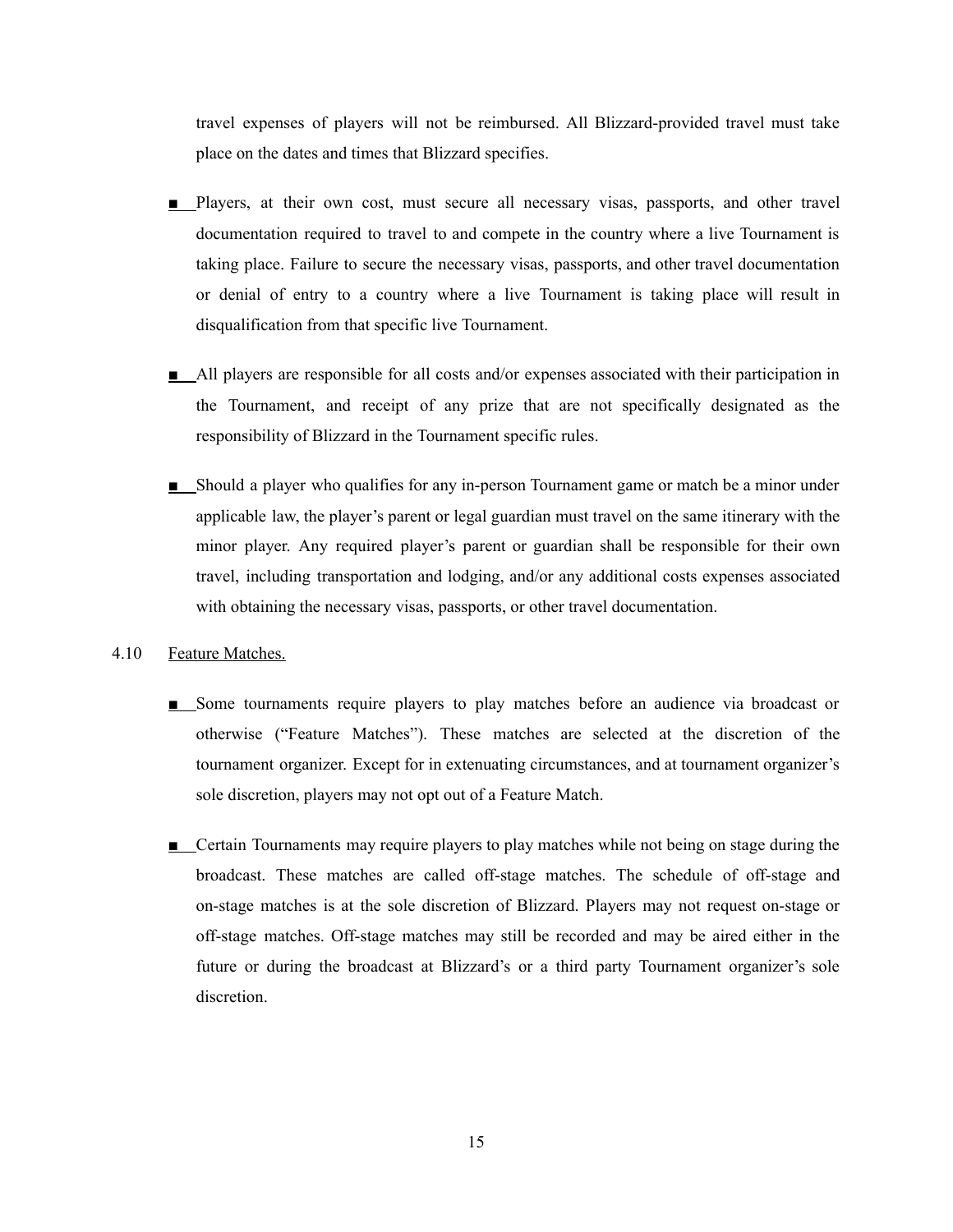travel expenses of players will not be reimbursed. All Blizzard-provided travel must take place on the dates and times that Blizzard specifies.

- Players, at their own cost, must secure all necessary visas, passports, and other travel documentation required to travel to and compete in the country where a live Tournament is taking place. Failure to secure the necessary visas, passports, and other travel documentation or denial of entry to a country where a live Tournament is taking place will result in disqualification from that specific live Tournament.

- All players are responsible for all costs and/or expenses associated with their participation in the Tournament, and receipt of any prize that are not specifically designated as the responsibility of Blizzard in the Tournament specific rules.

- Should a player who qualifies for any in-person Tournament game or match be a minor under applicable law, the player's parent or legal guardian must travel on the same itinerary with the minor player. Any required player's parent or guardian shall be responsible for their own travel, including transportation and lodging, and/or any additional costs expenses associated with obtaining the necessary visas, passports, or other travel documentation.

4.10 Feature Matches.

- Some tournaments require players to play matches before an audience via broadcast or otherwise ("Feature Matches"). These matches are selected at the discretion of the tournament organizer. Except for in extenuating circumstances, and at tournament organizer's sole discretion, players may not opt out of a Feature Match.

- Certain Tournaments may require players to play matches while not being on stage during the broadcast. These matches are called off-stage matches. The schedule of off-stage and on-stage matches is at the sole discretion of Blizzard. Players may not request on-stage or off-stage matches. Off-stage matches may still be recorded and may be aired either in the future or during the broadcast at Blizzard's or a third party Tournament organizer's sole discretion.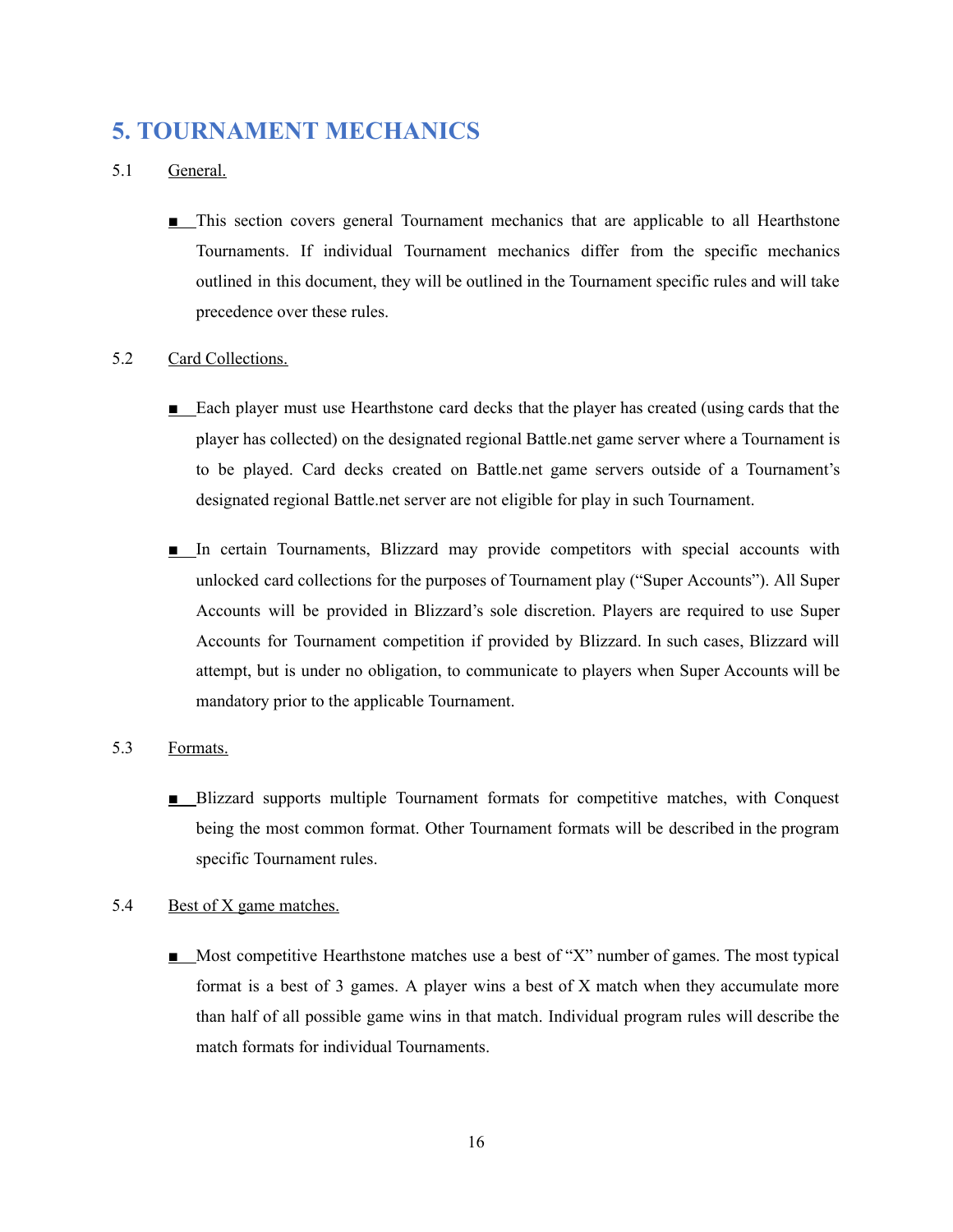# 5. TOURNAMENT MECHANICS

5.1 General.

- This section covers general Tournament mechanics that are applicable to all Hearthstone Tournaments. If individual Tournament mechanics differ from the specific mechanics outlined in this document, they will be outlined in the Tournament specific rules and will take precedence over these rules.

5.2 Card Collections.

- Each player must use Hearthstone card decks that the player has created (using cards that the player has collected) on the designated regional Battle.net game server where a Tournament is to be played. Card decks created on Battle.net game servers outside of a Tournament's designated regional Battle.net server are not eligible for play in such Tournament.

- In certain Tournaments, Blizzard may provide competitors with special accounts with unlocked card collections for the purposes of Tournament play ("Super Accounts"). All Super Accounts will be provided in Blizzard's sole discretion. Players are required to use Super Accounts for Tournament competition if provided by Blizzard. In such cases, Blizzard will attempt, but is under no obligation, to communicate to players when Super Accounts will be mandatory prior to the applicable Tournament.

5.3 Formats.

- Blizzard supports multiple Tournament formats for competitive matches, with Conquest being the most common format. Other Tournament formats will be described in the program specific Tournament rules.

5.4 Best of X game matches.

- Most competitive Hearthstone matches use a best of "X" number of games. The most typical format is a best of 3 games. A player wins a best of X match when they accumulate more than half of all possible game wins in that match. Individual program rules will describe the match formats for individual Tournaments.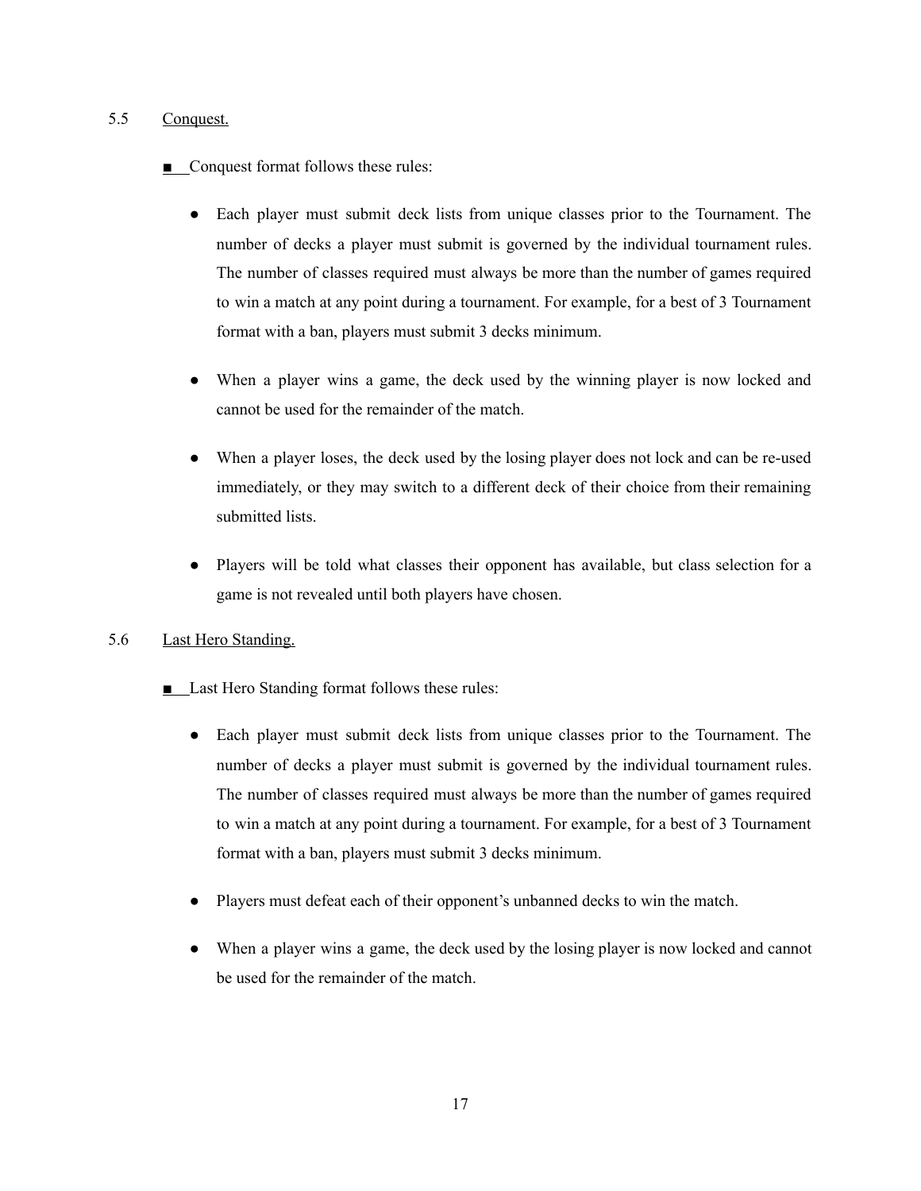5.5 Conquest.

■ Conquest format follows these rules:

- Each player must submit deck lists from unique classes prior to the Tournament. The number of decks a player must submit is governed by the individual tournament rules. The number of classes required must always be more than the number of games required to win a match at any point during a tournament. For example, for a best of 3 Tournament format with a ban, players must submit 3 decks minimum.

- When a player wins a game, the deck used by the winning player is now locked and cannot be used for the remainder of the match.

- When a player loses, the deck used by the losing player does not lock and can be re-used immediately, or they may switch to a different deck of their choice from their remaining submitted lists.

- Players will be told what classes their opponent has available, but class selection for a game is not revealed until both players have chosen.

5.6 Last Hero Standing.

■ Last Hero Standing format follows these rules:

- Each player must submit deck lists from unique classes prior to the Tournament. The number of decks a player must submit is governed by the individual tournament rules. The number of classes required must always be more than the number of games required to win a match at any point during a tournament. For example, for a best of 3 Tournament format with a ban, players must submit 3 decks minimum.

- Players must defeat each of their opponent's unbanned decks to win the match.

- When a player wins a game, the deck used by the losing player is now locked and cannot be used for the remainder of the match.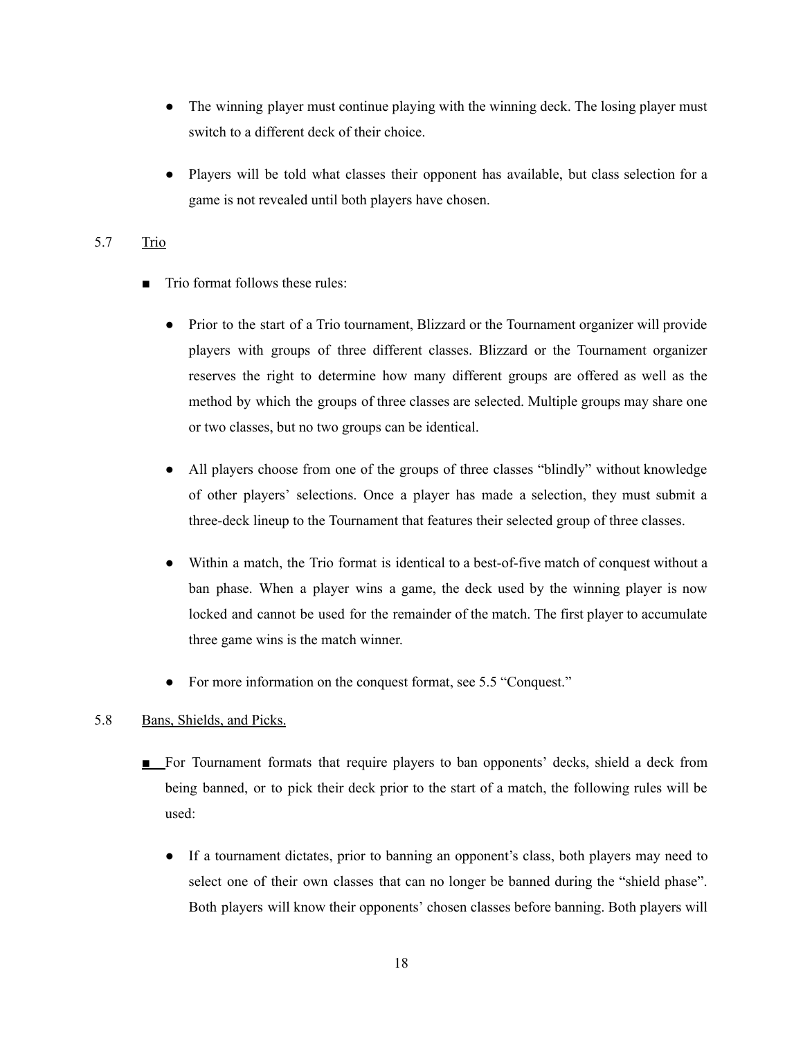- The winning player must continue playing with the winning deck. The losing player must switch to a different deck of their choice.

- Players will be told what classes their opponent has available, but class selection for a game is not revealed until both players have chosen.

5.7 Trio

- ■ Trio format follows these rules:

  - Prior to the start of a Trio tournament, Blizzard or the Tournament organizer will provide players with groups of three different classes. Blizzard or the Tournament organizer reserves the right to determine how many different groups are offered as well as the method by which the groups of three classes are selected. Multiple groups may share one or two classes, but no two groups can be identical.

  - All players choose from one of the groups of three classes "blindly" without knowledge of other players' selections. Once a player has made a selection, they must submit a three-deck lineup to the Tournament that features their selected group of three classes.

  - Within a match, the Trio format is identical to a best-of-five match of conquest without a ban phase. When a player wins a game, the deck used by the winning player is now locked and cannot be used for the remainder of the match. The first player to accumulate three game wins is the match winner.

  - For more information on the conquest format, see 5.5 "Conquest."

5.8 Bans, Shields, and Picks.

- ■ For Tournament formats that require players to ban opponents' decks, shield a deck from being banned, or to pick their deck prior to the start of a match, the following rules will be used:

  - If a tournament dictates, prior to banning an opponent's class, both players may need to select one of their own classes that can no longer be banned during the "shield phase". Both players will know their opponents' chosen classes before banning. Both players will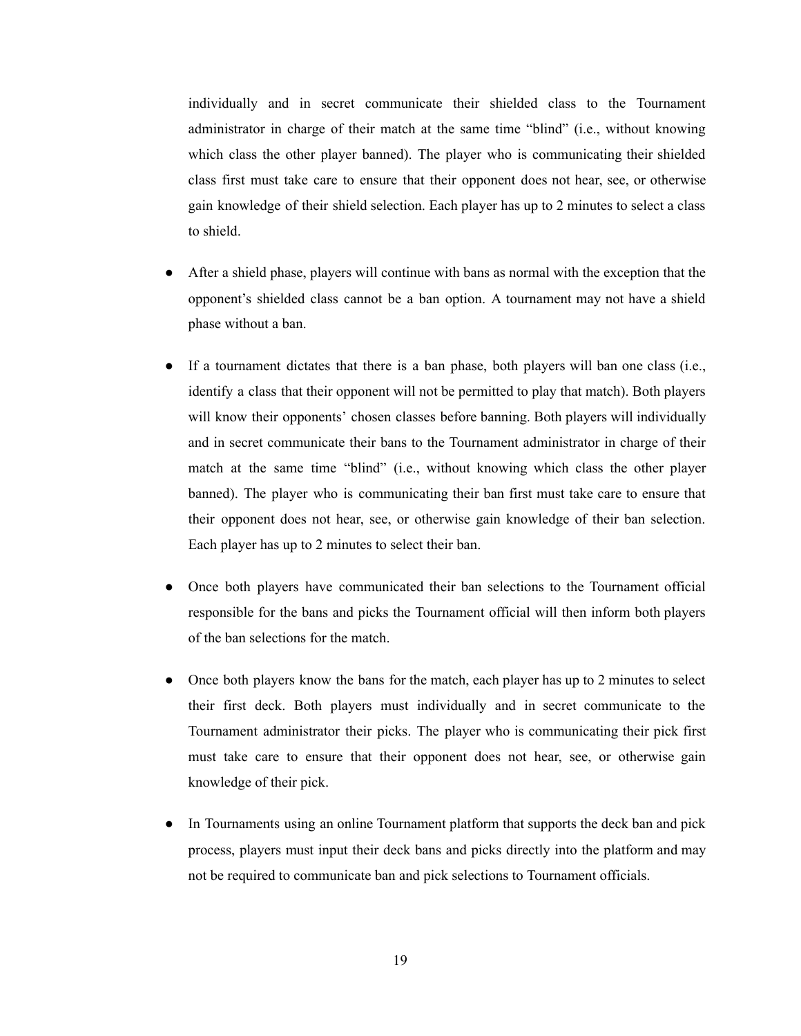individually and in secret communicate their shielded class to the Tournament administrator in charge of their match at the same time “blind” (i.e., without knowing which class the other player banned). The player who is communicating their shielded class first must take care to ensure that their opponent does not hear, see, or otherwise gain knowledge of their shield selection. Each player has up to 2 minutes to select a class to shield.

- After a shield phase, players will continue with bans as normal with the exception that the opponent’s shielded class cannot be a ban option. A tournament may not have a shield phase without a ban.

- If a tournament dictates that there is a ban phase, both players will ban one class (i.e., identify a class that their opponent will not be permitted to play that match). Both players will know their opponents’ chosen classes before banning. Both players will individually and in secret communicate their bans to the Tournament administrator in charge of their match at the same time “blind” (i.e., without knowing which class the other player banned). The player who is communicating their ban first must take care to ensure that their opponent does not hear, see, or otherwise gain knowledge of their ban selection. Each player has up to 2 minutes to select their ban.

- Once both players have communicated their ban selections to the Tournament official responsible for the bans and picks the Tournament official will then inform both players of the ban selections for the match.

- Once both players know the bans for the match, each player has up to 2 minutes to select their first deck. Both players must individually and in secret communicate to the Tournament administrator their picks. The player who is communicating their pick first must take care to ensure that their opponent does not hear, see, or otherwise gain knowledge of their pick.

- In Tournaments using an online Tournament platform that supports the deck ban and pick process, players must input their deck bans and picks directly into the platform and may not be required to communicate ban and pick selections to Tournament officials.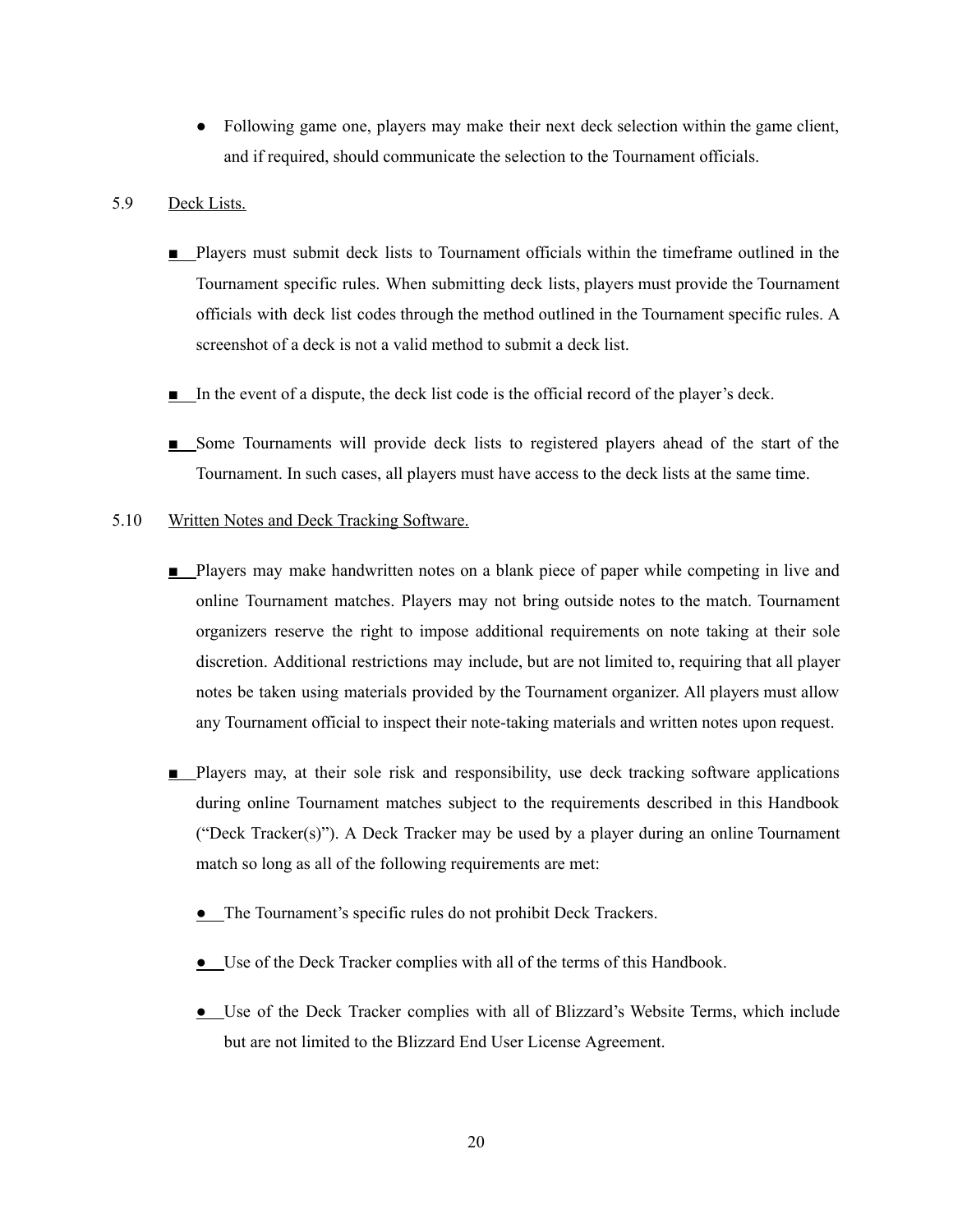- Following game one, players may make their next deck selection within the game client, and if required, should communicate the selection to the Tournament officials.

5.9 Deck Lists.

- Players must submit deck lists to Tournament officials within the timeframe outlined in the Tournament specific rules. When submitting deck lists, players must provide the Tournament officials with deck list codes through the method outlined in the Tournament specific rules. A screenshot of a deck is not a valid method to submit a deck list.

- In the event of a dispute, the deck list code is the official record of the player's deck.

- Some Tournaments will provide deck lists to registered players ahead of the start of the Tournament. In such cases, all players must have access to the deck lists at the same time.

5.10 Written Notes and Deck Tracking Software.

- Players may make handwritten notes on a blank piece of paper while competing in live and online Tournament matches. Players may not bring outside notes to the match. Tournament organizers reserve the right to impose additional requirements on note taking at their sole discretion. Additional restrictions may include, but are not limited to, requiring that all player notes be taken using materials provided by the Tournament organizer. All players must allow any Tournament official to inspect their note-taking materials and written notes upon request.

- Players may, at their sole risk and responsibility, use deck tracking software applications during online Tournament matches subject to the requirements described in this Handbook ("Deck Tracker(s)"). A Deck Tracker may be used by a player during an online Tournament match so long as all of the following requirements are met:

  - The Tournament's specific rules do not prohibit Deck Trackers.

  - Use of the Deck Tracker complies with all of the terms of this Handbook.

  - Use of the Deck Tracker complies with all of Blizzard's Website Terms, which include but are not limited to the Blizzard End User License Agreement.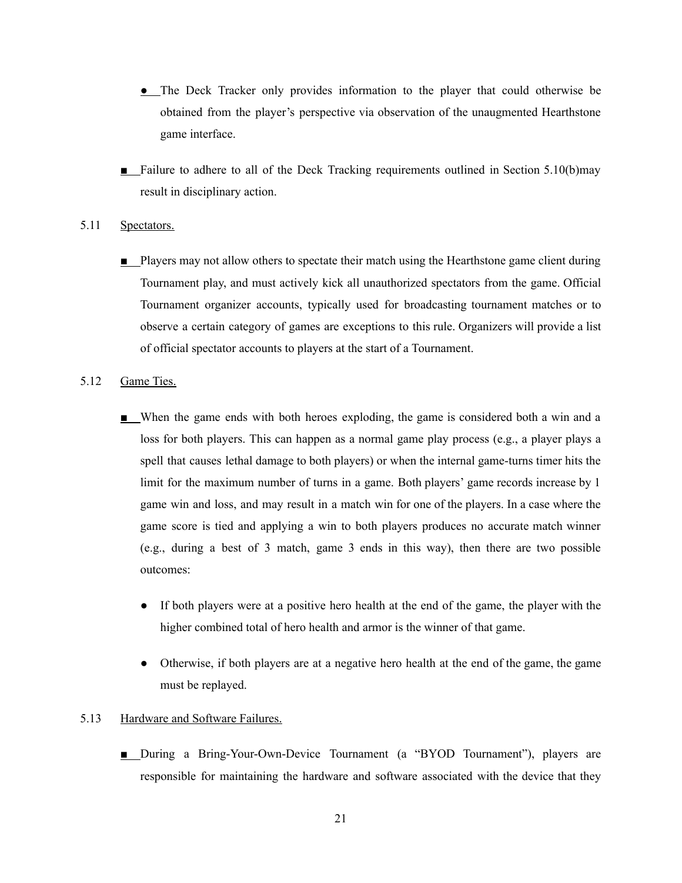- The Deck Tracker only provides information to the player that could otherwise be obtained from the player's perspective via observation of the unaugmented Hearthstone game interface.

- Failure to adhere to all of the Deck Tracking requirements outlined in Section 5.10(b)may result in disciplinary action.

5.11 Spectators.

- Players may not allow others to spectate their match using the Hearthstone game client during Tournament play, and must actively kick all unauthorized spectators from the game. Official Tournament organizer accounts, typically used for broadcasting tournament matches or to observe a certain category of games are exceptions to this rule. Organizers will provide a list of official spectator accounts to players at the start of a Tournament.

5.12 Game Ties.

- When the game ends with both heroes exploding, the game is considered both a win and a loss for both players. This can happen as a normal game play process (e.g., a player plays a spell that causes lethal damage to both players) or when the internal game-turns timer hits the limit for the maximum number of turns in a game. Both players' game records increase by 1 game win and loss, and may result in a match win for one of the players. In a case where the game score is tied and applying a win to both players produces no accurate match winner (e.g., during a best of 3 match, game 3 ends in this way), then there are two possible outcomes:

    - If both players were at a positive hero health at the end of the game, the player with the higher combined total of hero health and armor is the winner of that game.

    - Otherwise, if both players are at a negative hero health at the end of the game, the game must be replayed.

5.13 Hardware and Software Failures.

- During a Bring-Your-Own-Device Tournament (a "BYOD Tournament"), players are responsible for maintaining the hardware and software associated with the device that they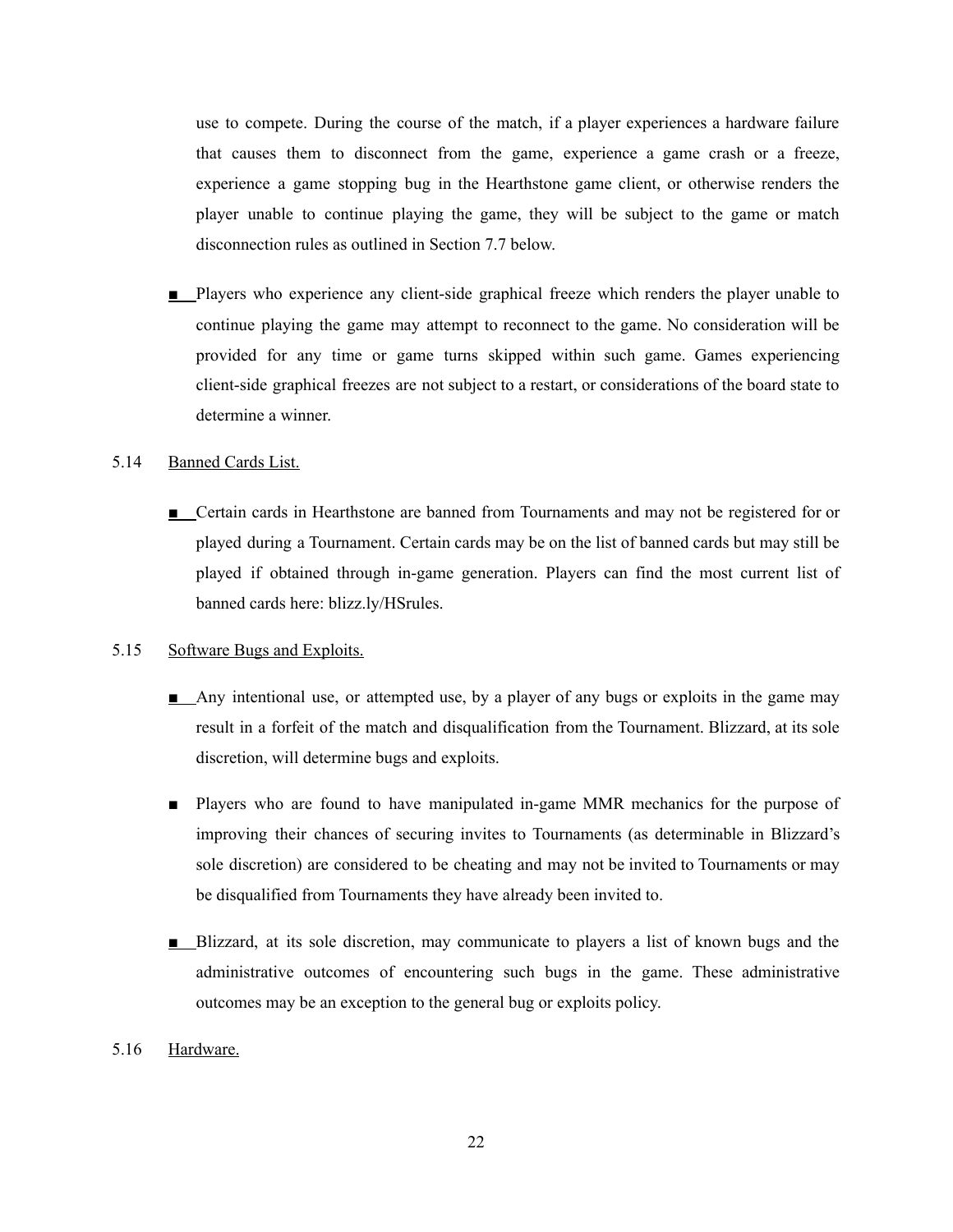use to compete. During the course of the match, if a player experiences a hardware failure that causes them to disconnect from the game, experience a game crash or a freeze, experience a game stopping bug in the Hearthstone game client, or otherwise renders the player unable to continue playing the game, they will be subject to the game or match disconnection rules as outlined in Section 7.7 below.

- Players who experience any client-side graphical freeze which renders the player unable to continue playing the game may attempt to reconnect to the game. No consideration will be provided for any time or game turns skipped within such game. Games experiencing client-side graphical freezes are not subject to a restart, or considerations of the board state to determine a winner.

5.14 Banned Cards List.

- Certain cards in Hearthstone are banned from Tournaments and may not be registered for or played during a Tournament. Certain cards may be on the list of banned cards but may still be played if obtained through in-game generation. Players can find the most current list of banned cards here: blizz.ly/HSrules.

5.15 Software Bugs and Exploits.

- Any intentional use, or attempted use, by a player of any bugs or exploits in the game may result in a forfeit of the match and disqualification from the Tournament. Blizzard, at its sole discretion, will determine bugs and exploits.

- Players who are found to have manipulated in-game MMR mechanics for the purpose of improving their chances of securing invites to Tournaments (as determinable in Blizzard's sole discretion) are considered to be cheating and may not be invited to Tournaments or may be disqualified from Tournaments they have already been invited to.

- Blizzard, at its sole discretion, may communicate to players a list of known bugs and the administrative outcomes of encountering such bugs in the game. These administrative outcomes may be an exception to the general bug or exploits policy.

5.16 Hardware.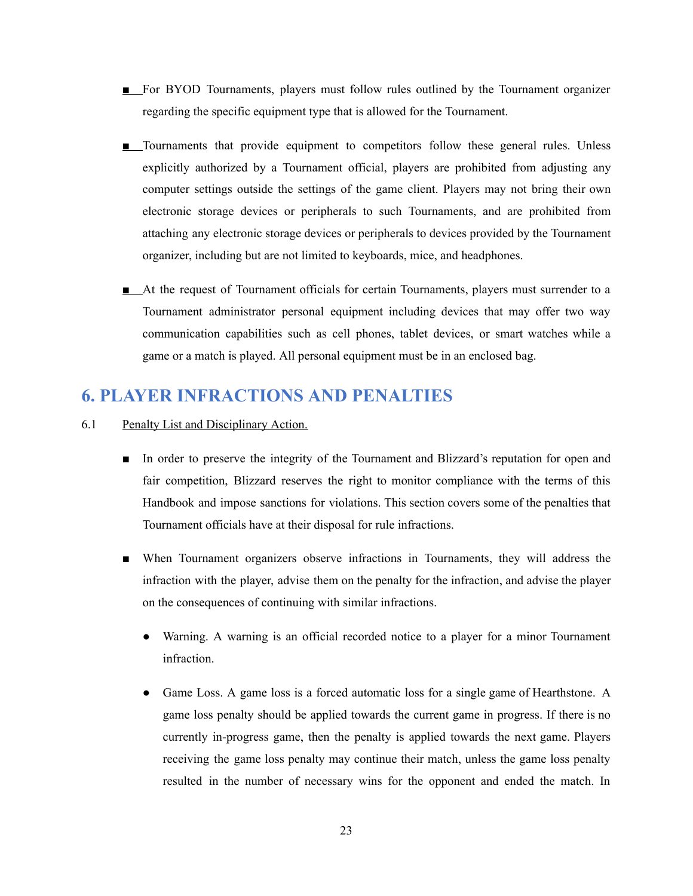- For BYOD Tournaments, players must follow rules outlined by the Tournament organizer regarding the specific equipment type that is allowed for the Tournament.

- Tournaments that provide equipment to competitors follow these general rules. Unless explicitly authorized by a Tournament official, players are prohibited from adjusting any computer settings outside the settings of the game client. Players may not bring their own electronic storage devices or peripherals to such Tournaments, and are prohibited from attaching any electronic storage devices or peripherals to devices provided by the Tournament organizer, including but are not limited to keyboards, mice, and headphones.

- At the request of Tournament officials for certain Tournaments, players must surrender to a Tournament administrator personal equipment including devices that may offer two way communication capabilities such as cell phones, tablet devices, or smart watches while a game or a match is played. All personal equipment must be in an enclosed bag.

# 6. PLAYER INFRACTIONS AND PENALTIES

6.1 Penalty List and Disciplinary Action.

- In order to preserve the integrity of the Tournament and Blizzard's reputation for open and fair competition, Blizzard reserves the right to monitor compliance with the terms of this Handbook and impose sanctions for violations. This section covers some of the penalties that Tournament officials have at their disposal for rule infractions.

- When Tournament organizers observe infractions in Tournaments, they will address the infraction with the player, advise them on the penalty for the infraction, and advise the player on the consequences of continuing with similar infractions.

  - Warning. A warning is an official recorded notice to a player for a minor Tournament infraction.

  - Game Loss. A game loss is a forced automatic loss for a single game of Hearthstone. A game loss penalty should be applied towards the current game in progress. If there is no currently in-progress game, then the penalty is applied towards the next game. Players receiving the game loss penalty may continue their match, unless the game loss penalty resulted in the number of necessary wins for the opponent and ended the match. In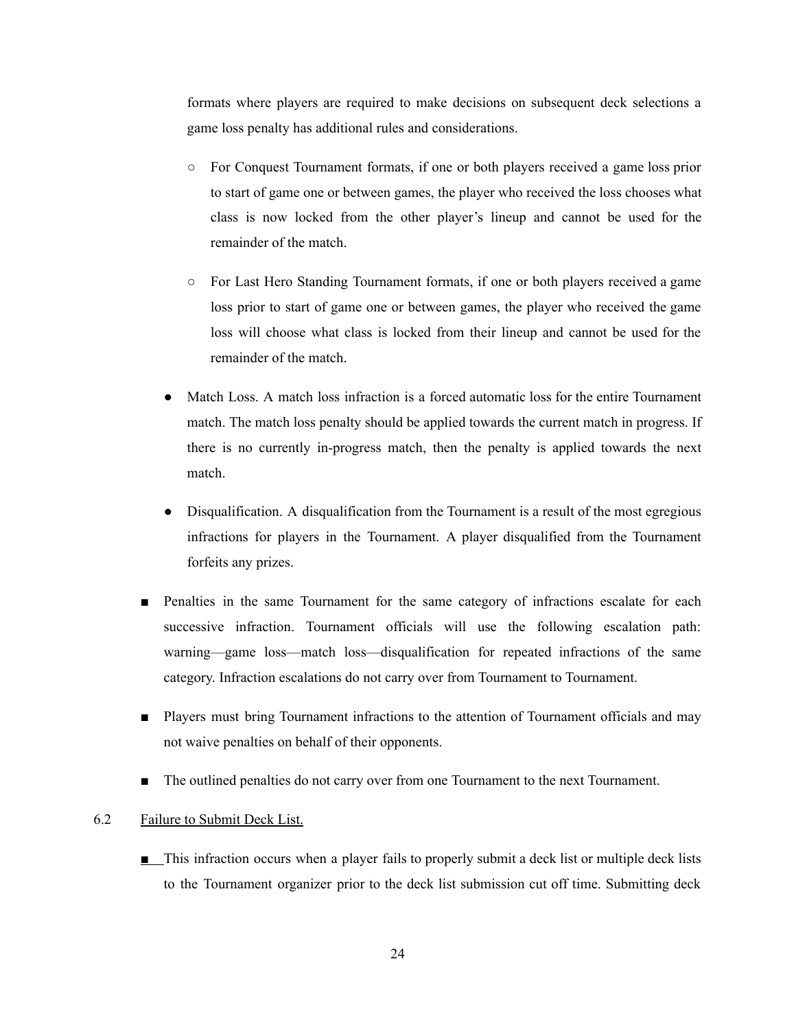formats where players are required to make decisions on subsequent deck selections a game loss penalty has additional rules and considerations.

  - For Conquest Tournament formats, if one or both players received a game loss prior to start of game one or between games, the player who received the loss chooses what class is now locked from the other player's lineup and cannot be used for the remainder of the match.

  - For Last Hero Standing Tournament formats, if one or both players received a game loss prior to start of game one or between games, the player who received the game loss will choose what class is locked from their lineup and cannot be used for the remainder of the match.

- Match Loss. A match loss infraction is a forced automatic loss for the entire Tournament match. The match loss penalty should be applied towards the current match in progress. If there is no currently in-progress match, then the penalty is applied towards the next match.

- Disqualification. A disqualification from the Tournament is a result of the most egregious infractions for players in the Tournament. A player disqualified from the Tournament forfeits any prizes.

■ Penalties in the same Tournament for the same category of infractions escalate for each successive infraction. Tournament officials will use the following escalation path: warning—game loss—match loss—disqualification for repeated infractions of the same category. Infraction escalations do not carry over from Tournament to Tournament.

■ Players must bring Tournament infractions to the attention of Tournament officials and may not waive penalties on behalf of their opponents.

■ The outlined penalties do not carry over from one Tournament to the next Tournament.

6.2 Failure to Submit Deck List.

■ This infraction occurs when a player fails to properly submit a deck list or multiple deck lists to the Tournament organizer prior to the deck list submission cut off time. Submitting deck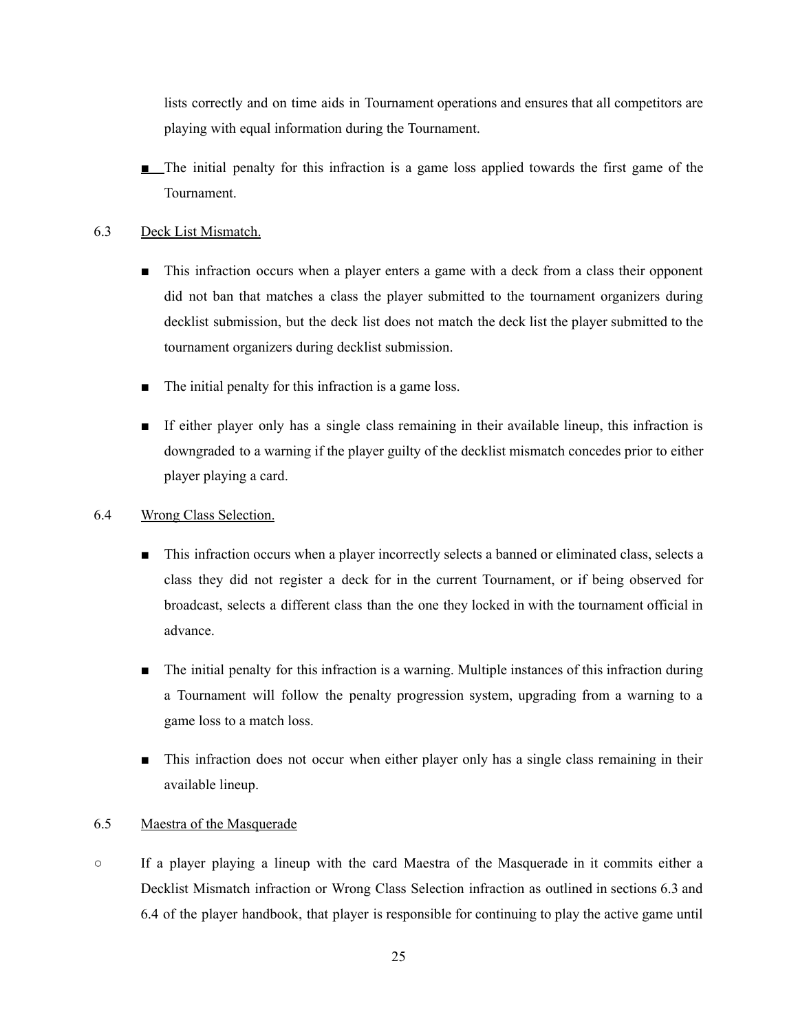lists correctly and on time aids in Tournament operations and ensures that all competitors are playing with equal information during the Tournament.

- The initial penalty for this infraction is a game loss applied towards the first game of the Tournament.

6.3 Deck List Mismatch.

- This infraction occurs when a player enters a game with a deck from a class their opponent did not ban that matches a class the player submitted to the tournament organizers during decklist submission, but the deck list does not match the deck list the player submitted to the tournament organizers during decklist submission.
- The initial penalty for this infraction is a game loss.
- If either player only has a single class remaining in their available lineup, this infraction is downgraded to a warning if the player guilty of the decklist mismatch concedes prior to either player playing a card.

6.4 Wrong Class Selection.

- This infraction occurs when a player incorrectly selects a banned or eliminated class, selects a class they did not register a deck for in the current Tournament, or if being observed for broadcast, selects a different class than the one they locked in with the tournament official in advance.
- The initial penalty for this infraction is a warning. Multiple instances of this infraction during a Tournament will follow the penalty progression system, upgrading from a warning to a game loss to a match loss.
- This infraction does not occur when either player only has a single class remaining in their available lineup.

6.5 Maestra of the Masquerade

- If a player playing a lineup with the card Maestra of the Masquerade in it commits either a Decklist Mismatch infraction or Wrong Class Selection infraction as outlined in sections 6.3 and 6.4 of the player handbook, that player is responsible for continuing to play the active game until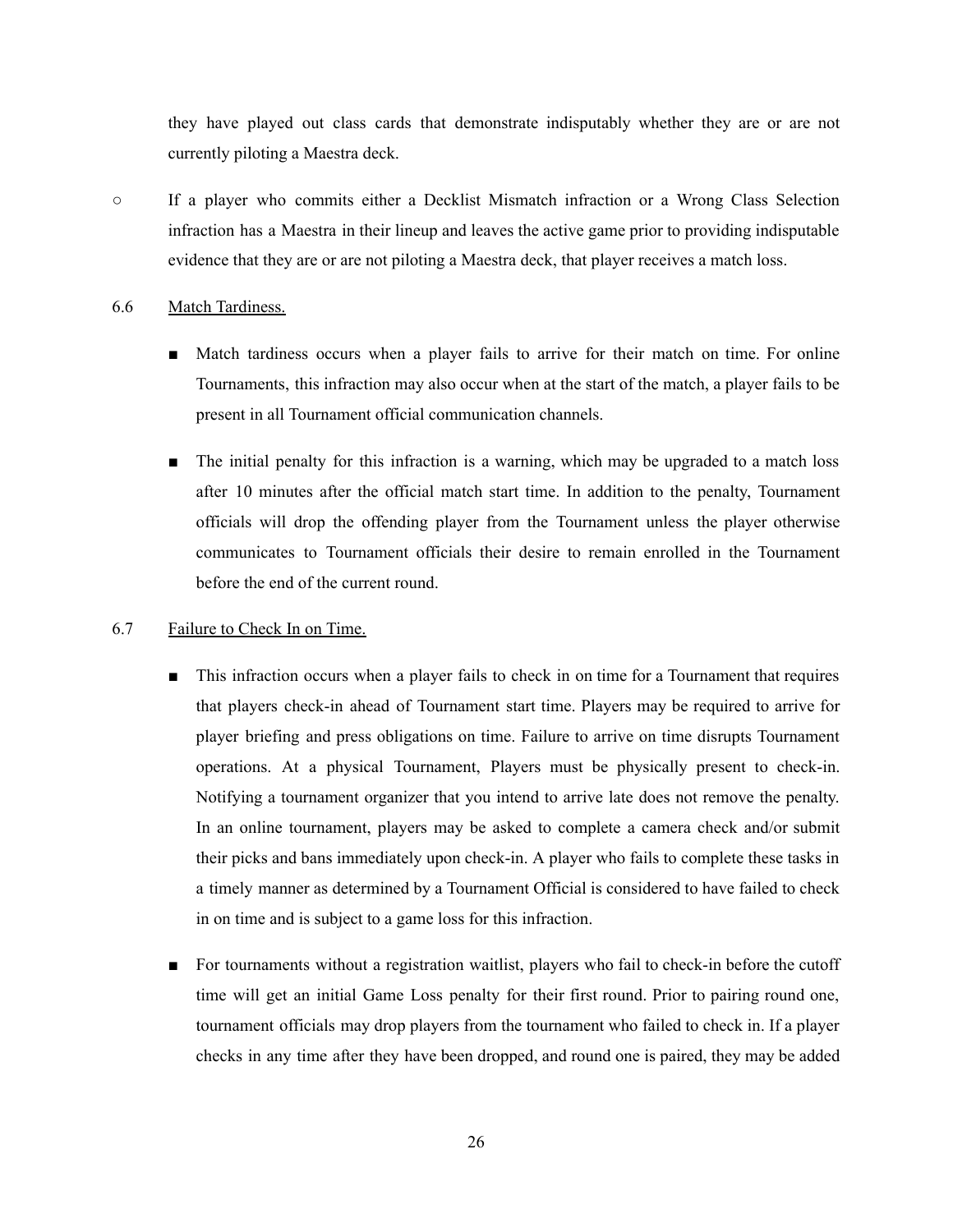they have played out class cards that demonstrate indisputably whether they are or are not currently piloting a Maestra deck.

- If a player who commits either a Decklist Mismatch infraction or a Wrong Class Selection infraction has a Maestra in their lineup and leaves the active game prior to providing indisputable evidence that they are or are not piloting a Maestra deck, that player receives a match loss.

6.6 Match Tardiness.

- Match tardiness occurs when a player fails to arrive for their match on time. For online Tournaments, this infraction may also occur when at the start of the match, a player fails to be present in all Tournament official communication channels.
- The initial penalty for this infraction is a warning, which may be upgraded to a match loss after 10 minutes after the official match start time. In addition to the penalty, Tournament officials will drop the offending player from the Tournament unless the player otherwise communicates to Tournament officials their desire to remain enrolled in the Tournament before the end of the current round.

6.7 Failure to Check In on Time.

- This infraction occurs when a player fails to check in on time for a Tournament that requires that players check-in ahead of Tournament start time. Players may be required to arrive for player briefing and press obligations on time. Failure to arrive on time disrupts Tournament operations. At a physical Tournament, Players must be physically present to check-in. Notifying a tournament organizer that you intend to arrive late does not remove the penalty. In an online tournament, players may be asked to complete a camera check and/or submit their picks and bans immediately upon check-in. A player who fails to complete these tasks in a timely manner as determined by a Tournament Official is considered to have failed to check in on time and is subject to a game loss for this infraction.
- For tournaments without a registration waitlist, players who fail to check-in before the cutoff time will get an initial Game Loss penalty for their first round. Prior to pairing round one, tournament officials may drop players from the tournament who failed to check in. If a player checks in any time after they have been dropped, and round one is paired, they may be added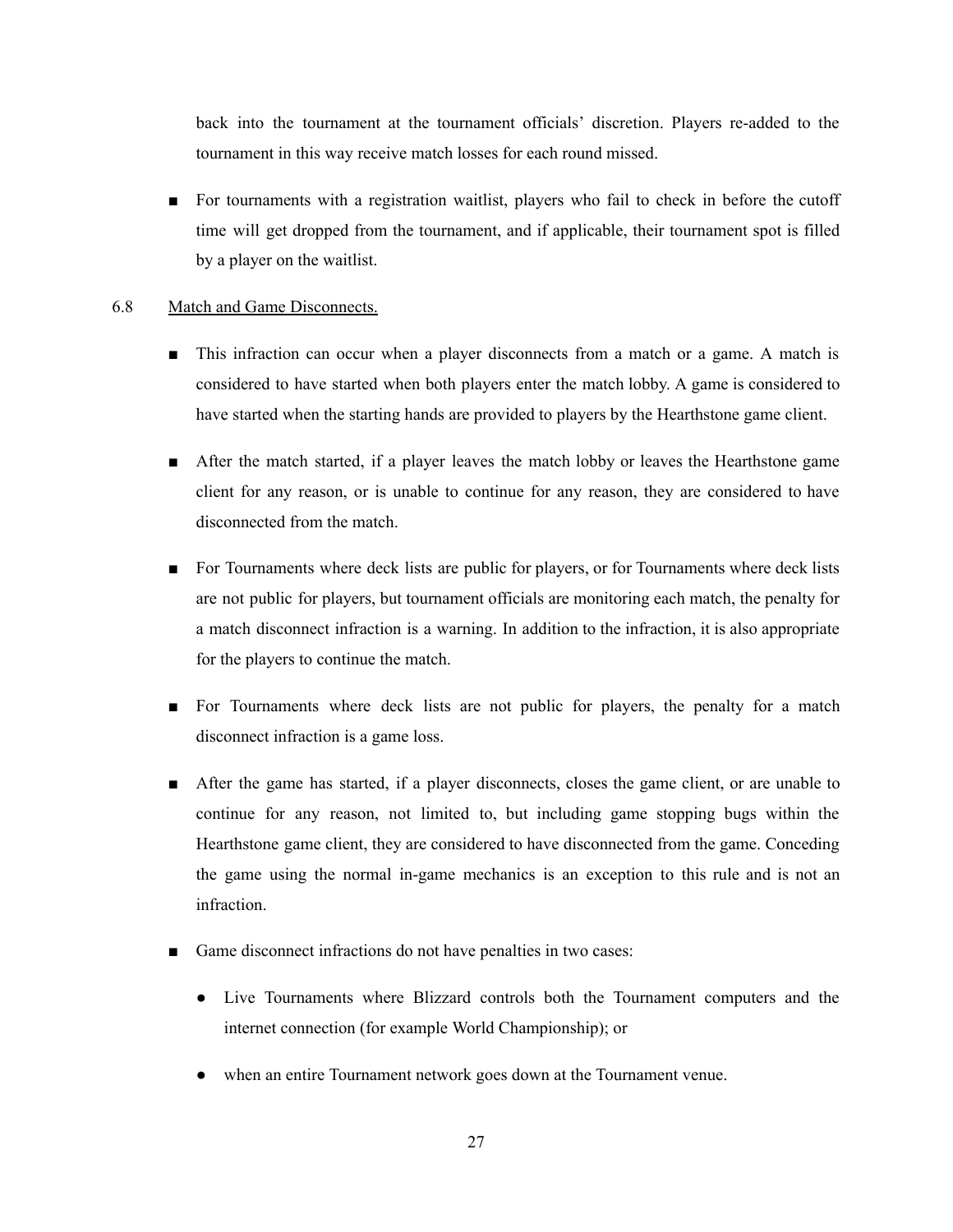back into the tournament at the tournament officials' discretion. Players re-added to the tournament in this way receive match losses for each round missed.

- For tournaments with a registration waitlist, players who fail to check in before the cutoff time will get dropped from the tournament, and if applicable, their tournament spot is filled by a player on the waitlist.

6.8 Match and Game Disconnects.

- This infraction can occur when a player disconnects from a match or a game. A match is considered to have started when both players enter the match lobby. A game is considered to have started when the starting hands are provided to players by the Hearthstone game client.

- After the match started, if a player leaves the match lobby or leaves the Hearthstone game client for any reason, or is unable to continue for any reason, they are considered to have disconnected from the match.

- For Tournaments where deck lists are public for players, or for Tournaments where deck lists are not public for players, but tournament officials are monitoring each match, the penalty for a match disconnect infraction is a warning. In addition to the infraction, it is also appropriate for the players to continue the match.

- For Tournaments where deck lists are not public for players, the penalty for a match disconnect infraction is a game loss.

- After the game has started, if a player disconnects, closes the game client, or are unable to continue for any reason, not limited to, but including game stopping bugs within the Hearthstone game client, they are considered to have disconnected from the game. Conceding the game using the normal in-game mechanics is an exception to this rule and is not an infraction.

- Game disconnect infractions do not have penalties in two cases:

  - Live Tournaments where Blizzard controls both the Tournament computers and the internet connection (for example World Championship); or

  - when an entire Tournament network goes down at the Tournament venue.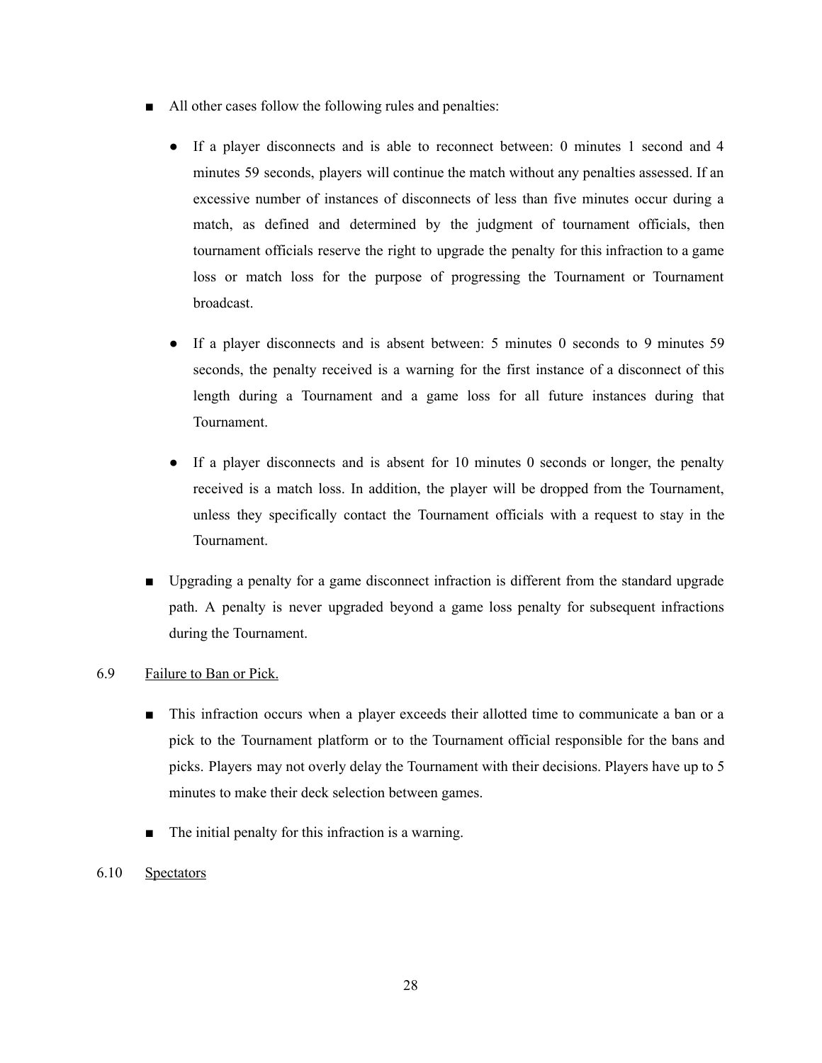- All other cases follow the following rules and penalties:

  - If a player disconnects and is able to reconnect between: 0 minutes 1 second and 4 minutes 59 seconds, players will continue the match without any penalties assessed. If an excessive number of instances of disconnects of less than five minutes occur during a match, as defined and determined by the judgment of tournament officials, then tournament officials reserve the right to upgrade the penalty for this infraction to a game loss or match loss for the purpose of progressing the Tournament or Tournament broadcast.

  - If a player disconnects and is absent between: 5 minutes 0 seconds to 9 minutes 59 seconds, the penalty received is a warning for the first instance of a disconnect of this length during a Tournament and a game loss for all future instances during that Tournament.

  - If a player disconnects and is absent for 10 minutes 0 seconds or longer, the penalty received is a match loss. In addition, the player will be dropped from the Tournament, unless they specifically contact the Tournament officials with a request to stay in the Tournament.

- Upgrading a penalty for a game disconnect infraction is different from the standard upgrade path. A penalty is never upgraded beyond a game loss penalty for subsequent infractions during the Tournament.

6.9 Failure to Ban or Pick.

- This infraction occurs when a player exceeds their allotted time to communicate a ban or a pick to the Tournament platform or to the Tournament official responsible for the bans and picks. Players may not overly delay the Tournament with their decisions. Players have up to 5 minutes to make their deck selection between games.

- The initial penalty for this infraction is a warning.

6.10 Spectators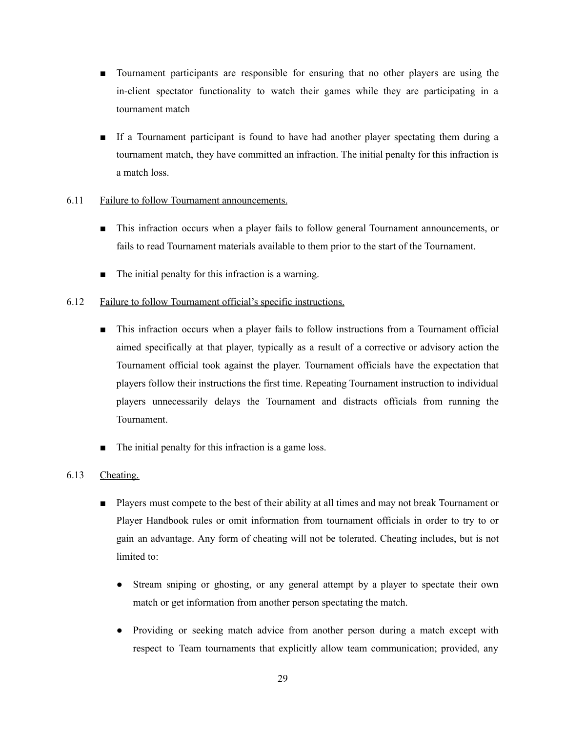- Tournament participants are responsible for ensuring that no other players are using the in-client spectator functionality to watch their games while they are participating in a tournament match

- If a Tournament participant is found to have had another player spectating them during a tournament match, they have committed an infraction. The initial penalty for this infraction is a match loss.

6.11 Failure to follow Tournament announcements.

- This infraction occurs when a player fails to follow general Tournament announcements, or fails to read Tournament materials available to them prior to the start of the Tournament.

- The initial penalty for this infraction is a warning.

6.12 Failure to follow Tournament official's specific instructions.

- This infraction occurs when a player fails to follow instructions from a Tournament official aimed specifically at that player, typically as a result of a corrective or advisory action the Tournament official took against the player. Tournament officials have the expectation that players follow their instructions the first time. Repeating Tournament instruction to individual players unnecessarily delays the Tournament and distracts officials from running the Tournament.

- The initial penalty for this infraction is a game loss.

6.13 Cheating.

- Players must compete to the best of their ability at all times and may not break Tournament or Player Handbook rules or omit information from tournament officials in order to try to or gain an advantage. Any form of cheating will not be tolerated. Cheating includes, but is not limited to:

  - Stream sniping or ghosting, or any general attempt by a player to spectate their own match or get information from another person spectating the match.

  - Providing or seeking match advice from another person during a match except with respect to Team tournaments that explicitly allow team communication; provided, any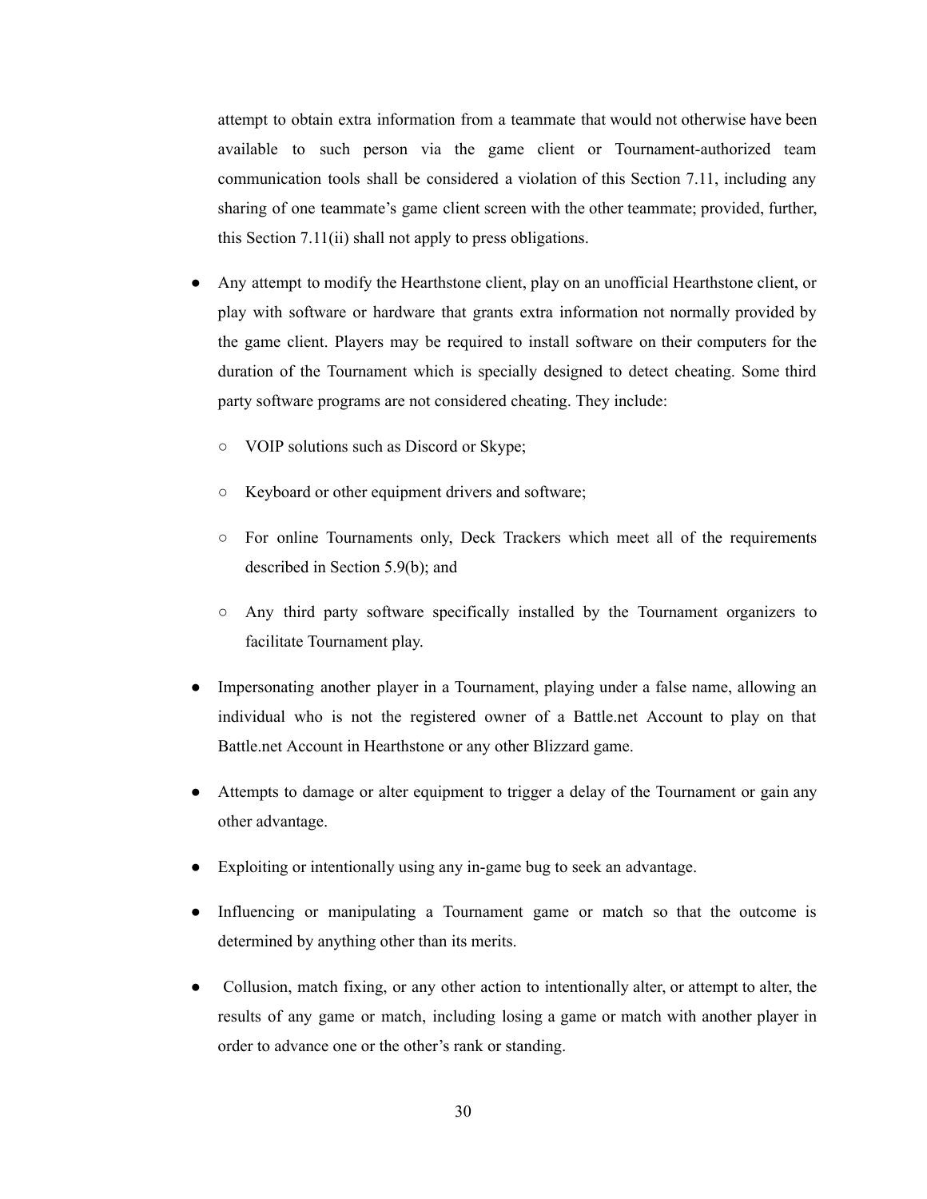attempt to obtain extra information from a teammate that would not otherwise have been available to such person via the game client or Tournament-authorized team communication tools shall be considered a violation of this Section 7.11, including any sharing of one teammate's game client screen with the other teammate; provided, further, this Section 7.11(ii) shall not apply to press obligations.

- Any attempt to modify the Hearthstone client, play on an unofficial Hearthstone client, or play with software or hardware that grants extra information not normally provided by the game client. Players may be required to install software on their computers for the duration of the Tournament which is specially designed to detect cheating. Some third party software programs are not considered cheating. They include:
  - VOIP solutions such as Discord or Skype;
  - Keyboard or other equipment drivers and software;
  - For online Tournaments only, Deck Trackers which meet all of the requirements described in Section 5.9(b); and
  - Any third party software specifically installed by the Tournament organizers to facilitate Tournament play.
- Impersonating another player in a Tournament, playing under a false name, allowing an individual who is not the registered owner of a Battle.net Account to play on that Battle.net Account in Hearthstone or any other Blizzard game.
- Attempts to damage or alter equipment to trigger a delay of the Tournament or gain any other advantage.
- Exploiting or intentionally using any in-game bug to seek an advantage.
- Influencing or manipulating a Tournament game or match so that the outcome is determined by anything other than its merits.
- Collusion, match fixing, or any other action to intentionally alter, or attempt to alter, the results of any game or match, including losing a game or match with another player in order to advance one or the other's rank or standing.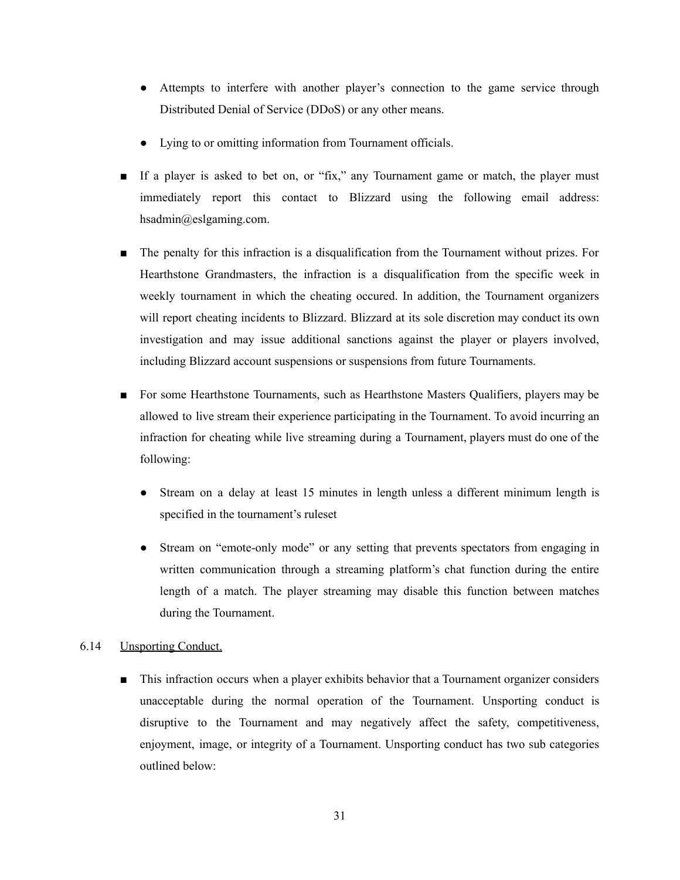- Attempts to interfere with another player's connection to the game service through Distributed Denial of Service (DDoS) or any other means.

- Lying to or omitting information from Tournament officials.

- If a player is asked to bet on, or "fix," any Tournament game or match, the player must immediately report this contact to Blizzard using the following email address: hsadmin@eslgaming.com.

- The penalty for this infraction is a disqualification from the Tournament without prizes. For Hearthstone Grandmasters, the infraction is a disqualification from the specific week in weekly tournament in which the cheating occured. In addition, the Tournament organizers will report cheating incidents to Blizzard. Blizzard at its sole discretion may conduct its own investigation and may issue additional sanctions against the player or players involved, including Blizzard account suspensions or suspensions from future Tournaments.

- For some Hearthstone Tournaments, such as Hearthstone Masters Qualifiers, players may be allowed to live stream their experience participating in the Tournament. To avoid incurring an infraction for cheating while live streaming during a Tournament, players must do one of the following:

  - Stream on a delay at least 15 minutes in length unless a different minimum length is specified in the tournament's ruleset

  - Stream on "emote-only mode" or any setting that prevents spectators from engaging in written communication through a streaming platform's chat function during the entire length of a match. The player streaming may disable this function between matches during the Tournament.

6.14 Unsporting Conduct.

- This infraction occurs when a player exhibits behavior that a Tournament organizer considers unacceptable during the normal operation of the Tournament. Unsporting conduct is disruptive to the Tournament and may negatively affect the safety, competitiveness, enjoyment, image, or integrity of a Tournament. Unsporting conduct has two sub categories outlined below: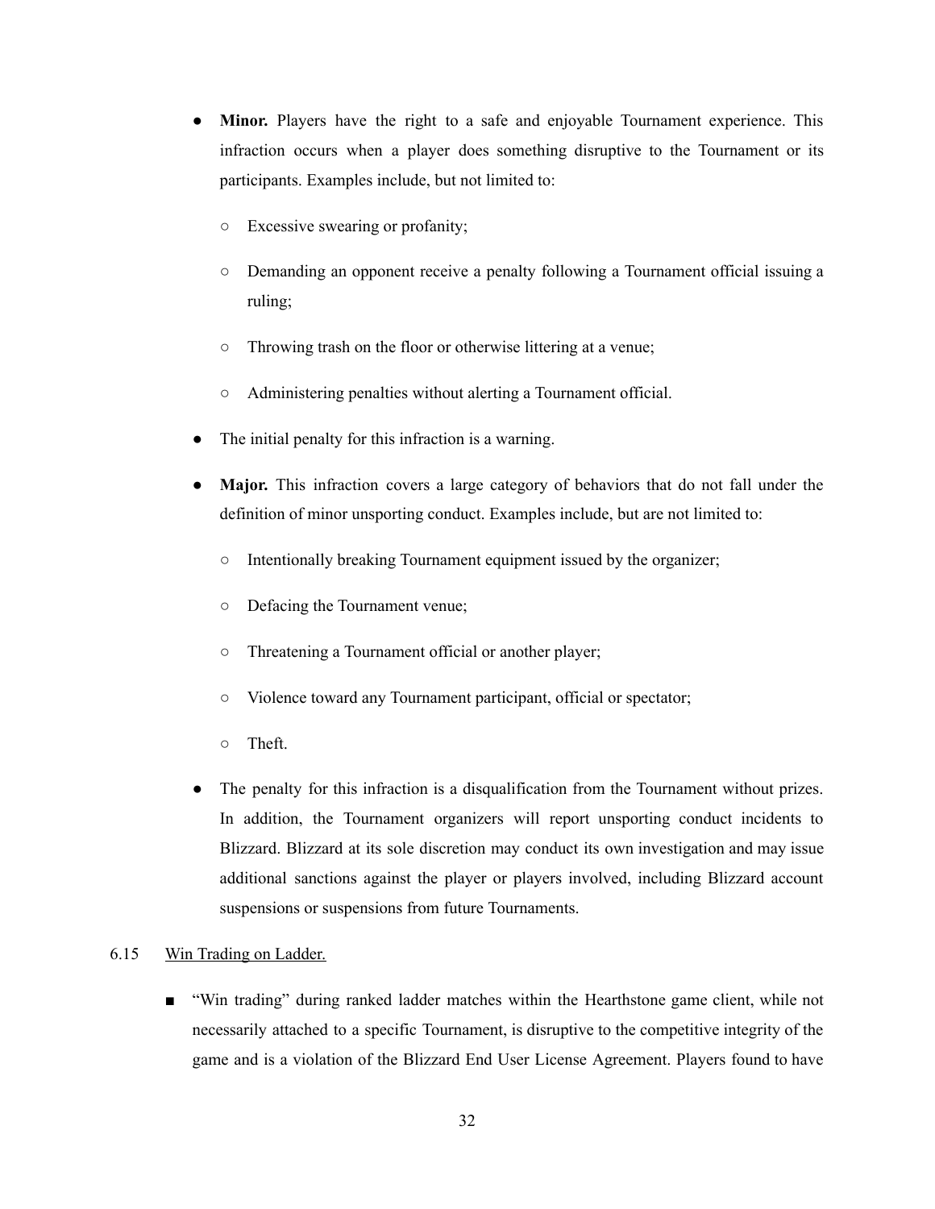- **Minor.** Players have the right to a safe and enjoyable Tournament experience. This infraction occurs when a player does something disruptive to the Tournament or its participants. Examples include, but not limited to:
  - Excessive swearing or profanity;
  - Demanding an opponent receive a penalty following a Tournament official issuing a ruling;
  - Throwing trash on the floor or otherwise littering at a venue;
  - Administering penalties without alerting a Tournament official.
- The initial penalty for this infraction is a warning.
- **Major.** This infraction covers a large category of behaviors that do not fall under the definition of minor unsporting conduct. Examples include, but are not limited to:
  - Intentionally breaking Tournament equipment issued by the organizer;
  - Defacing the Tournament venue;
  - Threatening a Tournament official or another player;
  - Violence toward any Tournament participant, official or spectator;
  - Theft.
- The penalty for this infraction is a disqualification from the Tournament without prizes. In addition, the Tournament organizers will report unsporting conduct incidents to Blizzard. Blizzard at its sole discretion may conduct its own investigation and may issue additional sanctions against the player or players involved, including Blizzard account suspensions or suspensions from future Tournaments.

6.15 Win Trading on Ladder.

- "Win trading" during ranked ladder matches within the Hearthstone game client, while not necessarily attached to a specific Tournament, is disruptive to the competitive integrity of the game and is a violation of the Blizzard End User License Agreement. Players found to have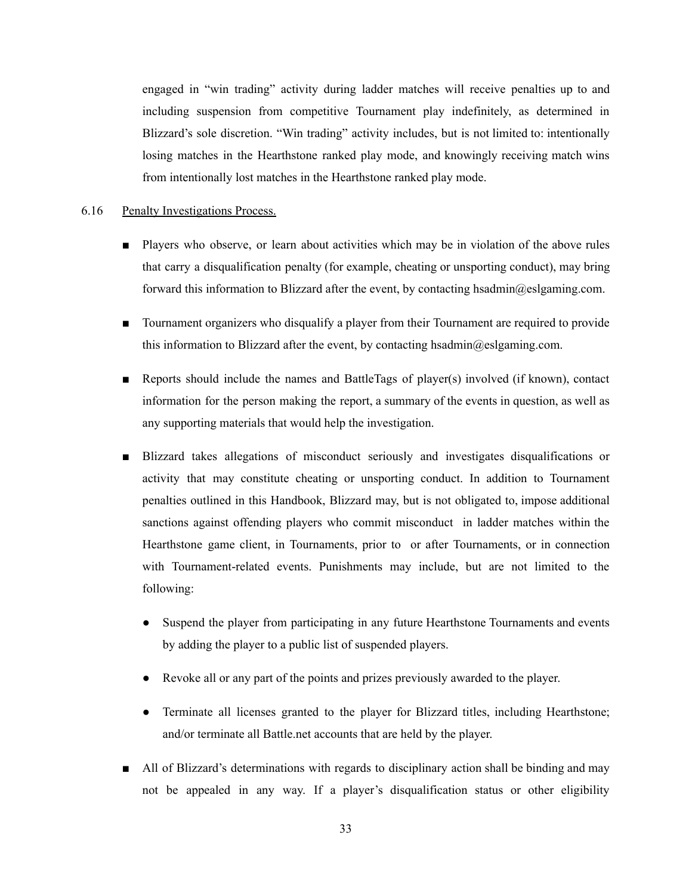engaged in "win trading" activity during ladder matches will receive penalties up to and including suspension from competitive Tournament play indefinitely, as determined in Blizzard's sole discretion. "Win trading" activity includes, but is not limited to: intentionally losing matches in the Hearthstone ranked play mode, and knowingly receiving match wins from intentionally lost matches in the Hearthstone ranked play mode.

6.16 Penalty Investigations Process.

- Players who observe, or learn about activities which may be in violation of the above rules that carry a disqualification penalty (for example, cheating or unsporting conduct), may bring forward this information to Blizzard after the event, by contacting hsadmin@eslgaming.com.

- Tournament organizers who disqualify a player from their Tournament are required to provide this information to Blizzard after the event, by contacting hsadmin@eslgaming.com.

- Reports should include the names and BattleTags of player(s) involved (if known), contact information for the person making the report, a summary of the events in question, as well as any supporting materials that would help the investigation.

- Blizzard takes allegations of misconduct seriously and investigates disqualifications or activity that may constitute cheating or unsporting conduct. In addition to Tournament penalties outlined in this Handbook, Blizzard may, but is not obligated to, impose additional sanctions against offending players who commit misconduct in ladder matches within the Hearthstone game client, in Tournaments, prior to or after Tournaments, or in connection with Tournament-related events. Punishments may include, but are not limited to the following:

  - Suspend the player from participating in any future Hearthstone Tournaments and events by adding the player to a public list of suspended players.

  - Revoke all or any part of the points and prizes previously awarded to the player.

  - Terminate all licenses granted to the player for Blizzard titles, including Hearthstone; and/or terminate all Battle.net accounts that are held by the player.

- All of Blizzard's determinations with regards to disciplinary action shall be binding and may not be appealed in any way. If a player's disqualification status or other eligibility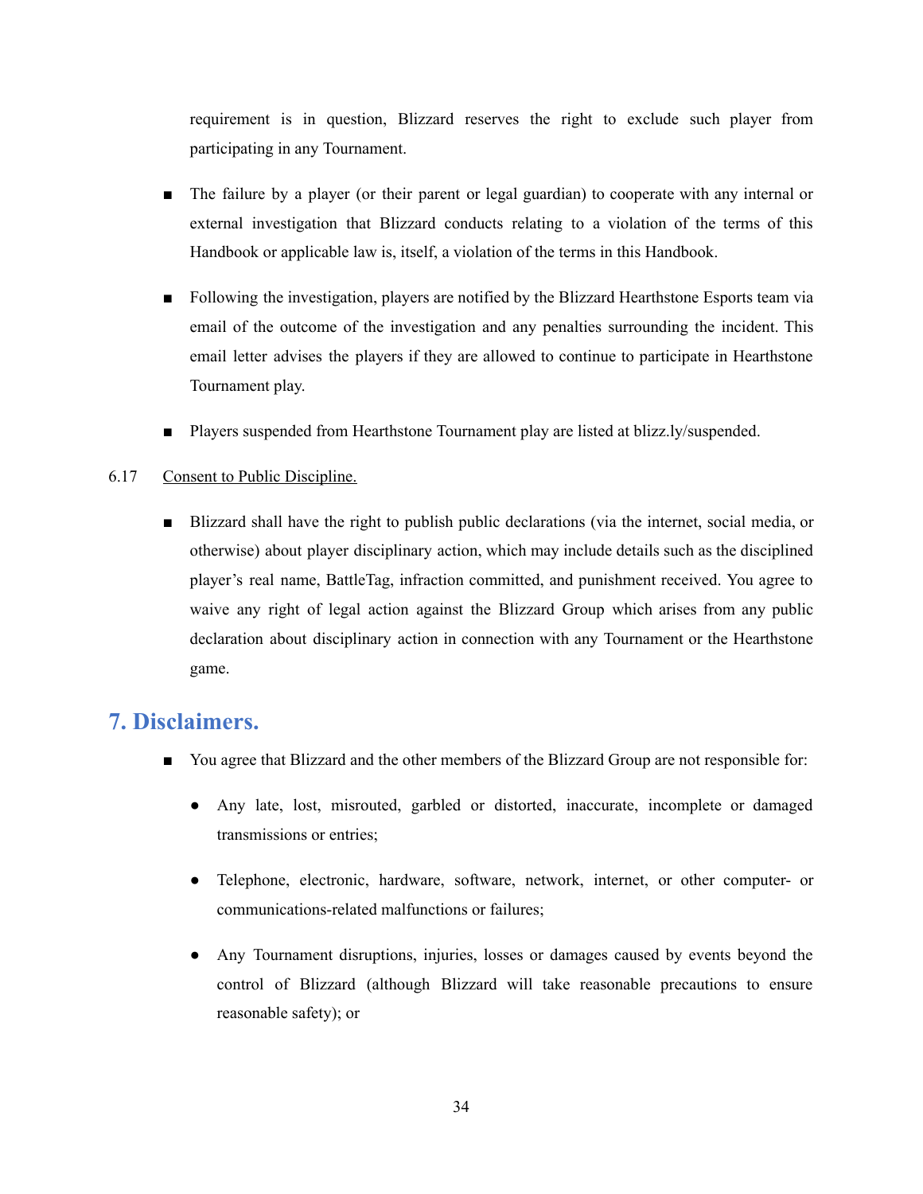requirement is in question, Blizzard reserves the right to exclude such player from participating in any Tournament.

- The failure by a player (or their parent or legal guardian) to cooperate with any internal or external investigation that Blizzard conducts relating to a violation of the terms of this Handbook or applicable law is, itself, a violation of the terms in this Handbook.
- Following the investigation, players are notified by the Blizzard Hearthstone Esports team via email of the outcome of the investigation and any penalties surrounding the incident. This email letter advises the players if they are allowed to continue to participate in Hearthstone Tournament play.
- Players suspended from Hearthstone Tournament play are listed at blizz.ly/suspended.

6.17 Consent to Public Discipline.

- Blizzard shall have the right to publish public declarations (via the internet, social media, or otherwise) about player disciplinary action, which may include details such as the disciplined player's real name, BattleTag, infraction committed, and punishment received. You agree to waive any right of legal action against the Blizzard Group which arises from any public declaration about disciplinary action in connection with any Tournament or the Hearthstone game.

## 7. Disclaimers.

- You agree that Blizzard and the other members of the Blizzard Group are not responsible for:
  - Any late, lost, misrouted, garbled or distorted, inaccurate, incomplete or damaged transmissions or entries;
  - Telephone, electronic, hardware, software, network, internet, or other computer- or communications-related malfunctions or failures;
  - Any Tournament disruptions, injuries, losses or damages caused by events beyond the control of Blizzard (although Blizzard will take reasonable precautions to ensure reasonable safety); or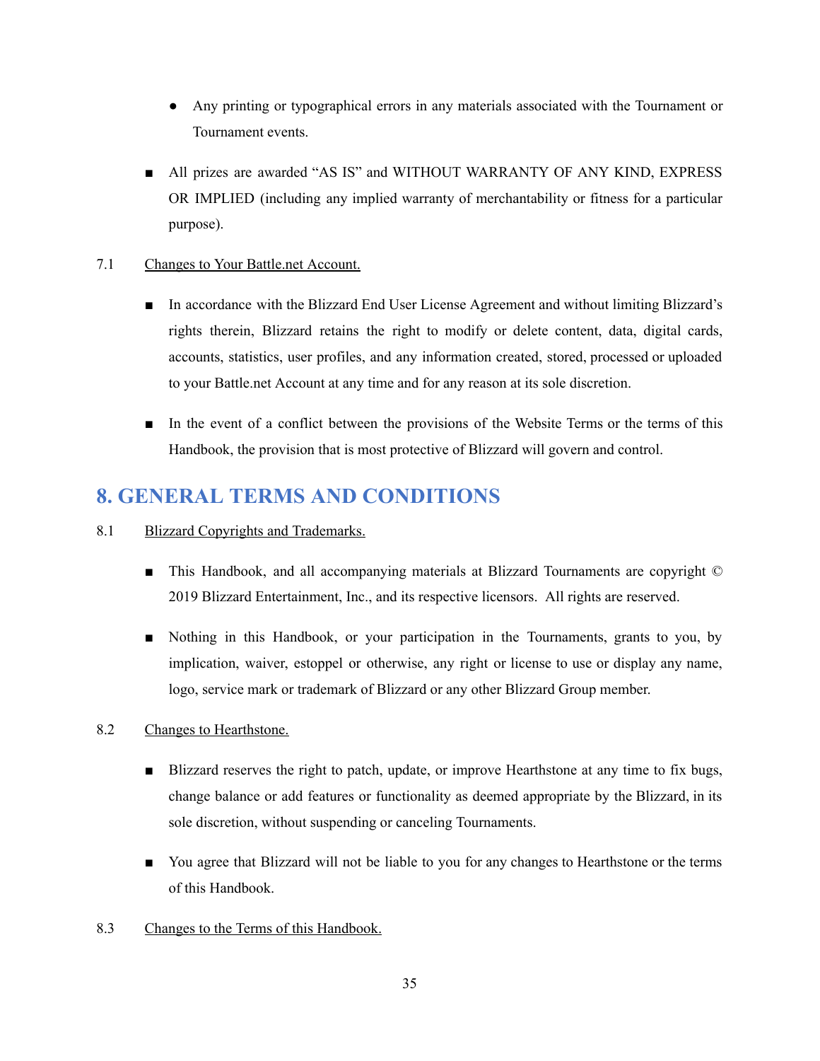- Any printing or typographical errors in any materials associated with the Tournament or Tournament events.

- All prizes are awarded "AS IS" and WITHOUT WARRANTY OF ANY KIND, EXPRESS OR IMPLIED (including any implied warranty of merchantability or fitness for a particular purpose).

7.1 Changes to Your Battle.net Account.

- In accordance with the Blizzard End User License Agreement and without limiting Blizzard's rights therein, Blizzard retains the right to modify or delete content, data, digital cards, accounts, statistics, user profiles, and any information created, stored, processed or uploaded to your Battle.net Account at any time and for any reason at its sole discretion.

- In the event of a conflict between the provisions of the Website Terms or the terms of this Handbook, the provision that is most protective of Blizzard will govern and control.

## 8. GENERAL TERMS AND CONDITIONS

8.1 Blizzard Copyrights and Trademarks.

- This Handbook, and all accompanying materials at Blizzard Tournaments are copyright © 2019 Blizzard Entertainment, Inc., and its respective licensors. All rights are reserved.

- Nothing in this Handbook, or your participation in the Tournaments, grants to you, by implication, waiver, estoppel or otherwise, any right or license to use or display any name, logo, service mark or trademark of Blizzard or any other Blizzard Group member.

8.2 Changes to Hearthstone.

- Blizzard reserves the right to patch, update, or improve Hearthstone at any time to fix bugs, change balance or add features or functionality as deemed appropriate by the Blizzard, in its sole discretion, without suspending or canceling Tournaments.

- You agree that Blizzard will not be liable to you for any changes to Hearthstone or the terms of this Handbook.

8.3 Changes to the Terms of this Handbook.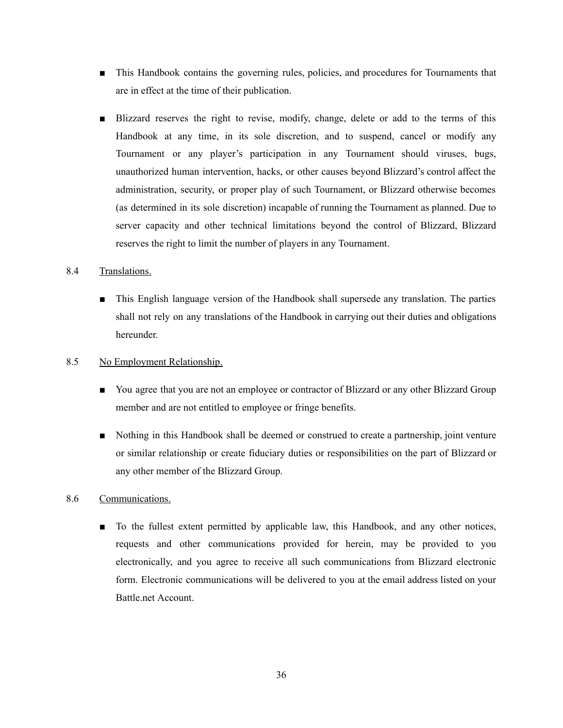- This Handbook contains the governing rules, policies, and procedures for Tournaments that are in effect at the time of their publication.

- Blizzard reserves the right to revise, modify, change, delete or add to the terms of this Handbook at any time, in its sole discretion, and to suspend, cancel or modify any Tournament or any player's participation in any Tournament should viruses, bugs, unauthorized human intervention, hacks, or other causes beyond Blizzard's control affect the administration, security, or proper play of such Tournament, or Blizzard otherwise becomes (as determined in its sole discretion) incapable of running the Tournament as planned. Due to server capacity and other technical limitations beyond the control of Blizzard, Blizzard reserves the right to limit the number of players in any Tournament.

8.4 Translations.

- This English language version of the Handbook shall supersede any translation. The parties shall not rely on any translations of the Handbook in carrying out their duties and obligations hereunder.

8.5 No Employment Relationship.

- You agree that you are not an employee or contractor of Blizzard or any other Blizzard Group member and are not entitled to employee or fringe benefits.

- Nothing in this Handbook shall be deemed or construed to create a partnership, joint venture or similar relationship or create fiduciary duties or responsibilities on the part of Blizzard or any other member of the Blizzard Group.

8.6 Communications.

- To the fullest extent permitted by applicable law, this Handbook, and any other notices, requests and other communications provided for herein, may be provided to you electronically, and you agree to receive all such communications from Blizzard electronic form. Electronic communications will be delivered to you at the email address listed on your Battle.net Account.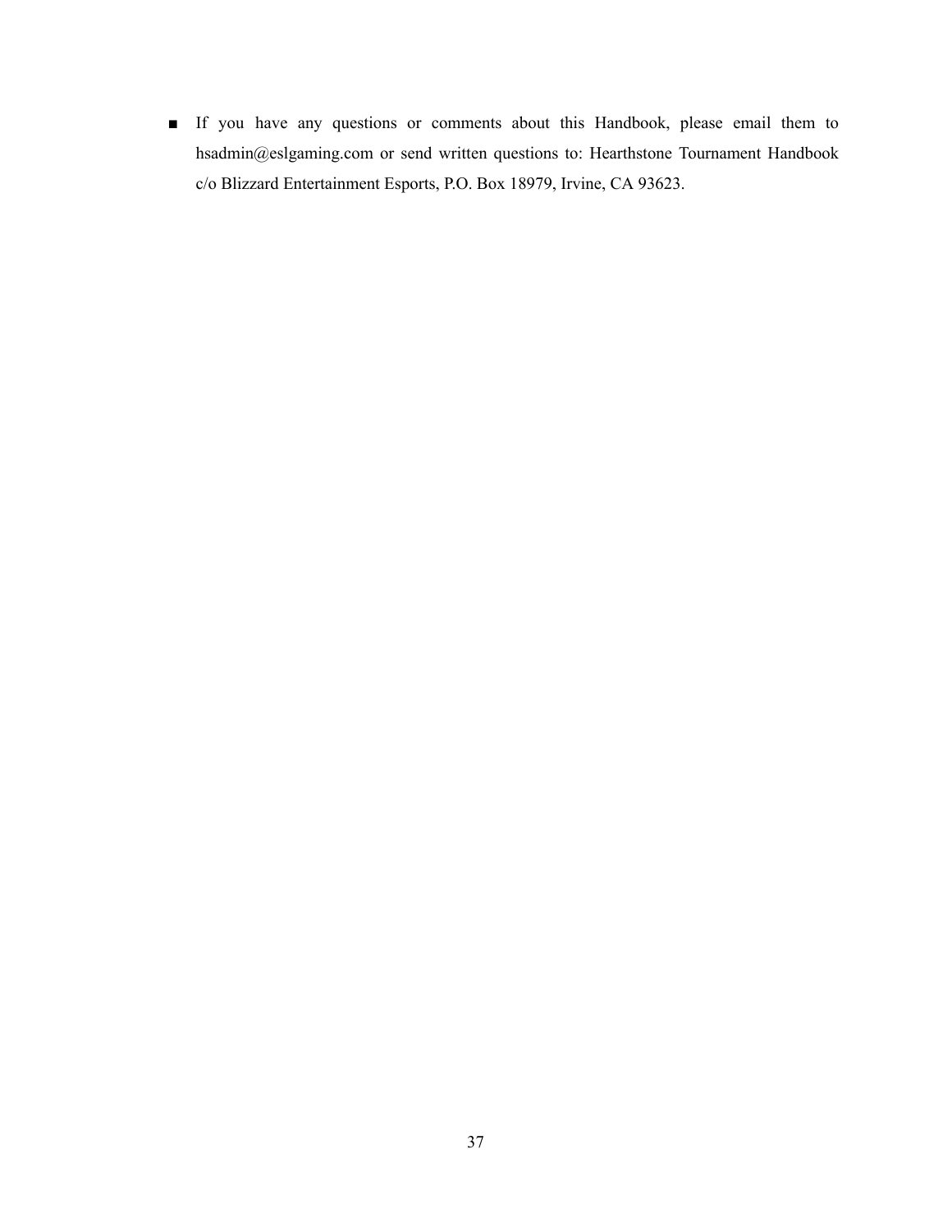- If you have any questions or comments about this Handbook, please email them to hsadmin@eslgaming.com or send written questions to: Hearthstone Tournament Handbook c/o Blizzard Entertainment Esports, P.O. Box 18979, Irvine, CA 93623.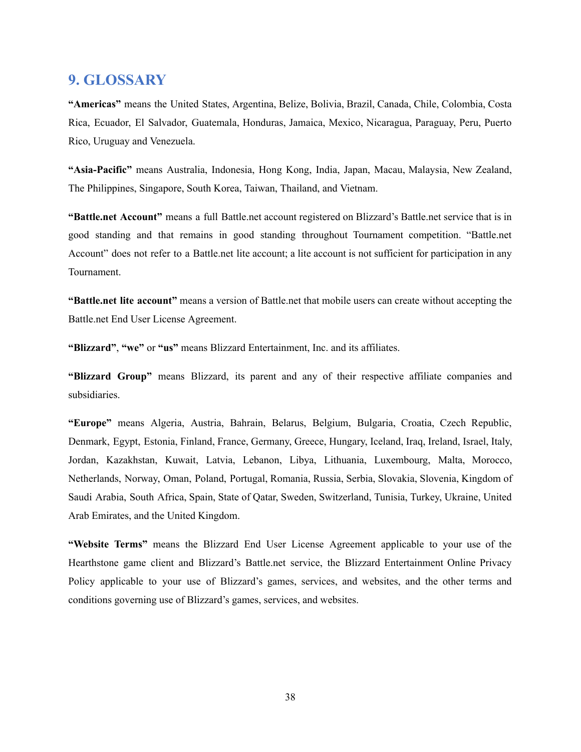# 9. GLOSSARY

**"Americas"** means the United States, Argentina, Belize, Bolivia, Brazil, Canada, Chile, Colombia, Costa Rica, Ecuador, El Salvador, Guatemala, Honduras, Jamaica, Mexico, Nicaragua, Paraguay, Peru, Puerto Rico, Uruguay and Venezuela.

**"Asia-Pacific"** means Australia, Indonesia, Hong Kong, India, Japan, Macau, Malaysia, New Zealand, The Philippines, Singapore, South Korea, Taiwan, Thailand, and Vietnam.

**"Battle.net Account"** means a full Battle.net account registered on Blizzard's Battle.net service that is in good standing and that remains in good standing throughout Tournament competition. "Battle.net Account" does not refer to a Battle.net lite account; a lite account is not sufficient for participation in any Tournament.

**"Battle.net lite account"** means a version of Battle.net that mobile users can create without accepting the Battle.net End User License Agreement.

**"Blizzard"**, **"we"** or **"us"** means Blizzard Entertainment, Inc. and its affiliates.

**"Blizzard Group"** means Blizzard, its parent and any of their respective affiliate companies and subsidiaries.

**"Europe"** means Algeria, Austria, Bahrain, Belarus, Belgium, Bulgaria, Croatia, Czech Republic, Denmark, Egypt, Estonia, Finland, France, Germany, Greece, Hungary, Iceland, Iraq, Ireland, Israel, Italy, Jordan, Kazakhstan, Kuwait, Latvia, Lebanon, Libya, Lithuania, Luxembourg, Malta, Morocco, Netherlands, Norway, Oman, Poland, Portugal, Romania, Russia, Serbia, Slovakia, Slovenia, Kingdom of Saudi Arabia, South Africa, Spain, State of Qatar, Sweden, Switzerland, Tunisia, Turkey, Ukraine, United Arab Emirates, and the United Kingdom.

**"Website Terms"** means the Blizzard End User License Agreement applicable to your use of the Hearthstone game client and Blizzard's Battle.net service, the Blizzard Entertainment Online Privacy Policy applicable to your use of Blizzard's games, services, and websites, and the other terms and conditions governing use of Blizzard's games, services, and websites.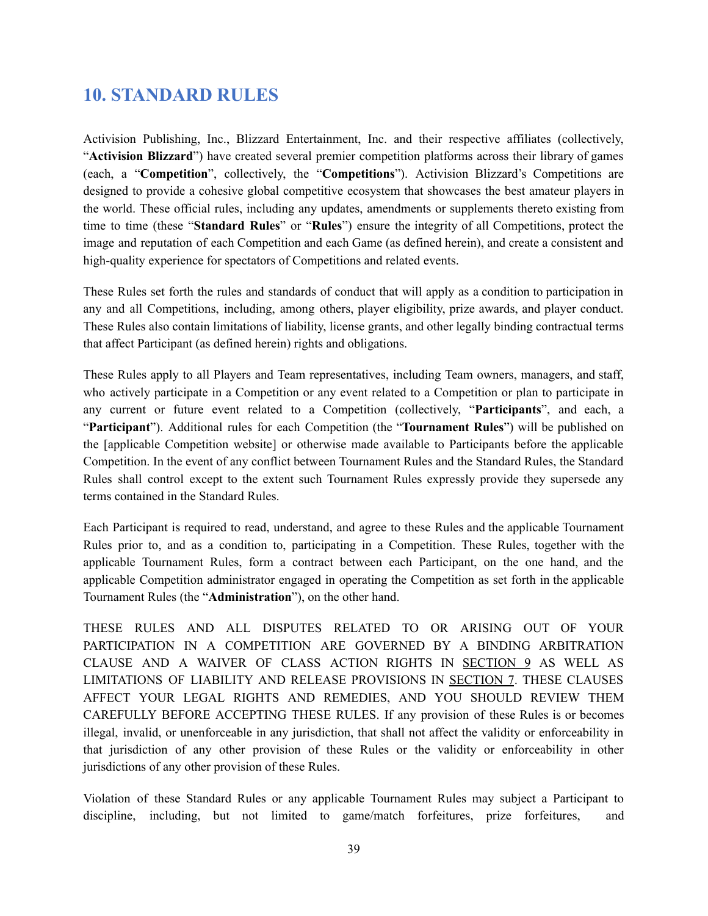# 10. STANDARD RULES

Activision Publishing, Inc., Blizzard Entertainment, Inc. and their respective affiliates (collectively, "**Activision Blizzard**") have created several premier competition platforms across their library of games (each, a "**Competition**", collectively, the "**Competitions**"). Activision Blizzard's Competitions are designed to provide a cohesive global competitive ecosystem that showcases the best amateur players in the world. These official rules, including any updates, amendments or supplements thereto existing from time to time (these "**Standard Rules**" or "**Rules**") ensure the integrity of all Competitions, protect the image and reputation of each Competition and each Game (as defined herein), and create a consistent and high-quality experience for spectators of Competitions and related events.

These Rules set forth the rules and standards of conduct that will apply as a condition to participation in any and all Competitions, including, among others, player eligibility, prize awards, and player conduct. These Rules also contain limitations of liability, license grants, and other legally binding contractual terms that affect Participant (as defined herein) rights and obligations.

These Rules apply to all Players and Team representatives, including Team owners, managers, and staff, who actively participate in a Competition or any event related to a Competition or plan to participate in any current or future event related to a Competition (collectively, "**Participants**", and each, a "**Participant**"). Additional rules for each Competition (the "**Tournament Rules**") will be published on the [applicable Competition website] or otherwise made available to Participants before the applicable Competition. In the event of any conflict between Tournament Rules and the Standard Rules, the Standard Rules shall control except to the extent such Tournament Rules expressly provide they supersede any terms contained in the Standard Rules.

Each Participant is required to read, understand, and agree to these Rules and the applicable Tournament Rules prior to, and as a condition to, participating in a Competition. These Rules, together with the applicable Tournament Rules, form a contract between each Participant, on the one hand, and the applicable Competition administrator engaged in operating the Competition as set forth in the applicable Tournament Rules (the "**Administration**"), on the other hand.

THESE RULES AND ALL DISPUTES RELATED TO OR ARISING OUT OF YOUR PARTICIPATION IN A COMPETITION ARE GOVERNED BY A BINDING ARBITRATION CLAUSE AND A WAIVER OF CLASS ACTION RIGHTS IN SECTION 9 AS WELL AS LIMITATIONS OF LIABILITY AND RELEASE PROVISIONS IN SECTION 7. THESE CLAUSES AFFECT YOUR LEGAL RIGHTS AND REMEDIES, AND YOU SHOULD REVIEW THEM CAREFULLY BEFORE ACCEPTING THESE RULES. If any provision of these Rules is or becomes illegal, invalid, or unenforceable in any jurisdiction, that shall not affect the validity or enforceability in that jurisdiction of any other provision of these Rules or the validity or enforceability in other jurisdictions of any other provision of these Rules.

Violation of these Standard Rules or any applicable Tournament Rules may subject a Participant to discipline, including, but not limited to game/match forfeitures, prize forfeitures, and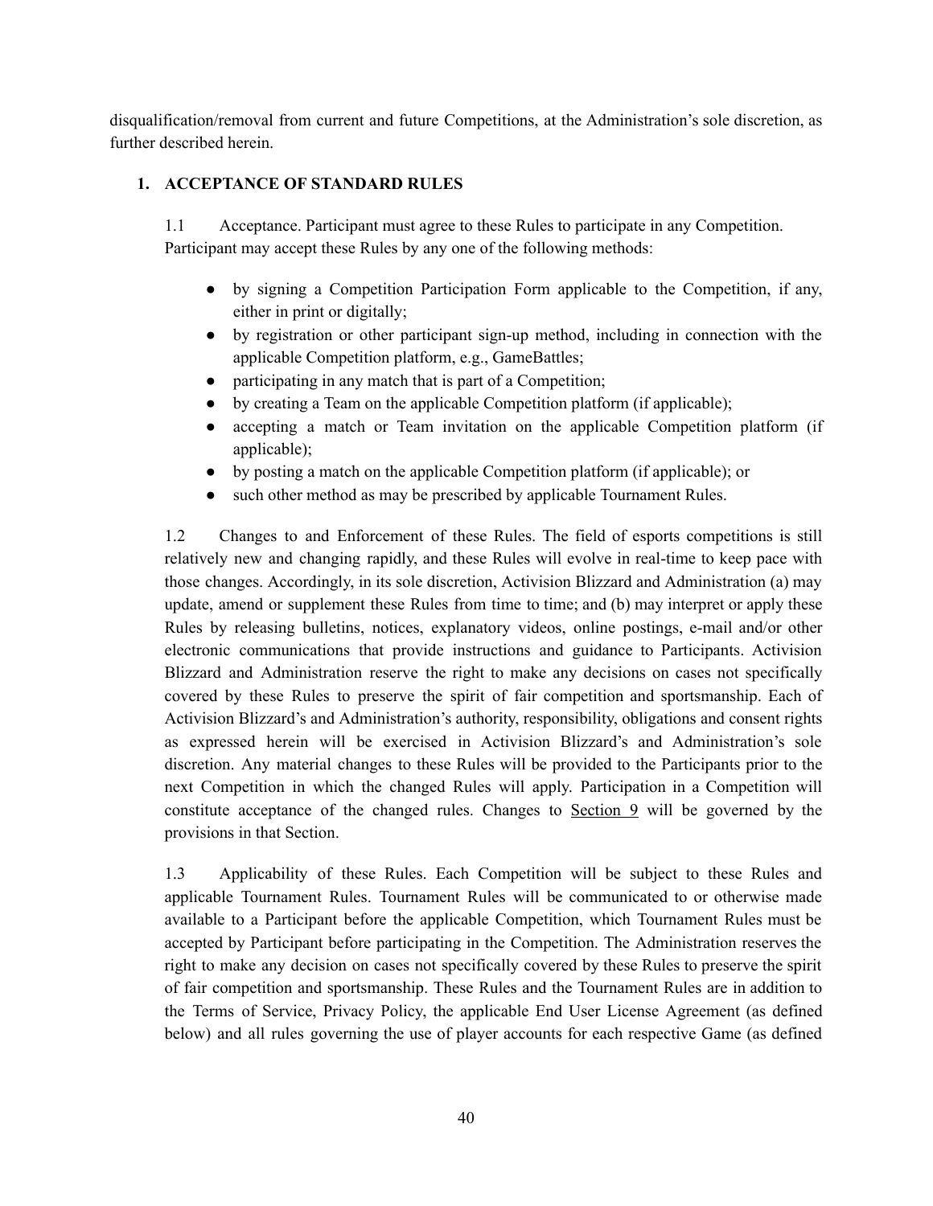disqualification/removal from current and future Competitions, at the Administration's sole discretion, as further described herein.

## 1. ACCEPTANCE OF STANDARD RULES

1.1 Acceptance. Participant must agree to these Rules to participate in any Competition. Participant may accept these Rules by any one of the following methods:

- by signing a Competition Participation Form applicable to the Competition, if any, either in print or digitally;
- by registration or other participant sign-up method, including in connection with the applicable Competition platform, e.g., GameBattles;
- participating in any match that is part of a Competition;
- by creating a Team on the applicable Competition platform (if applicable);
- accepting a match or Team invitation on the applicable Competition platform (if applicable);
- by posting a match on the applicable Competition platform (if applicable); or
- such other method as may be prescribed by applicable Tournament Rules.

1.2 Changes to and Enforcement of these Rules. The field of esports competitions is still relatively new and changing rapidly, and these Rules will evolve in real-time to keep pace with those changes. Accordingly, in its sole discretion, Activision Blizzard and Administration (a) may update, amend or supplement these Rules from time to time; and (b) may interpret or apply these Rules by releasing bulletins, notices, explanatory videos, online postings, e-mail and/or other electronic communications that provide instructions and guidance to Participants. Activision Blizzard and Administration reserve the right to make any decisions on cases not specifically covered by these Rules to preserve the spirit of fair competition and sportsmanship. Each of Activision Blizzard's and Administration's authority, responsibility, obligations and consent rights as expressed herein will be exercised in Activision Blizzard's and Administration's sole discretion. Any material changes to these Rules will be provided to the Participants prior to the next Competition in which the changed Rules will apply. Participation in a Competition will constitute acceptance of the changed rules. Changes to Section 9 will be governed by the provisions in that Section.

1.3 Applicability of these Rules. Each Competition will be subject to these Rules and applicable Tournament Rules. Tournament Rules will be communicated to or otherwise made available to a Participant before the applicable Competition, which Tournament Rules must be accepted by Participant before participating in the Competition. The Administration reserves the right to make any decision on cases not specifically covered by these Rules to preserve the spirit of fair competition and sportsmanship. These Rules and the Tournament Rules are in addition to the Terms of Service, Privacy Policy, the applicable End User License Agreement (as defined below) and all rules governing the use of player accounts for each respective Game (as defined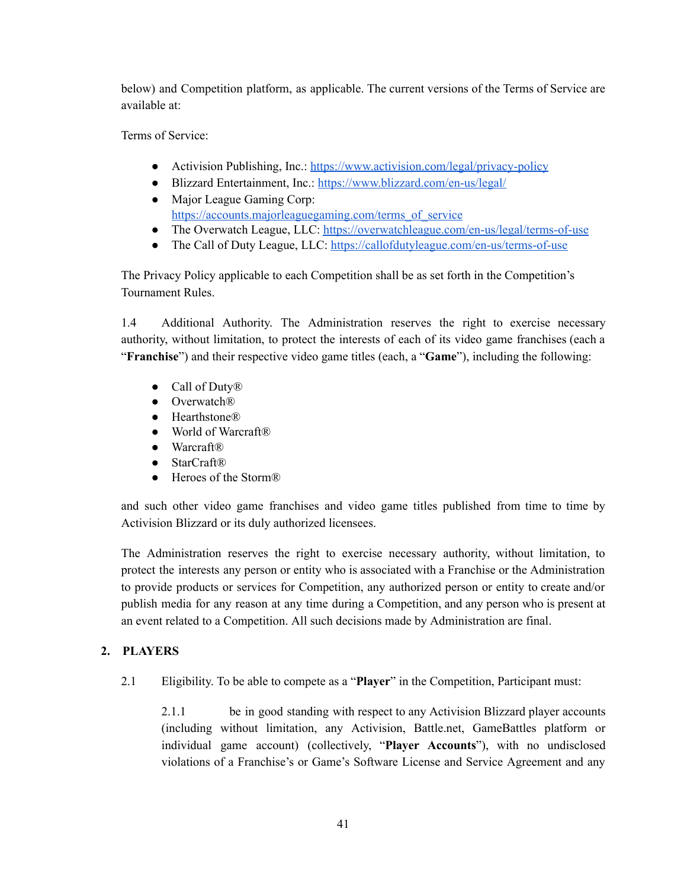below) and Competition platform, as applicable. The current versions of the Terms of Service are available at:

Terms of Service:

- Activision Publishing, Inc.: https://www.activision.com/legal/privacy-policy
- Blizzard Entertainment, Inc.: https://www.blizzard.com/en-us/legal/
- Major League Gaming Corp: https://accounts.majorleaguegaming.com/terms_of_service
- The Overwatch League, LLC: https://overwatchleague.com/en-us/legal/terms-of-use
- The Call of Duty League, LLC: https://callofdutyleague.com/en-us/terms-of-use

The Privacy Policy applicable to each Competition shall be as set forth in the Competition's Tournament Rules.

1.4 Additional Authority. The Administration reserves the right to exercise necessary authority, without limitation, to protect the interests of each of its video game franchises (each a "**Franchise**") and their respective video game titles (each, a "**Game**"), including the following:

- Call of Duty®
- Overwatch®
- Hearthstone®
- World of Warcraft®
- Warcraft®
- StarCraft®
- Heroes of the Storm®

and such other video game franchises and video game titles published from time to time by Activision Blizzard or its duly authorized licensees.

The Administration reserves the right to exercise necessary authority, without limitation, to protect the interests any person or entity who is associated with a Franchise or the Administration to provide products or services for Competition, any authorized person or entity to create and/or publish media for any reason at any time during a Competition, and any person who is present at an event related to a Competition. All such decisions made by Administration are final.

## 2. PLAYERS

2.1 Eligibility. To be able to compete as a "**Player**" in the Competition, Participant must:

2.1.1 be in good standing with respect to any Activision Blizzard player accounts (including without limitation, any Activision, Battle.net, GameBattles platform or individual game account) (collectively, "**Player Accounts**"), with no undisclosed violations of a Franchise's or Game's Software License and Service Agreement and any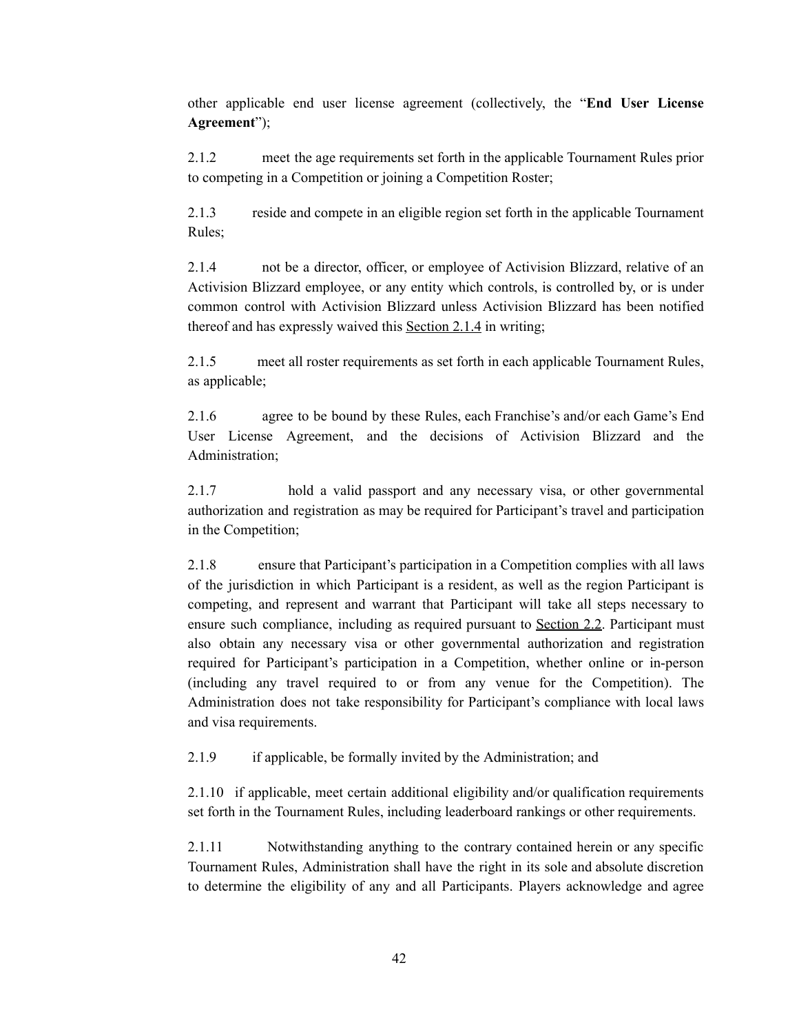other applicable end user license agreement (collectively, the "**End User License Agreement**");

2.1.2 meet the age requirements set forth in the applicable Tournament Rules prior to competing in a Competition or joining a Competition Roster;

2.1.3 reside and compete in an eligible region set forth in the applicable Tournament Rules;

2.1.4 not be a director, officer, or employee of Activision Blizzard, relative of an Activision Blizzard employee, or any entity which controls, is controlled by, or is under common control with Activision Blizzard unless Activision Blizzard has been notified thereof and has expressly waived this Section 2.1.4 in writing;

2.1.5 meet all roster requirements as set forth in each applicable Tournament Rules, as applicable;

2.1.6 agree to be bound by these Rules, each Franchise's and/or each Game's End User License Agreement, and the decisions of Activision Blizzard and the Administration;

2.1.7 hold a valid passport and any necessary visa, or other governmental authorization and registration as may be required for Participant's travel and participation in the Competition;

2.1.8 ensure that Participant's participation in a Competition complies with all laws of the jurisdiction in which Participant is a resident, as well as the region Participant is competing, and represent and warrant that Participant will take all steps necessary to ensure such compliance, including as required pursuant to Section 2.2. Participant must also obtain any necessary visa or other governmental authorization and registration required for Participant's participation in a Competition, whether online or in-person (including any travel required to or from any venue for the Competition). The Administration does not take responsibility for Participant's compliance with local laws and visa requirements.

2.1.9 if applicable, be formally invited by the Administration; and

2.1.10 if applicable, meet certain additional eligibility and/or qualification requirements set forth in the Tournament Rules, including leaderboard rankings or other requirements.

2.1.11 Notwithstanding anything to the contrary contained herein or any specific Tournament Rules, Administration shall have the right in its sole and absolute discretion to determine the eligibility of any and all Participants. Players acknowledge and agree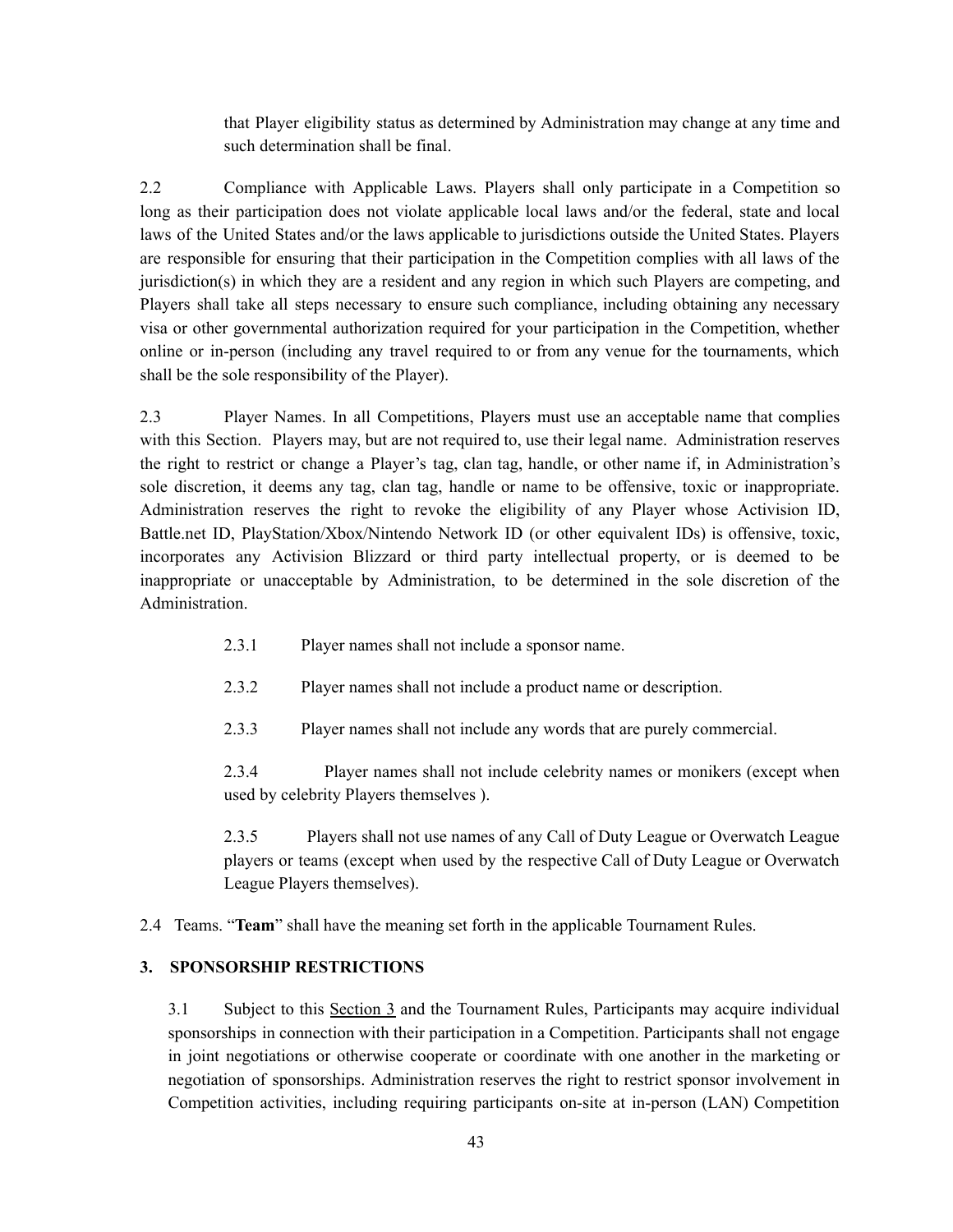that Player eligibility status as determined by Administration may change at any time and such determination shall be final.

2.2 Compliance with Applicable Laws. Players shall only participate in a Competition so long as their participation does not violate applicable local laws and/or the federal, state and local laws of the United States and/or the laws applicable to jurisdictions outside the United States. Players are responsible for ensuring that their participation in the Competition complies with all laws of the jurisdiction(s) in which they are a resident and any region in which such Players are competing, and Players shall take all steps necessary to ensure such compliance, including obtaining any necessary visa or other governmental authorization required for your participation in the Competition, whether online or in-person (including any travel required to or from any venue for the tournaments, which shall be the sole responsibility of the Player).

2.3 Player Names. In all Competitions, Players must use an acceptable name that complies with this Section. Players may, but are not required to, use their legal name. Administration reserves the right to restrict or change a Player's tag, clan tag, handle, or other name if, in Administration's sole discretion, it deems any tag, clan tag, handle or name to be offensive, toxic or inappropriate. Administration reserves the right to revoke the eligibility of any Player whose Activision ID, Battle.net ID, PlayStation/Xbox/Nintendo Network ID (or other equivalent IDs) is offensive, toxic, incorporates any Activision Blizzard or third party intellectual property, or is deemed to be inappropriate or unacceptable by Administration, to be determined in the sole discretion of the Administration.

2.3.1 Player names shall not include a sponsor name.

2.3.2 Player names shall not include a product name or description.

2.3.3 Player names shall not include any words that are purely commercial.

2.3.4 Player names shall not include celebrity names or monikers (except when used by celebrity Players themselves ).

2.3.5 Players shall not use names of any Call of Duty League or Overwatch League players or teams (except when used by the respective Call of Duty League or Overwatch League Players themselves).

2.4 Teams. "**Team**" shall have the meaning set forth in the applicable Tournament Rules.

## 3. SPONSORSHIP RESTRICTIONS

3.1 Subject to this Section 3 and the Tournament Rules, Participants may acquire individual sponsorships in connection with their participation in a Competition. Participants shall not engage in joint negotiations or otherwise cooperate or coordinate with one another in the marketing or negotiation of sponsorships. Administration reserves the right to restrict sponsor involvement in Competition activities, including requiring participants on-site at in-person (LAN) Competition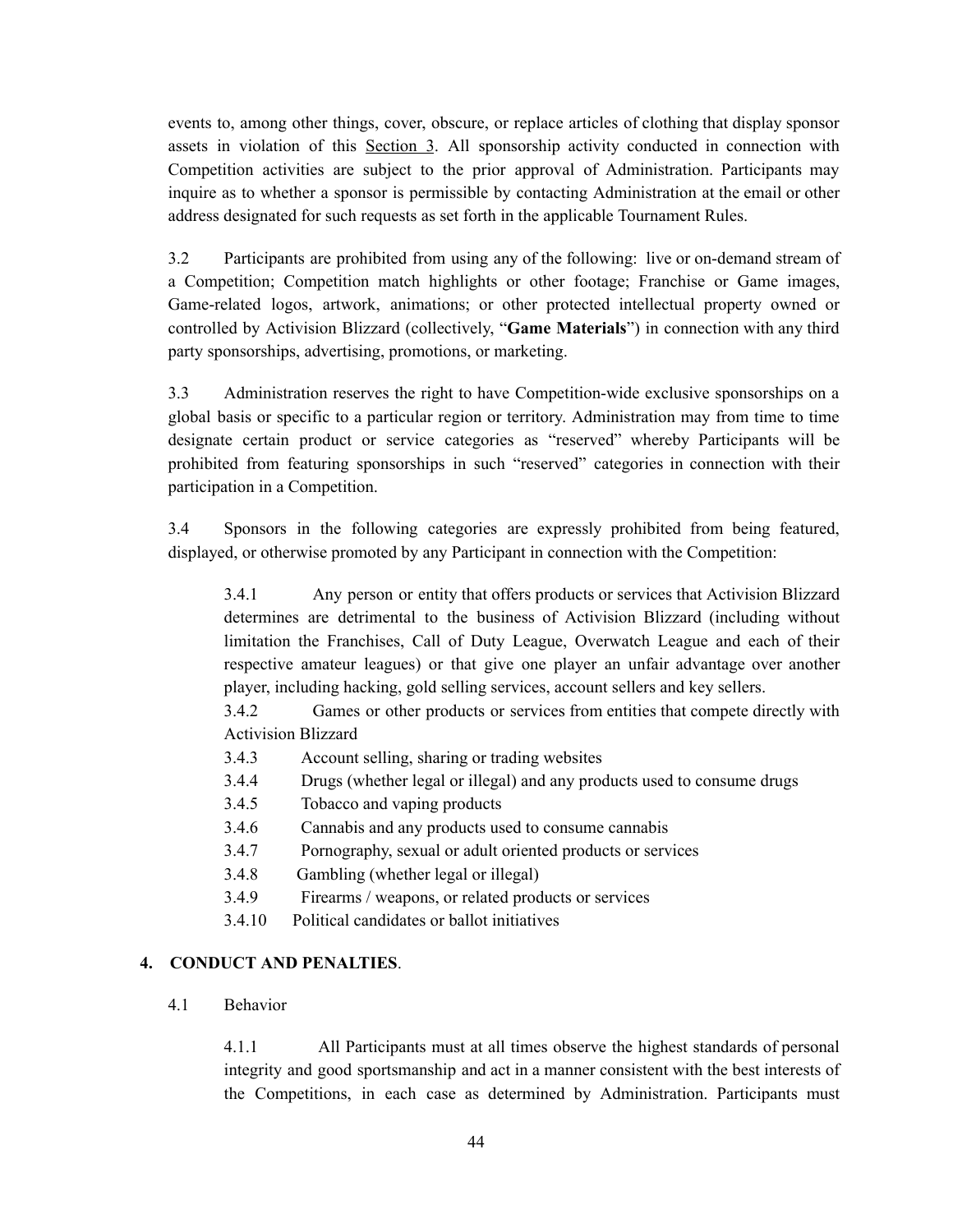events to, among other things, cover, obscure, or replace articles of clothing that display sponsor assets in violation of this Section 3. All sponsorship activity conducted in connection with Competition activities are subject to the prior approval of Administration. Participants may inquire as to whether a sponsor is permissible by contacting Administration at the email or other address designated for such requests as set forth in the applicable Tournament Rules.

3.2 Participants are prohibited from using any of the following: live or on-demand stream of a Competition; Competition match highlights or other footage; Franchise or Game images, Game-related logos, artwork, animations; or other protected intellectual property owned or controlled by Activision Blizzard (collectively, "**Game Materials**") in connection with any third party sponsorships, advertising, promotions, or marketing.

3.3 Administration reserves the right to have Competition-wide exclusive sponsorships on a global basis or specific to a particular region or territory. Administration may from time to time designate certain product or service categories as "reserved" whereby Participants will be prohibited from featuring sponsorships in such "reserved" categories in connection with their participation in a Competition.

3.4 Sponsors in the following categories are expressly prohibited from being featured, displayed, or otherwise promoted by any Participant in connection with the Competition:

3.4.1 Any person or entity that offers products or services that Activision Blizzard determines are detrimental to the business of Activision Blizzard (including without limitation the Franchises, Call of Duty League, Overwatch League and each of their respective amateur leagues) or that give one player an unfair advantage over another player, including hacking, gold selling services, account sellers and key sellers.

3.4.2 Games or other products or services from entities that compete directly with Activision Blizzard

3.4.3 Account selling, sharing or trading websites

3.4.4 Drugs (whether legal or illegal) and any products used to consume drugs

3.4.5 Tobacco and vaping products

3.4.6 Cannabis and any products used to consume cannabis

3.4.7 Pornography, sexual or adult oriented products or services

3.4.8 Gambling (whether legal or illegal)

3.4.9 Firearms / weapons, or related products or services

3.4.10 Political candidates or ballot initiatives

## 4. CONDUCT AND PENALTIES.

4.1 Behavior

4.1.1 All Participants must at all times observe the highest standards of personal integrity and good sportsmanship and act in a manner consistent with the best interests of the Competitions, in each case as determined by Administration. Participants must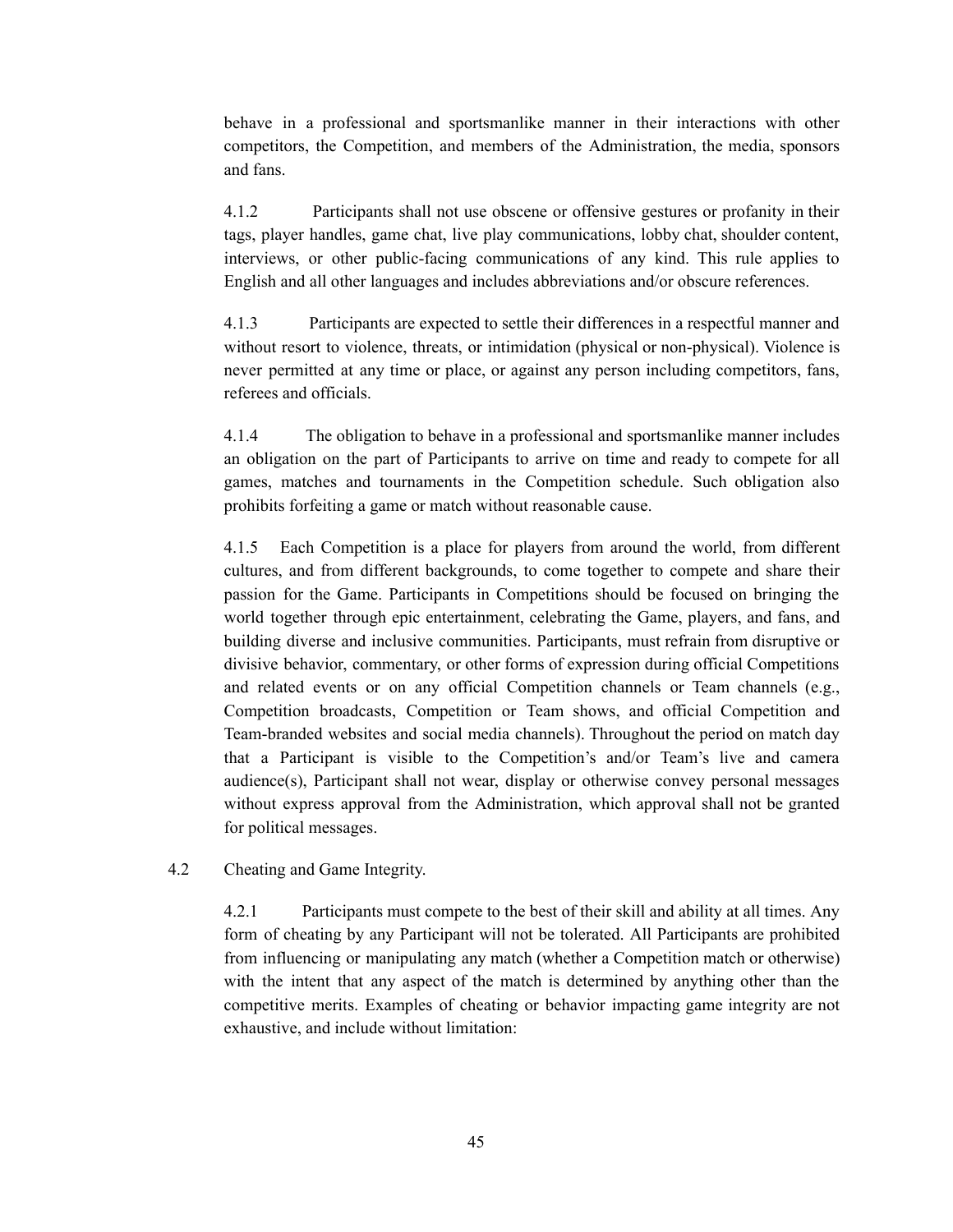behave in a professional and sportsmanlike manner in their interactions with other competitors, the Competition, and members of the Administration, the media, sponsors and fans.

4.1.2 Participants shall not use obscene or offensive gestures or profanity in their tags, player handles, game chat, live play communications, lobby chat, shoulder content, interviews, or other public-facing communications of any kind. This rule applies to English and all other languages and includes abbreviations and/or obscure references.

4.1.3 Participants are expected to settle their differences in a respectful manner and without resort to violence, threats, or intimidation (physical or non-physical). Violence is never permitted at any time or place, or against any person including competitors, fans, referees and officials.

4.1.4 The obligation to behave in a professional and sportsmanlike manner includes an obligation on the part of Participants to arrive on time and ready to compete for all games, matches and tournaments in the Competition schedule. Such obligation also prohibits forfeiting a game or match without reasonable cause.

4.1.5 Each Competition is a place for players from around the world, from different cultures, and from different backgrounds, to come together to compete and share their passion for the Game. Participants in Competitions should be focused on bringing the world together through epic entertainment, celebrating the Game, players, and fans, and building diverse and inclusive communities. Participants, must refrain from disruptive or divisive behavior, commentary, or other forms of expression during official Competitions and related events or on any official Competition channels or Team channels (e.g., Competition broadcasts, Competition or Team shows, and official Competition and Team-branded websites and social media channels). Throughout the period on match day that a Participant is visible to the Competition's and/or Team's live and camera audience(s), Participant shall not wear, display or otherwise convey personal messages without express approval from the Administration, which approval shall not be granted for political messages.

4.2 Cheating and Game Integrity.

4.2.1 Participants must compete to the best of their skill and ability at all times. Any form of cheating by any Participant will not be tolerated. All Participants are prohibited from influencing or manipulating any match (whether a Competition match or otherwise) with the intent that any aspect of the match is determined by anything other than the competitive merits. Examples of cheating or behavior impacting game integrity are not exhaustive, and include without limitation: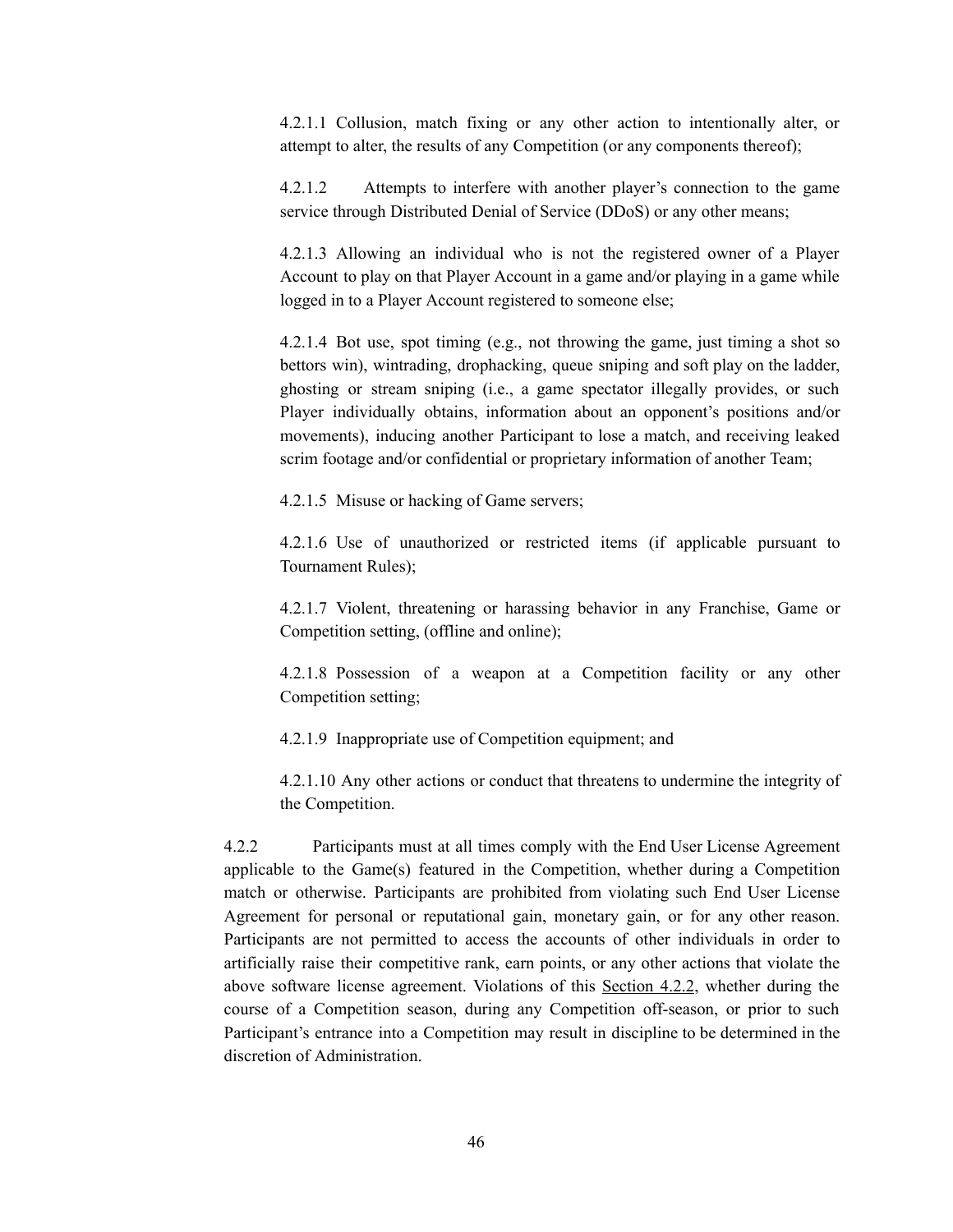4.2.1.1 Collusion, match fixing or any other action to intentionally alter, or attempt to alter, the results of any Competition (or any components thereof);

4.2.1.2 Attempts to interfere with another player's connection to the game service through Distributed Denial of Service (DDoS) or any other means;

4.2.1.3 Allowing an individual who is not the registered owner of a Player Account to play on that Player Account in a game and/or playing in a game while logged in to a Player Account registered to someone else;

4.2.1.4 Bot use, spot timing (e.g., not throwing the game, just timing a shot so bettors win), wintrading, drophacking, queue sniping and soft play on the ladder, ghosting or stream sniping (i.e., a game spectator illegally provides, or such Player individually obtains, information about an opponent's positions and/or movements), inducing another Participant to lose a match, and receiving leaked scrim footage and/or confidential or proprietary information of another Team;

4.2.1.5 Misuse or hacking of Game servers;

4.2.1.6 Use of unauthorized or restricted items (if applicable pursuant to Tournament Rules);

4.2.1.7 Violent, threatening or harassing behavior in any Franchise, Game or Competition setting, (offline and online);

4.2.1.8 Possession of a weapon at a Competition facility or any other Competition setting;

4.2.1.9 Inappropriate use of Competition equipment; and

4.2.1.10 Any other actions or conduct that threatens to undermine the integrity of the Competition.

4.2.2 Participants must at all times comply with the End User License Agreement applicable to the Game(s) featured in the Competition, whether during a Competition match or otherwise. Participants are prohibited from violating such End User License Agreement for personal or reputational gain, monetary gain, or for any other reason. Participants are not permitted to access the accounts of other individuals in order to artificially raise their competitive rank, earn points, or any other actions that violate the above software license agreement. Violations of this Section 4.2.2, whether during the course of a Competition season, during any Competition off-season, or prior to such Participant's entrance into a Competition may result in discipline to be determined in the discretion of Administration.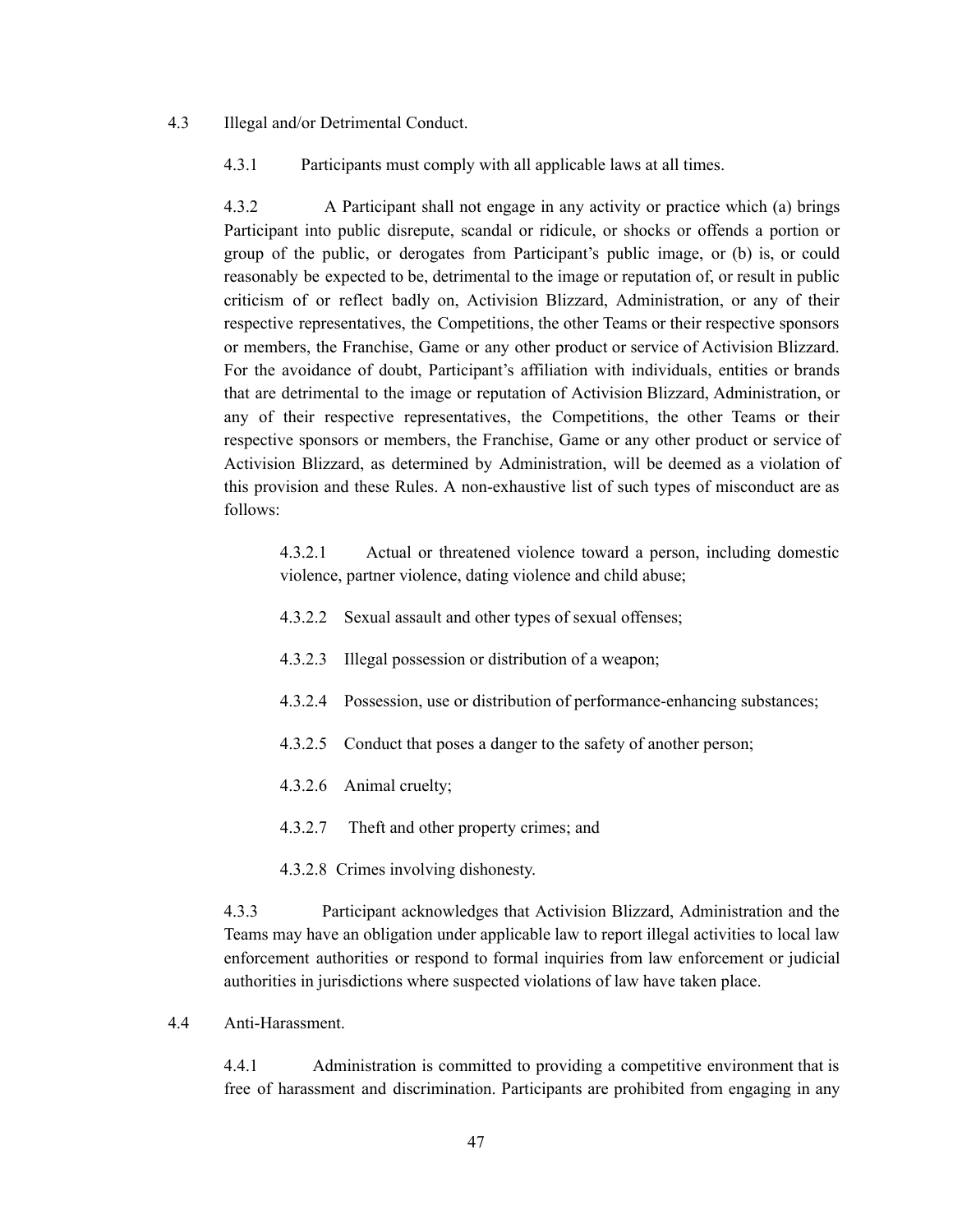4.3 Illegal and/or Detrimental Conduct.

4.3.1 Participants must comply with all applicable laws at all times.

4.3.2 A Participant shall not engage in any activity or practice which (a) brings Participant into public disrepute, scandal or ridicule, or shocks or offends a portion or group of the public, or derogates from Participant's public image, or (b) is, or could reasonably be expected to be, detrimental to the image or reputation of, or result in public criticism of or reflect badly on, Activision Blizzard, Administration, or any of their respective representatives, the Competitions, the other Teams or their respective sponsors or members, the Franchise, Game or any other product or service of Activision Blizzard. For the avoidance of doubt, Participant's affiliation with individuals, entities or brands that are detrimental to the image or reputation of Activision Blizzard, Administration, or any of their respective representatives, the Competitions, the other Teams or their respective sponsors or members, the Franchise, Game or any other product or service of Activision Blizzard, as determined by Administration, will be deemed as a violation of this provision and these Rules. A non-exhaustive list of such types of misconduct are as follows:

4.3.2.1 Actual or threatened violence toward a person, including domestic violence, partner violence, dating violence and child abuse;

4.3.2.2 Sexual assault and other types of sexual offenses;

4.3.2.3 Illegal possession or distribution of a weapon;

4.3.2.4 Possession, use or distribution of performance-enhancing substances;

4.3.2.5 Conduct that poses a danger to the safety of another person;

4.3.2.6 Animal cruelty;

4.3.2.7 Theft and other property crimes; and

4.3.2.8 Crimes involving dishonesty.

4.3.3 Participant acknowledges that Activision Blizzard, Administration and the Teams may have an obligation under applicable law to report illegal activities to local law enforcement authorities or respond to formal inquiries from law enforcement or judicial authorities in jurisdictions where suspected violations of law have taken place.

4.4 Anti-Harassment.

4.4.1 Administration is committed to providing a competitive environment that is free of harassment and discrimination. Participants are prohibited from engaging in any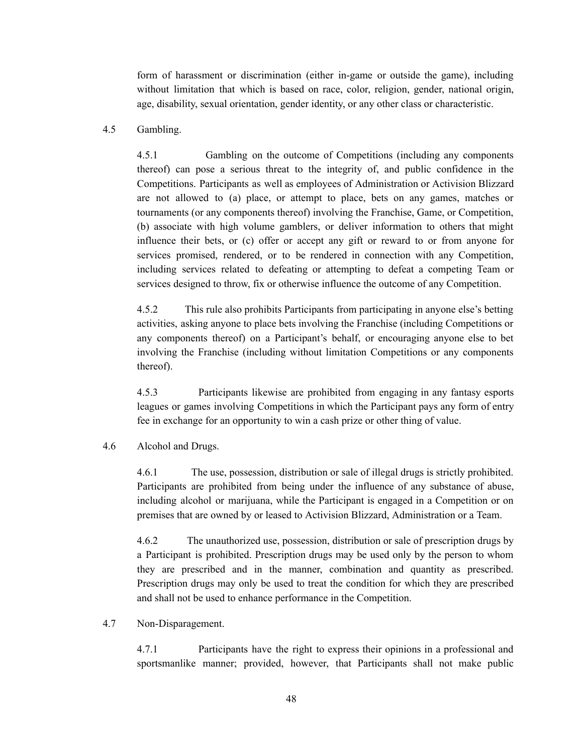form of harassment or discrimination (either in-game or outside the game), including without limitation that which is based on race, color, religion, gender, national origin, age, disability, sexual orientation, gender identity, or any other class or characteristic.

4.5 Gambling.

4.5.1 Gambling on the outcome of Competitions (including any components thereof) can pose a serious threat to the integrity of, and public confidence in the Competitions. Participants as well as employees of Administration or Activision Blizzard are not allowed to (a) place, or attempt to place, bets on any games, matches or tournaments (or any components thereof) involving the Franchise, Game, or Competition, (b) associate with high volume gamblers, or deliver information to others that might influence their bets, or (c) offer or accept any gift or reward to or from anyone for services promised, rendered, or to be rendered in connection with any Competition, including services related to defeating or attempting to defeat a competing Team or services designed to throw, fix or otherwise influence the outcome of any Competition.

4.5.2 This rule also prohibits Participants from participating in anyone else's betting activities, asking anyone to place bets involving the Franchise (including Competitions or any components thereof) on a Participant's behalf, or encouraging anyone else to bet involving the Franchise (including without limitation Competitions or any components thereof).

4.5.3 Participants likewise are prohibited from engaging in any fantasy esports leagues or games involving Competitions in which the Participant pays any form of entry fee in exchange for an opportunity to win a cash prize or other thing of value.

4.6 Alcohol and Drugs.

4.6.1 The use, possession, distribution or sale of illegal drugs is strictly prohibited. Participants are prohibited from being under the influence of any substance of abuse, including alcohol or marijuana, while the Participant is engaged in a Competition or on premises that are owned by or leased to Activision Blizzard, Administration or a Team.

4.6.2 The unauthorized use, possession, distribution or sale of prescription drugs by a Participant is prohibited. Prescription drugs may be used only by the person to whom they are prescribed and in the manner, combination and quantity as prescribed. Prescription drugs may only be used to treat the condition for which they are prescribed and shall not be used to enhance performance in the Competition.

4.7 Non-Disparagement.

4.7.1 Participants have the right to express their opinions in a professional and sportsmanlike manner; provided, however, that Participants shall not make public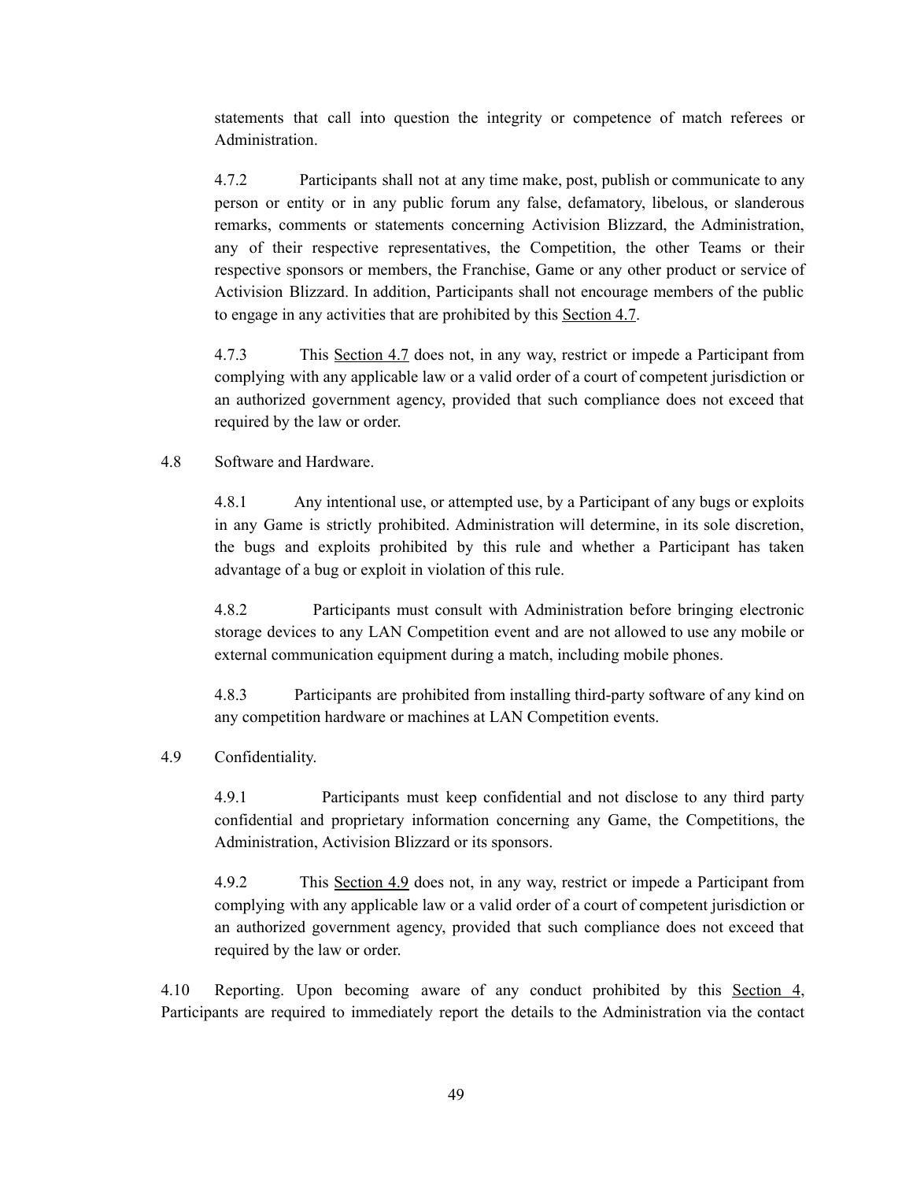statements that call into question the integrity or competence of match referees or Administration.

4.7.2 Participants shall not at any time make, post, publish or communicate to any person or entity or in any public forum any false, defamatory, libelous, or slanderous remarks, comments or statements concerning Activision Blizzard, the Administration, any of their respective representatives, the Competition, the other Teams or their respective sponsors or members, the Franchise, Game or any other product or service of Activision Blizzard. In addition, Participants shall not encourage members of the public to engage in any activities that are prohibited by this Section 4.7.

4.7.3 This Section 4.7 does not, in any way, restrict or impede a Participant from complying with any applicable law or a valid order of a court of competent jurisdiction or an authorized government agency, provided that such compliance does not exceed that required by the law or order.

4.8 Software and Hardware.

4.8.1 Any intentional use, or attempted use, by a Participant of any bugs or exploits in any Game is strictly prohibited. Administration will determine, in its sole discretion, the bugs and exploits prohibited by this rule and whether a Participant has taken advantage of a bug or exploit in violation of this rule.

4.8.2 Participants must consult with Administration before bringing electronic storage devices to any LAN Competition event and are not allowed to use any mobile or external communication equipment during a match, including mobile phones.

4.8.3 Participants are prohibited from installing third-party software of any kind on any competition hardware or machines at LAN Competition events.

4.9 Confidentiality.

4.9.1 Participants must keep confidential and not disclose to any third party confidential and proprietary information concerning any Game, the Competitions, the Administration, Activision Blizzard or its sponsors.

4.9.2 This Section 4.9 does not, in any way, restrict or impede a Participant from complying with any applicable law or a valid order of a court of competent jurisdiction or an authorized government agency, provided that such compliance does not exceed that required by the law or order.

4.10 Reporting. Upon becoming aware of any conduct prohibited by this Section 4, Participants are required to immediately report the details to the Administration via the contact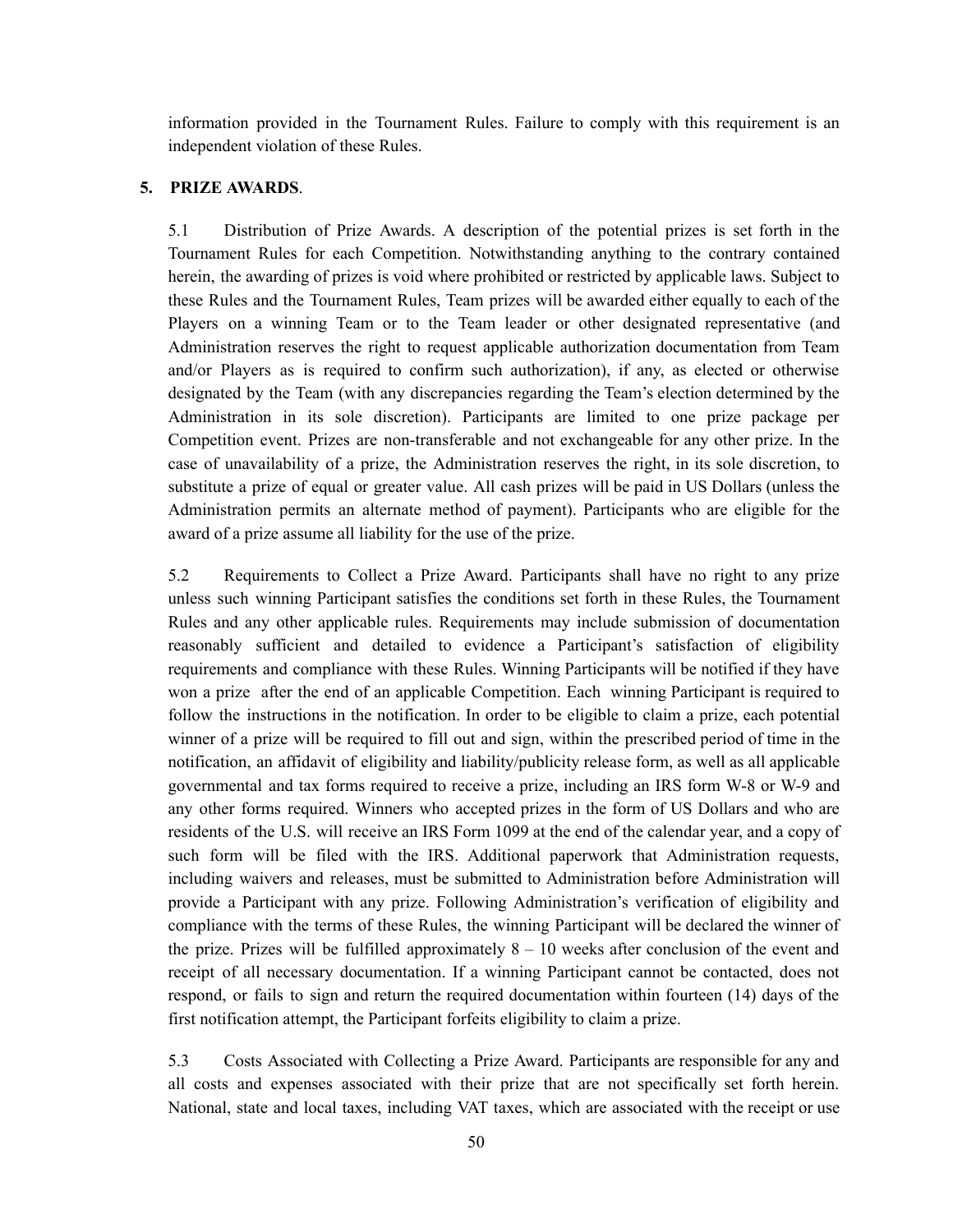information provided in the Tournament Rules. Failure to comply with this requirement is an independent violation of these Rules.

**5. PRIZE AWARDS**.

5.1 Distribution of Prize Awards. A description of the potential prizes is set forth in the Tournament Rules for each Competition. Notwithstanding anything to the contrary contained herein, the awarding of prizes is void where prohibited or restricted by applicable laws. Subject to these Rules and the Tournament Rules, Team prizes will be awarded either equally to each of the Players on a winning Team or to the Team leader or other designated representative (and Administration reserves the right to request applicable authorization documentation from Team and/or Players as is required to confirm such authorization), if any, as elected or otherwise designated by the Team (with any discrepancies regarding the Team's election determined by the Administration in its sole discretion). Participants are limited to one prize package per Competition event. Prizes are non-transferable and not exchangeable for any other prize. In the case of unavailability of a prize, the Administration reserves the right, in its sole discretion, to substitute a prize of equal or greater value. All cash prizes will be paid in US Dollars (unless the Administration permits an alternate method of payment). Participants who are eligible for the award of a prize assume all liability for the use of the prize.

5.2 Requirements to Collect a Prize Award. Participants shall have no right to any prize unless such winning Participant satisfies the conditions set forth in these Rules, the Tournament Rules and any other applicable rules. Requirements may include submission of documentation reasonably sufficient and detailed to evidence a Participant's satisfaction of eligibility requirements and compliance with these Rules. Winning Participants will be notified if they have won a prize after the end of an applicable Competition. Each winning Participant is required to follow the instructions in the notification. In order to be eligible to claim a prize, each potential winner of a prize will be required to fill out and sign, within the prescribed period of time in the notification, an affidavit of eligibility and liability/publicity release form, as well as all applicable governmental and tax forms required to receive a prize, including an IRS form W-8 or W-9 and any other forms required. Winners who accepted prizes in the form of US Dollars and who are residents of the U.S. will receive an IRS Form 1099 at the end of the calendar year, and a copy of such form will be filed with the IRS. Additional paperwork that Administration requests, including waivers and releases, must be submitted to Administration before Administration will provide a Participant with any prize. Following Administration's verification of eligibility and compliance with the terms of these Rules, the winning Participant will be declared the winner of the prize. Prizes will be fulfilled approximately 8 – 10 weeks after conclusion of the event and receipt of all necessary documentation. If a winning Participant cannot be contacted, does not respond, or fails to sign and return the required documentation within fourteen (14) days of the first notification attempt, the Participant forfeits eligibility to claim a prize.

5.3 Costs Associated with Collecting a Prize Award. Participants are responsible for any and all costs and expenses associated with their prize that are not specifically set forth herein. National, state and local taxes, including VAT taxes, which are associated with the receipt or use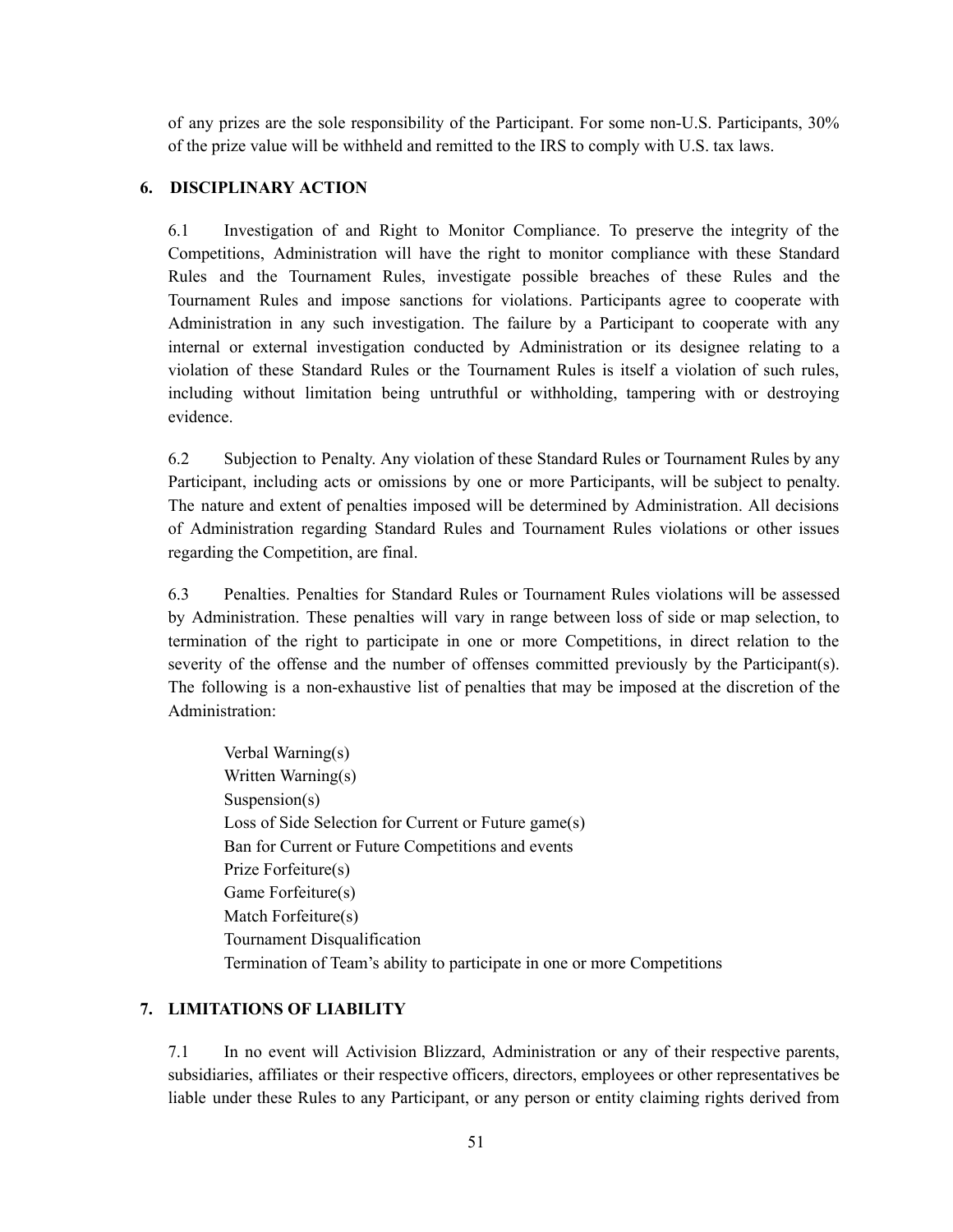of any prizes are the sole responsibility of the Participant. For some non-U.S. Participants, 30% of the prize value will be withheld and remitted to the IRS to comply with U.S. tax laws.

## 6. DISCIPLINARY ACTION

6.1 Investigation of and Right to Monitor Compliance. To preserve the integrity of the Competitions, Administration will have the right to monitor compliance with these Standard Rules and the Tournament Rules, investigate possible breaches of these Rules and the Tournament Rules and impose sanctions for violations. Participants agree to cooperate with Administration in any such investigation. The failure by a Participant to cooperate with any internal or external investigation conducted by Administration or its designee relating to a violation of these Standard Rules or the Tournament Rules is itself a violation of such rules, including without limitation being untruthful or withholding, tampering with or destroying evidence.

6.2 Subjection to Penalty. Any violation of these Standard Rules or Tournament Rules by any Participant, including acts or omissions by one or more Participants, will be subject to penalty. The nature and extent of penalties imposed will be determined by Administration. All decisions of Administration regarding Standard Rules and Tournament Rules violations or other issues regarding the Competition, are final.

6.3 Penalties. Penalties for Standard Rules or Tournament Rules violations will be assessed by Administration. These penalties will vary in range between loss of side or map selection, to termination of the right to participate in one or more Competitions, in direct relation to the severity of the offense and the number of offenses committed previously by the Participant(s). The following is a non-exhaustive list of penalties that may be imposed at the discretion of the Administration:

- Verbal Warning(s)
- Written Warning(s)
- Suspension(s)
- Loss of Side Selection for Current or Future game(s)
- Ban for Current or Future Competitions and events
- Prize Forfeiture(s)
- Game Forfeiture(s)
- Match Forfeiture(s)
- Tournament Disqualification
- Termination of Team's ability to participate in one or more Competitions

## 7. LIMITATIONS OF LIABILITY

7.1 In no event will Activision Blizzard, Administration or any of their respective parents, subsidiaries, affiliates or their respective officers, directors, employees or other representatives be liable under these Rules to any Participant, or any person or entity claiming rights derived from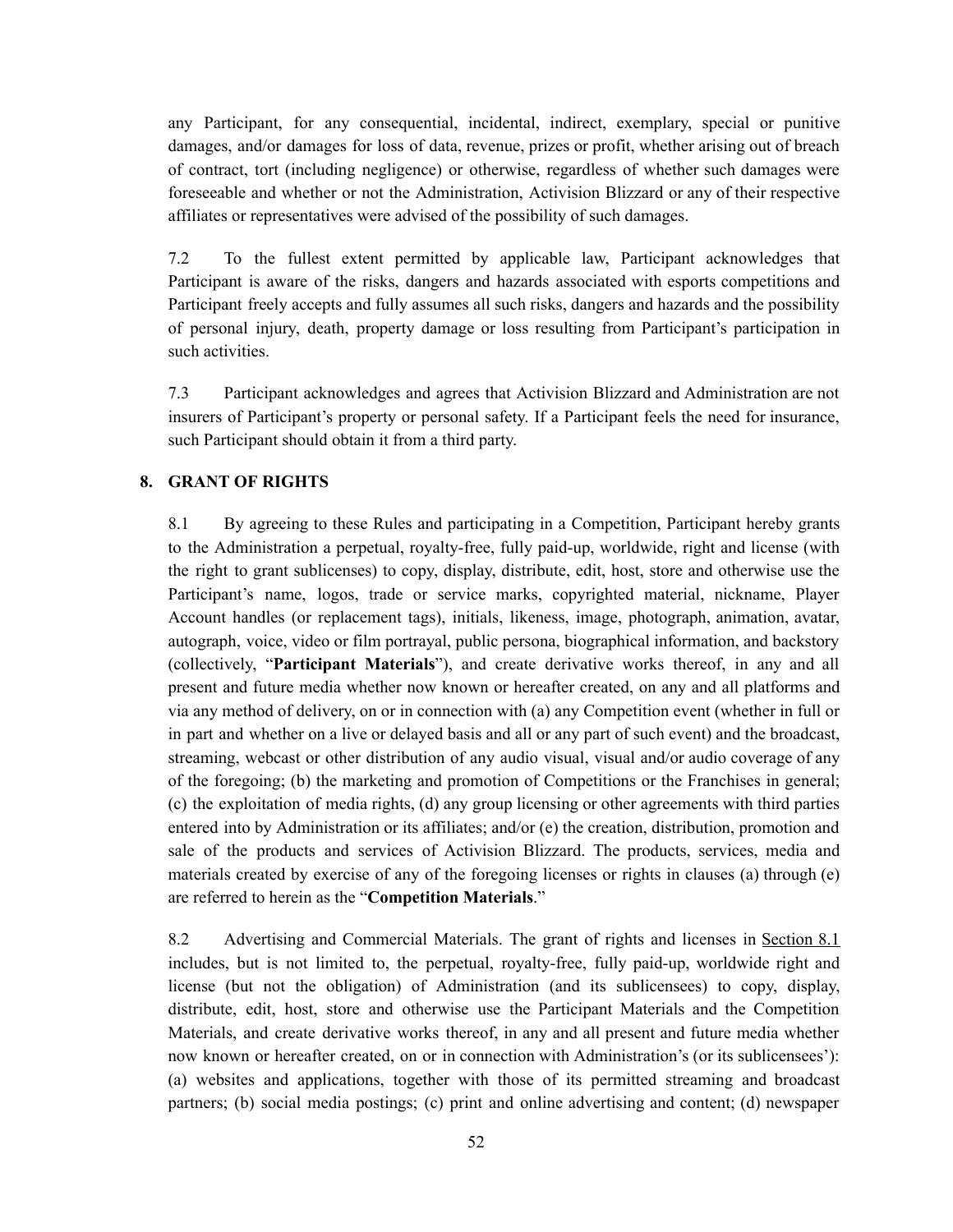any Participant, for any consequential, incidental, indirect, exemplary, special or punitive damages, and/or damages for loss of data, revenue, prizes or profit, whether arising out of breach of contract, tort (including negligence) or otherwise, regardless of whether such damages were foreseeable and whether or not the Administration, Activision Blizzard or any of their respective affiliates or representatives were advised of the possibility of such damages.

7.2 To the fullest extent permitted by applicable law, Participant acknowledges that Participant is aware of the risks, dangers and hazards associated with esports competitions and Participant freely accepts and fully assumes all such risks, dangers and hazards and the possibility of personal injury, death, property damage or loss resulting from Participant's participation in such activities.

7.3 Participant acknowledges and agrees that Activision Blizzard and Administration are not insurers of Participant's property or personal safety. If a Participant feels the need for insurance, such Participant should obtain it from a third party.

## 8. GRANT OF RIGHTS

8.1 By agreeing to these Rules and participating in a Competition, Participant hereby grants to the Administration a perpetual, royalty-free, fully paid-up, worldwide, right and license (with the right to grant sublicenses) to copy, display, distribute, edit, host, store and otherwise use the Participant's name, logos, trade or service marks, copyrighted material, nickname, Player Account handles (or replacement tags), initials, likeness, image, photograph, animation, avatar, autograph, voice, video or film portrayal, public persona, biographical information, and backstory (collectively, "**Participant Materials**"), and create derivative works thereof, in any and all present and future media whether now known or hereafter created, on any and all platforms and via any method of delivery, on or in connection with (a) any Competition event (whether in full or in part and whether on a live or delayed basis and all or any part of such event) and the broadcast, streaming, webcast or other distribution of any audio visual, visual and/or audio coverage of any of the foregoing; (b) the marketing and promotion of Competitions or the Franchises in general; (c) the exploitation of media rights, (d) any group licensing or other agreements with third parties entered into by Administration or its affiliates; and/or (e) the creation, distribution, promotion and sale of the products and services of Activision Blizzard. The products, services, media and materials created by exercise of any of the foregoing licenses or rights in clauses (a) through (e) are referred to herein as the "**Competition Materials**."

8.2 Advertising and Commercial Materials. The grant of rights and licenses in Section 8.1 includes, but is not limited to, the perpetual, royalty-free, fully paid-up, worldwide right and license (but not the obligation) of Administration (and its sublicensees) to copy, display, distribute, edit, host, store and otherwise use the Participant Materials and the Competition Materials, and create derivative works thereof, in any and all present and future media whether now known or hereafter created, on or in connection with Administration's (or its sublicensees'): (a) websites and applications, together with those of its permitted streaming and broadcast partners; (b) social media postings; (c) print and online advertising and content; (d) newspaper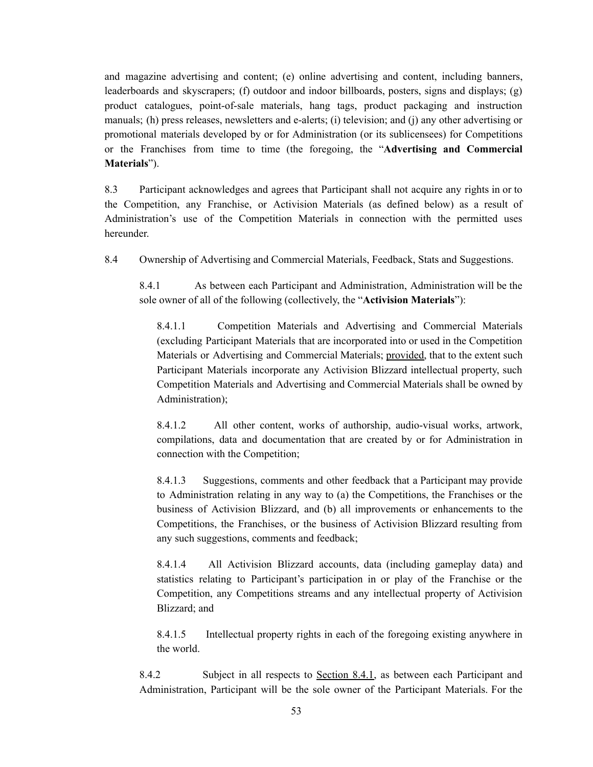and magazine advertising and content; (e) online advertising and content, including banners, leaderboards and skyscrapers; (f) outdoor and indoor billboards, posters, signs and displays; (g) product catalogues, point-of-sale materials, hang tags, product packaging and instruction manuals; (h) press releases, newsletters and e-alerts; (i) television; and (j) any other advertising or promotional materials developed by or for Administration (or its sublicensees) for Competitions or the Franchises from time to time (the foregoing, the "**Advertising and Commercial Materials**").

8.3 Participant acknowledges and agrees that Participant shall not acquire any rights in or to the Competition, any Franchise, or Activision Materials (as defined below) as a result of Administration's use of the Competition Materials in connection with the permitted uses hereunder.

8.4 Ownership of Advertising and Commercial Materials, Feedback, Stats and Suggestions.

8.4.1 As between each Participant and Administration, Administration will be the sole owner of all of the following (collectively, the "**Activision Materials**"):

8.4.1.1 Competition Materials and Advertising and Commercial Materials (excluding Participant Materials that are incorporated into or used in the Competition Materials or Advertising and Commercial Materials; provided, that to the extent such Participant Materials incorporate any Activision Blizzard intellectual property, such Competition Materials and Advertising and Commercial Materials shall be owned by Administration);

8.4.1.2 All other content, works of authorship, audio-visual works, artwork, compilations, data and documentation that are created by or for Administration in connection with the Competition;

8.4.1.3 Suggestions, comments and other feedback that a Participant may provide to Administration relating in any way to (a) the Competitions, the Franchises or the business of Activision Blizzard, and (b) all improvements or enhancements to the Competitions, the Franchises, or the business of Activision Blizzard resulting from any such suggestions, comments and feedback;

8.4.1.4 All Activision Blizzard accounts, data (including gameplay data) and statistics relating to Participant's participation in or play of the Franchise or the Competition, any Competitions streams and any intellectual property of Activision Blizzard; and

8.4.1.5 Intellectual property rights in each of the foregoing existing anywhere in the world.

8.4.2 Subject in all respects to Section 8.4.1, as between each Participant and Administration, Participant will be the sole owner of the Participant Materials. For the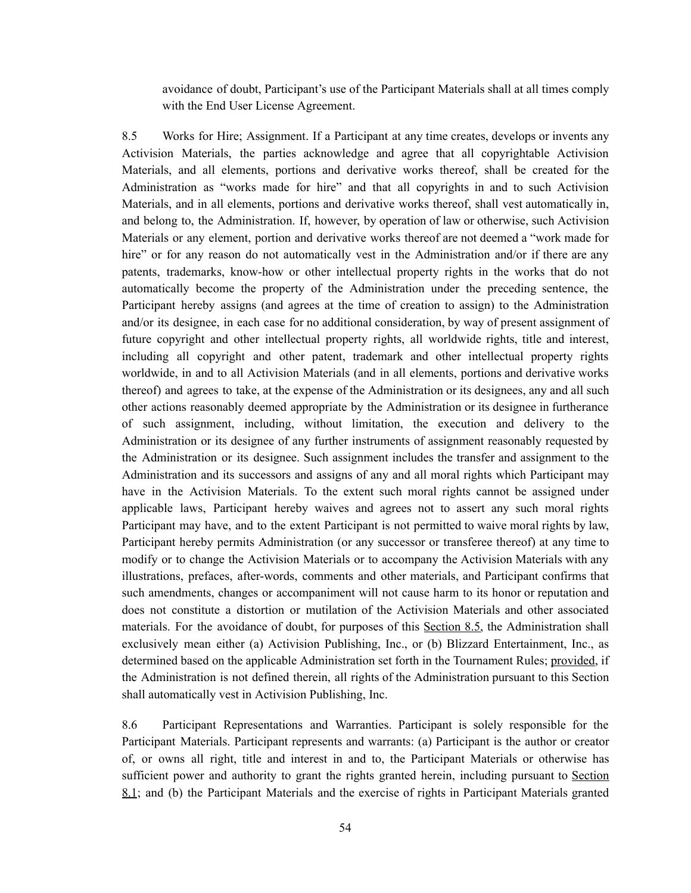avoidance of doubt, Participant's use of the Participant Materials shall at all times comply with the End User License Agreement.

8.5 Works for Hire; Assignment. If a Participant at any time creates, develops or invents any Activision Materials, the parties acknowledge and agree that all copyrightable Activision Materials, and all elements, portions and derivative works thereof, shall be created for the Administration as "works made for hire" and that all copyrights in and to such Activision Materials, and in all elements, portions and derivative works thereof, shall vest automatically in, and belong to, the Administration. If, however, by operation of law or otherwise, such Activision Materials or any element, portion and derivative works thereof are not deemed a "work made for hire" or for any reason do not automatically vest in the Administration and/or if there are any patents, trademarks, know-how or other intellectual property rights in the works that do not automatically become the property of the Administration under the preceding sentence, the Participant hereby assigns (and agrees at the time of creation to assign) to the Administration and/or its designee, in each case for no additional consideration, by way of present assignment of future copyright and other intellectual property rights, all worldwide rights, title and interest, including all copyright and other patent, trademark and other intellectual property rights worldwide, in and to all Activision Materials (and in all elements, portions and derivative works thereof) and agrees to take, at the expense of the Administration or its designees, any and all such other actions reasonably deemed appropriate by the Administration or its designee in furtherance of such assignment, including, without limitation, the execution and delivery to the Administration or its designee of any further instruments of assignment reasonably requested by the Administration or its designee. Such assignment includes the transfer and assignment to the Administration and its successors and assigns of any and all moral rights which Participant may have in the Activision Materials. To the extent such moral rights cannot be assigned under applicable laws, Participant hereby waives and agrees not to assert any such moral rights Participant may have, and to the extent Participant is not permitted to waive moral rights by law, Participant hereby permits Administration (or any successor or transferee thereof) at any time to modify or to change the Activision Materials or to accompany the Activision Materials with any illustrations, prefaces, after-words, comments and other materials, and Participant confirms that such amendments, changes or accompaniment will not cause harm to its honor or reputation and does not constitute a distortion or mutilation of the Activision Materials and other associated materials. For the avoidance of doubt, for purposes of this Section 8.5, the Administration shall exclusively mean either (a) Activision Publishing, Inc., or (b) Blizzard Entertainment, Inc., as determined based on the applicable Administration set forth in the Tournament Rules; provided, if the Administration is not defined therein, all rights of the Administration pursuant to this Section shall automatically vest in Activision Publishing, Inc.

8.6 Participant Representations and Warranties. Participant is solely responsible for the Participant Materials. Participant represents and warrants: (a) Participant is the author or creator of, or owns all right, title and interest in and to, the Participant Materials or otherwise has sufficient power and authority to grant the rights granted herein, including pursuant to Section 8.1; and (b) the Participant Materials and the exercise of rights in Participant Materials granted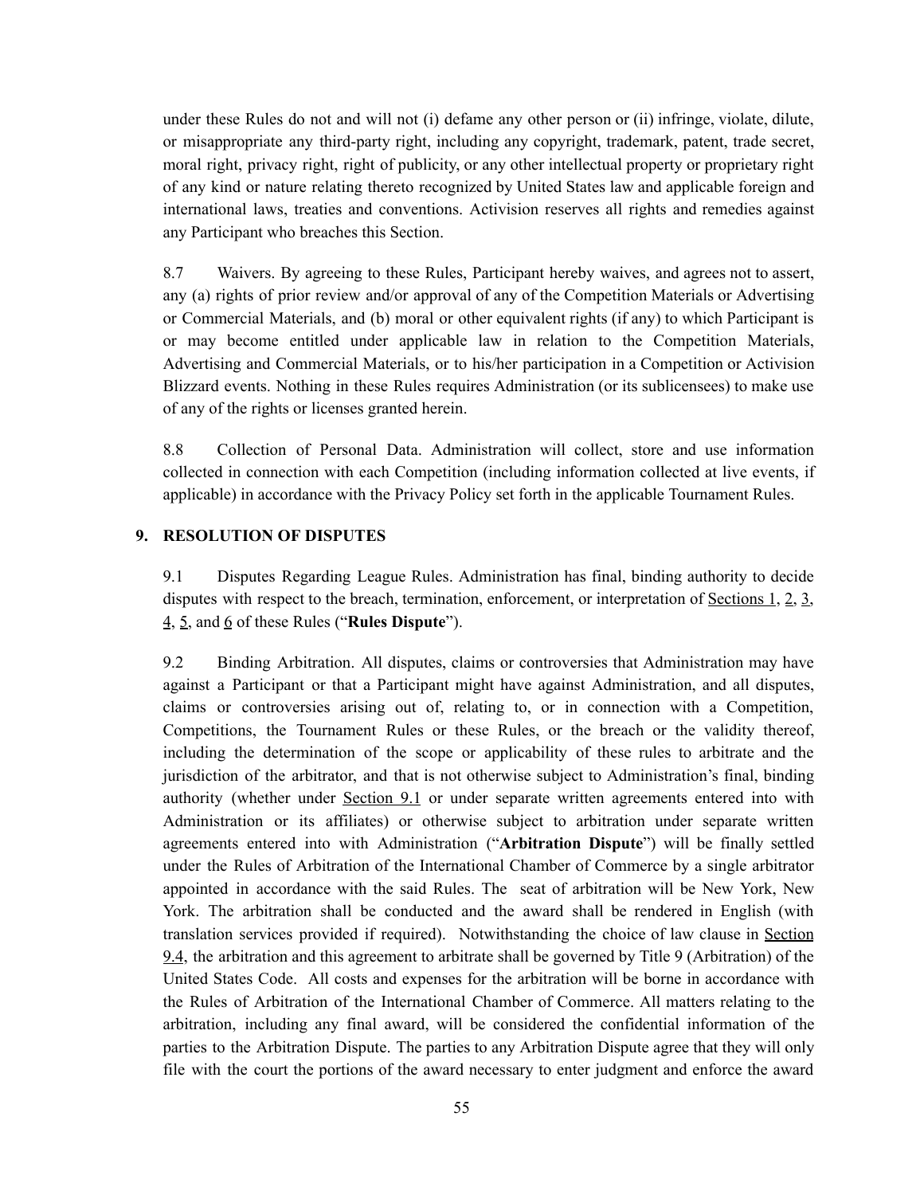under these Rules do not and will not (i) defame any other person or (ii) infringe, violate, dilute, or misappropriate any third-party right, including any copyright, trademark, patent, trade secret, moral right, privacy right, right of publicity, or any other intellectual property or proprietary right of any kind or nature relating thereto recognized by United States law and applicable foreign and international laws, treaties and conventions. Activision reserves all rights and remedies against any Participant who breaches this Section.

8.7 Waivers. By agreeing to these Rules, Participant hereby waives, and agrees not to assert, any (a) rights of prior review and/or approval of any of the Competition Materials or Advertising or Commercial Materials, and (b) moral or other equivalent rights (if any) to which Participant is or may become entitled under applicable law in relation to the Competition Materials, Advertising and Commercial Materials, or to his/her participation in a Competition or Activision Blizzard events. Nothing in these Rules requires Administration (or its sublicensees) to make use of any of the rights or licenses granted herein.

8.8 Collection of Personal Data. Administration will collect, store and use information collected in connection with each Competition (including information collected at live events, if applicable) in accordance with the Privacy Policy set forth in the applicable Tournament Rules.

## 9. RESOLUTION OF DISPUTES

9.1 Disputes Regarding League Rules. Administration has final, binding authority to decide disputes with respect to the breach, termination, enforcement, or interpretation of Sections 1, 2, 3, 4, 5, and 6 of these Rules ("**Rules Dispute**").

9.2 Binding Arbitration. All disputes, claims or controversies that Administration may have against a Participant or that a Participant might have against Administration, and all disputes, claims or controversies arising out of, relating to, or in connection with a Competition, Competitions, the Tournament Rules or these Rules, or the breach or the validity thereof, including the determination of the scope or applicability of these rules to arbitrate and the jurisdiction of the arbitrator, and that is not otherwise subject to Administration's final, binding authority (whether under Section 9.1 or under separate written agreements entered into with Administration or its affiliates) or otherwise subject to arbitration under separate written agreements entered into with Administration ("**Arbitration Dispute**") will be finally settled under the Rules of Arbitration of the International Chamber of Commerce by a single arbitrator appointed in accordance with the said Rules. The seat of arbitration will be New York, New York. The arbitration shall be conducted and the award shall be rendered in English (with translation services provided if required). Notwithstanding the choice of law clause in Section 9.4, the arbitration and this agreement to arbitrate shall be governed by Title 9 (Arbitration) of the United States Code. All costs and expenses for the arbitration will be borne in accordance with the Rules of Arbitration of the International Chamber of Commerce. All matters relating to the arbitration, including any final award, will be considered the confidential information of the parties to the Arbitration Dispute. The parties to any Arbitration Dispute agree that they will only file with the court the portions of the award necessary to enter judgment and enforce the award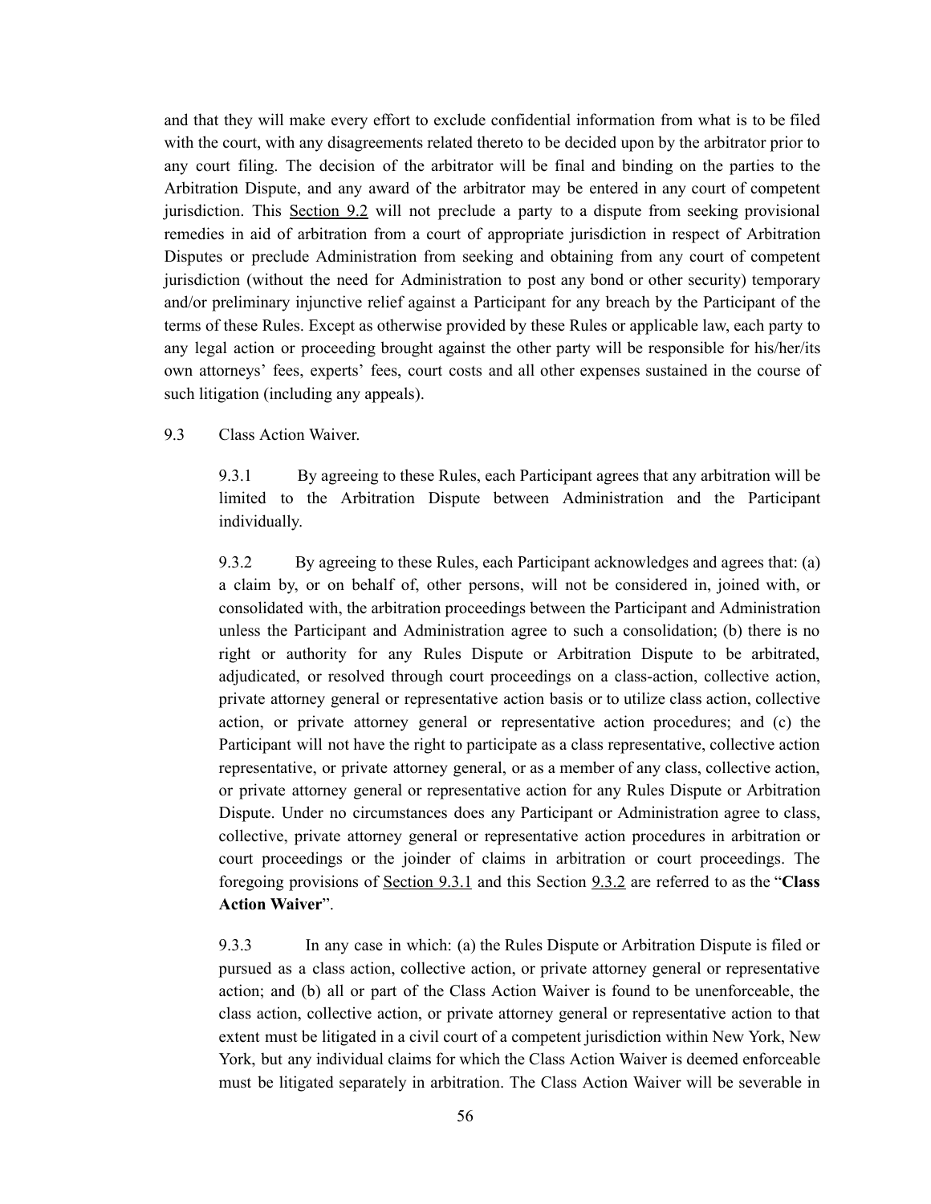and that they will make every effort to exclude confidential information from what is to be filed with the court, with any disagreements related thereto to be decided upon by the arbitrator prior to any court filing. The decision of the arbitrator will be final and binding on the parties to the Arbitration Dispute, and any award of the arbitrator may be entered in any court of competent jurisdiction. This Section 9.2 will not preclude a party to a dispute from seeking provisional remedies in aid of arbitration from a court of appropriate jurisdiction in respect of Arbitration Disputes or preclude Administration from seeking and obtaining from any court of competent jurisdiction (without the need for Administration to post any bond or other security) temporary and/or preliminary injunctive relief against a Participant for any breach by the Participant of the terms of these Rules. Except as otherwise provided by these Rules or applicable law, each party to any legal action or proceeding brought against the other party will be responsible for his/her/its own attorneys' fees, experts' fees, court costs and all other expenses sustained in the course of such litigation (including any appeals).

9.3 Class Action Waiver.

9.3.1 By agreeing to these Rules, each Participant agrees that any arbitration will be limited to the Arbitration Dispute between Administration and the Participant individually.

9.3.2 By agreeing to these Rules, each Participant acknowledges and agrees that: (a) a claim by, or on behalf of, other persons, will not be considered in, joined with, or consolidated with, the arbitration proceedings between the Participant and Administration unless the Participant and Administration agree to such a consolidation; (b) there is no right or authority for any Rules Dispute or Arbitration Dispute to be arbitrated, adjudicated, or resolved through court proceedings on a class-action, collective action, private attorney general or representative action basis or to utilize class action, collective action, or private attorney general or representative action procedures; and (c) the Participant will not have the right to participate as a class representative, collective action representative, or private attorney general, or as a member of any class, collective action, or private attorney general or representative action for any Rules Dispute or Arbitration Dispute. Under no circumstances does any Participant or Administration agree to class, collective, private attorney general or representative action procedures in arbitration or court proceedings or the joinder of claims in arbitration or court proceedings. The foregoing provisions of Section 9.3.1 and this Section 9.3.2 are referred to as the "**Class Action Waiver**".

9.3.3 In any case in which: (a) the Rules Dispute or Arbitration Dispute is filed or pursued as a class action, collective action, or private attorney general or representative action; and (b) all or part of the Class Action Waiver is found to be unenforceable, the class action, collective action, or private attorney general or representative action to that extent must be litigated in a civil court of a competent jurisdiction within New York, New York, but any individual claims for which the Class Action Waiver is deemed enforceable must be litigated separately in arbitration. The Class Action Waiver will be severable in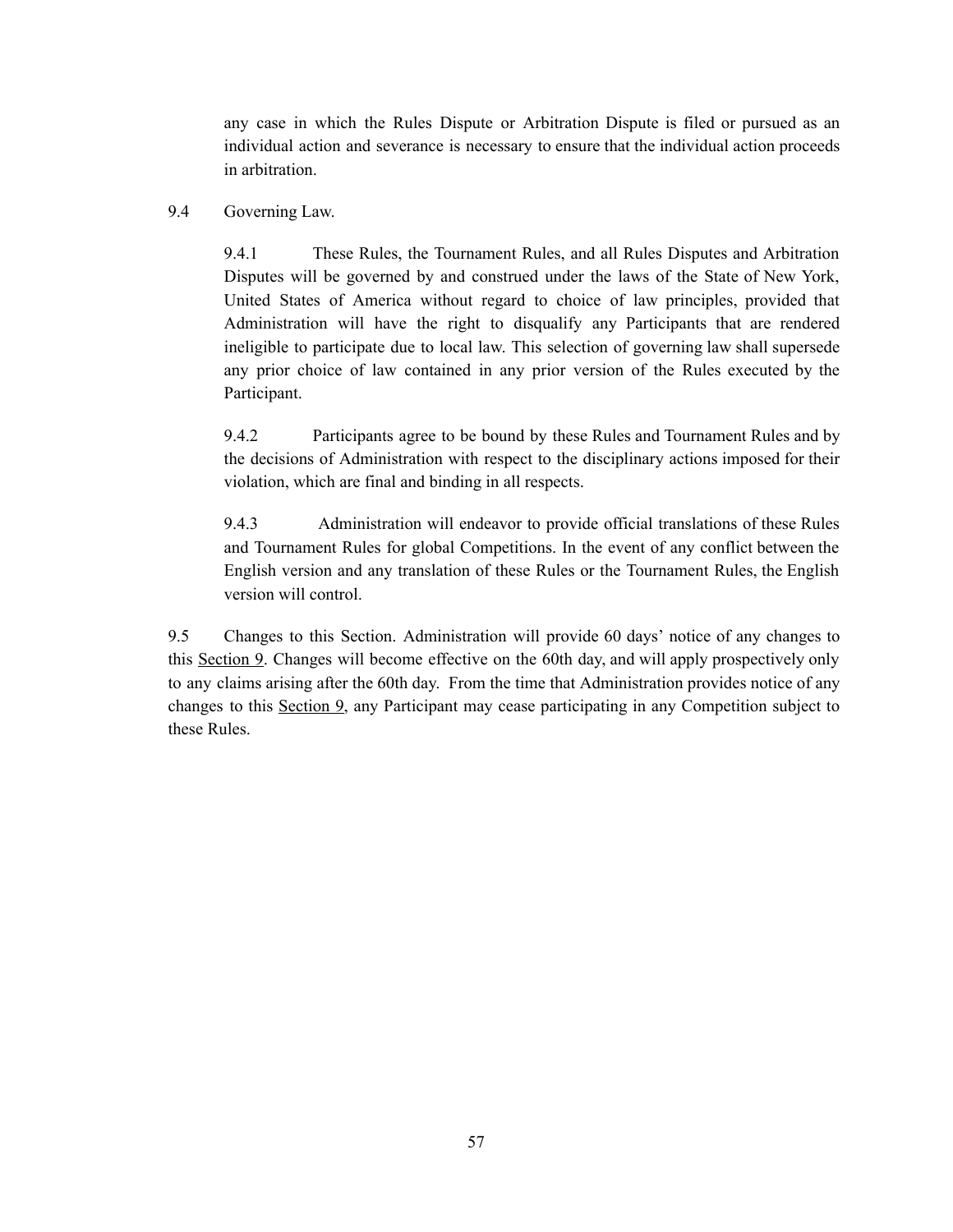any case in which the Rules Dispute or Arbitration Dispute is filed or pursued as an individual action and severance is necessary to ensure that the individual action proceeds in arbitration.

9.4 Governing Law.

9.4.1 These Rules, the Tournament Rules, and all Rules Disputes and Arbitration Disputes will be governed by and construed under the laws of the State of New York, United States of America without regard to choice of law principles, provided that Administration will have the right to disqualify any Participants that are rendered ineligible to participate due to local law. This selection of governing law shall supersede any prior choice of law contained in any prior version of the Rules executed by the Participant.

9.4.2 Participants agree to be bound by these Rules and Tournament Rules and by the decisions of Administration with respect to the disciplinary actions imposed for their violation, which are final and binding in all respects.

9.4.3 Administration will endeavor to provide official translations of these Rules and Tournament Rules for global Competitions. In the event of any conflict between the English version and any translation of these Rules or the Tournament Rules, the English version will control.

9.5 Changes to this Section. Administration will provide 60 days' notice of any changes to this Section 9. Changes will become effective on the 60th day, and will apply prospectively only to any claims arising after the 60th day. From the time that Administration provides notice of any changes to this Section 9, any Participant may cease participating in any Competition subject to these Rules.